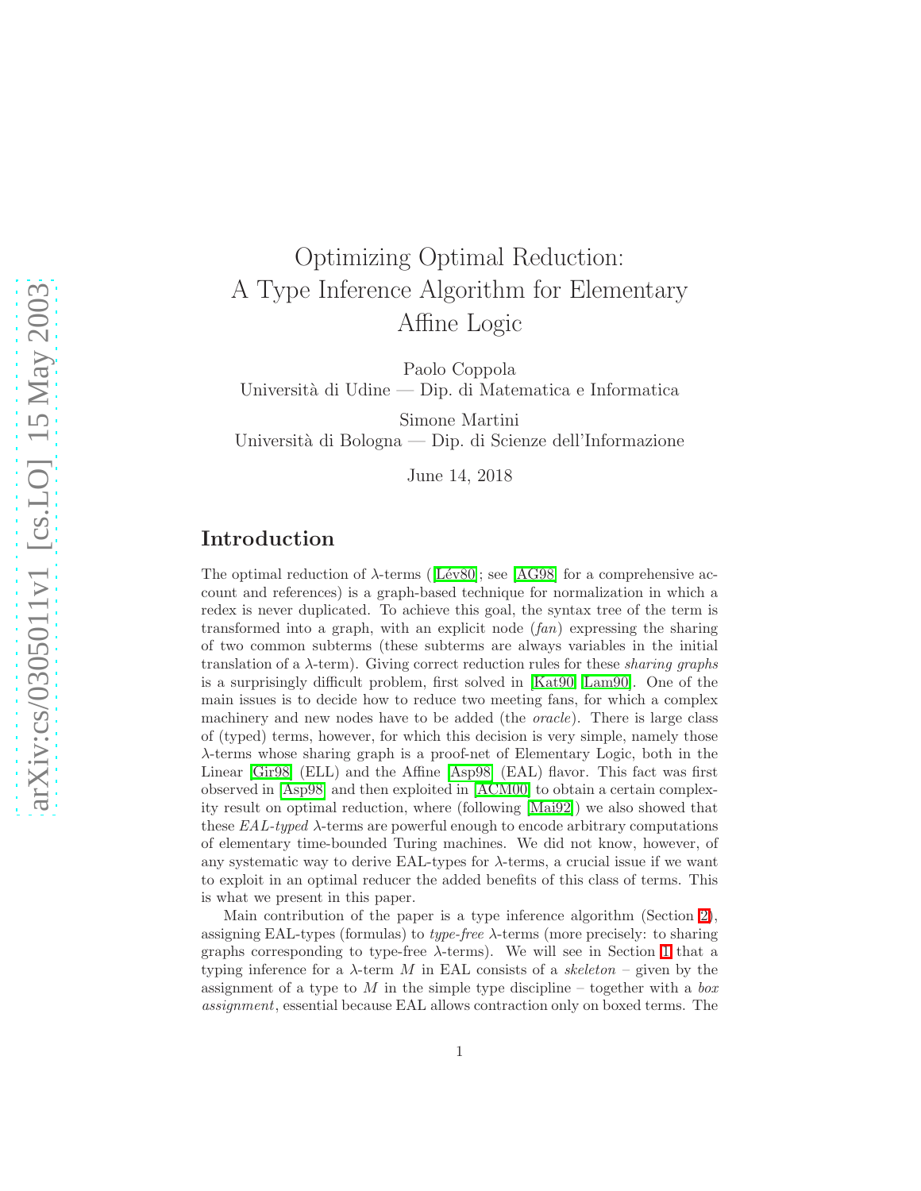# Optimizing Optimal Reduction: A Type Inference Algorithm for Elementary Affine Logic

Paolo Coppola
Università di Udine — Dip. di Matematica e Informatica

Simone Martini
Università di Bologna — Dip. di Scienze dell'Informazione

June 14, 2018

## Introduction

The optimal reduction of $\lambda$-terms ([Lév80]; see [AG98] for a comprehensive account and references) is a graph-based technique for normalization in which a redex is never duplicated. To achieve this goal, the syntax tree of the term is transformed into a graph, with an explicit node (*fan*) expressing the sharing of two common subterms (these subterms are always variables in the initial translation of a $\lambda$-term). Giving correct reduction rules for these *sharing graphs* is a surprisingly difficult problem, first solved in [Kat90, Lam90]. One of the main issues is to decide how to reduce two meeting fans, for which a complex machinery and new nodes have to be added (the *oracle*). There is large class of (typed) terms, however, for which this decision is very simple, namely those $\lambda$-terms whose sharing graph is a proof-net of Elementary Logic, both in the Linear [Gir98] (ELL) and the Affine [Asp98] (EAL) flavor. This fact was first observed in [Asp98] and then exploited in [ACM00] to obtain a certain complexity result on optimal reduction, where (following [Mai92]) we also showed that these *EAL-typed* $\lambda$-terms are powerful enough to encode arbitrary computations of elementary time-bounded Turing machines. We did not know, however, of any systematic way to derive EAL-types for $\lambda$-terms, a crucial issue if we want to exploit in an optimal reducer the added benefits of this class of terms. This is what we present in this paper.

Main contribution of the paper is a type inference algorithm (Section 2), assigning EAL-types (formulas) to *type-free* $\lambda$-terms (more precisely: to sharing graphs corresponding to type-free $\lambda$-terms). We will see in Section 1 that a typing inference for a $\lambda$-term $M$ in EAL consists of a *skeleton* – given by the assignment of a type to $M$ in the simple type discipline – together with a *box assignment*, essential because EAL allows contraction only on boxed terms. The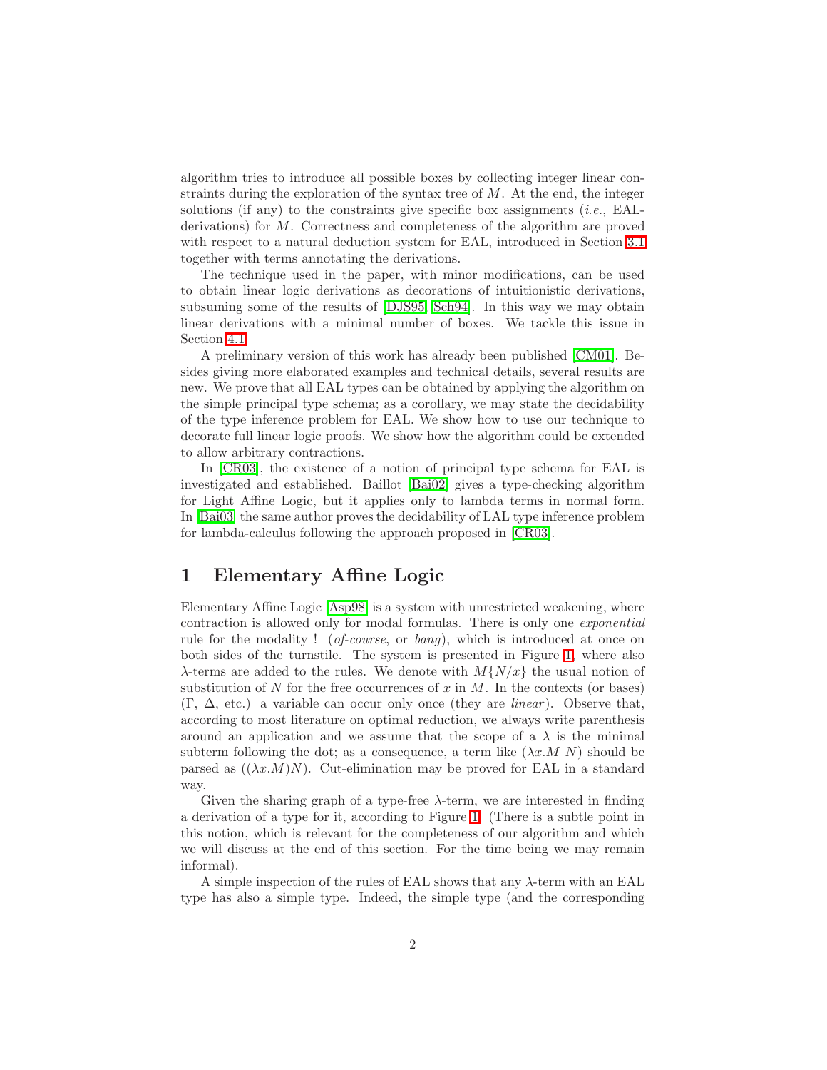algorithm tries to introduce all possible boxes by collecting integer linear constraints during the exploration of the syntax tree of $M$. At the end, the integer solutions (if any) to the constraints give specific box assignments (*i.e.*, EAL-derivations) for $M$. Correctness and completeness of the algorithm are proved with respect to a natural deduction system for EAL, introduced in Section 3.1 together with terms annotating the derivations.

The technique used in the paper, with minor modifications, can be used to obtain linear logic derivations as decorations of intuitionistic derivations, subsuming some of the results of [DJS95, Sch94]. In this way we may obtain linear derivations with a minimal number of boxes. We tackle this issue in Section 4.1.

A preliminary version of this work has already been published [CM01]. Besides giving more elaborated examples and technical details, several results are new. We prove that all EAL types can be obtained by applying the algorithm on the simple principal type schema; as a corollary, we may state the decidability of the type inference problem for EAL. We show how to use our technique to decorate full linear logic proofs. We show how the algorithm could be extended to allow arbitrary contractions.

In [CR03], the existence of a notion of principal type schema for EAL is investigated and established. Baillot [Bai02] gives a type-checking algorithm for Light Affine Logic, but it applies only to lambda terms in normal form. In [Bai03] the same author proves the decidability of LAL type inference problem for lambda-calculus following the approach proposed in [CR03].

# 1 Elementary Affine Logic

Elementary Affine Logic [Asp98] is a system with unrestricted weakening, where contraction is allowed only for modal formulas. There is only one *exponential* rule for the modality ! (*of-course*, or *bang*), which is introduced at once on both sides of the turnstile. The system is presented in Figure 1, where also $\lambda$-terms are added to the rules. We denote with $M\{N/x\}$ the usual notion of substitution of $N$ for the free occurrences of $x$ in $M$. In the contexts (or bases) ($\Gamma$, $\Delta$, etc.) a variable can occur only once (they are *linear*). Observe that, according to most literature on optimal reduction, we always write parenthesis around an application and we assume that the scope of a $\lambda$ is the minimal subterm following the dot; as a consequence, a term like $(\lambda x.M\ N)$ should be parsed as $((\lambda x.M)N)$. Cut-elimination may be proved for EAL in a standard way.

Given the sharing graph of a type-free $\lambda$-term, we are interested in finding a derivation of a type for it, according to Figure 1. (There is a subtle point in this notion, which is relevant for the completeness of our algorithm and which we will discuss at the end of this section. For the time being we may remain informal).

A simple inspection of the rules of EAL shows that any $\lambda$-term with an EAL type has also a simple type. Indeed, the simple type (and the corresponding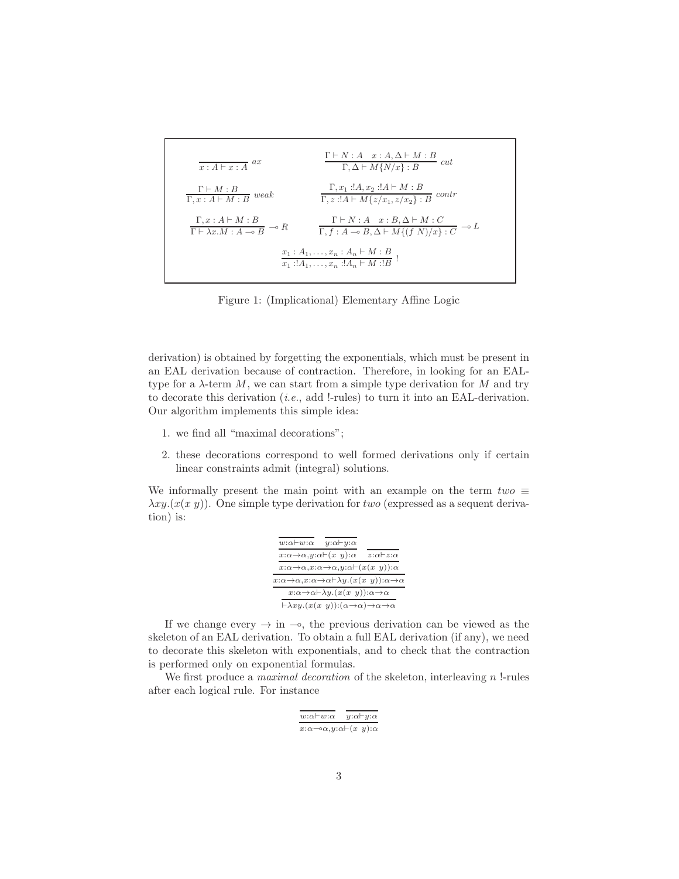$$\frac{}{x : A \vdash x : A}\ ax \qquad\qquad \frac{\Gamma \vdash N : A \quad x : A, \Delta \vdash M : B}{\Gamma, \Delta \vdash M\{N/x\} : B}\ cut$$

$$\frac{\Gamma \vdash M : B}{\Gamma, x : A \vdash M : B}\ weak \qquad\qquad \frac{\Gamma, x_1 : !A, x_2 : !A \vdash M : B}{\Gamma, z : !A \vdash M\{z/x_1, z/x_2\} : B}\ contr$$

$$\frac{\Gamma, x : A \vdash M : B}{\Gamma \vdash \lambda x.M : A \multimap B} \multimap R \qquad\qquad \frac{\Gamma \vdash N : A \quad x : B, \Delta \vdash M : C}{\Gamma, f : A \multimap B, \Delta \vdash M\{(f\ N)/x\} : C} \multimap L$$

$$\frac{x_1 : A_1, \ldots, x_n : A_n \vdash M : B}{x_1 : !A_1, \ldots, x_n : !A_n \vdash M : !B}\ !$$

Figure 1: (Implicational) Elementary Affine Logic

derivation) is obtained by forgetting the exponentials, which must be present in an EAL derivation because of contraction. Therefore, in looking for an EAL-type for a $\lambda$-term $M$, we can start from a simple type derivation for $M$ and try to decorate this derivation (*i.e.*, add !-rules) to turn it into an EAL-derivation. Our algorithm implements this simple idea:

1. we find all "maximal decorations";
2. these decorations correspond to well formed derivations only if certain linear constraints admit (integral) solutions.

We informally present the main point with an example on the term $two \equiv \lambda xy.(x(x\ y))$. One simple type derivation for $two$ (expressed as a sequent derivation) is:

$$\dfrac{\dfrac{\dfrac{\dfrac{\dfrac{\overline{w{:}\alpha \vdash w{:}\alpha} \quad \overline{y{:}\alpha \vdash y{:}\alpha}}{x{:}\alpha\to\alpha, y{:}\alpha \vdash (x\ y){:}\alpha} \quad \overline{z{:}\alpha \vdash z{:}\alpha}}{x{:}\alpha\to\alpha, x{:}\alpha\to\alpha, y{:}\alpha \vdash (x(x\ y)){:}\alpha}}{x{:}\alpha\to\alpha, x{:}\alpha\to\alpha \vdash \lambda y.(x(x\ y)){:}\alpha\to\alpha}}{x{:}\alpha\to\alpha \vdash \lambda y.(x(x\ y)){:}\alpha\to\alpha}}{\vdash \lambda xy.(x(x\ y)){:}(\alpha\to\alpha)\to\alpha\to\alpha}$$

If we change every $\to$ in $\multimap$, the previous derivation can be viewed as the skeleton of an EAL derivation. To obtain a full EAL derivation (if any), we need to decorate this skeleton with exponentials, and to check that the contraction is performed only on exponential formulas.

We first produce a *maximal decoration* of the skeleton, interleaving $n$ !-rules after each logical rule. For instance

$$\dfrac{\overline{w{:}\alpha \vdash w{:}\alpha} \quad \overline{y{:}\alpha \vdash y{:}\alpha}}{x{:}\alpha\multimap\alpha, y{:}\alpha \vdash (x\ y){:}\alpha}$$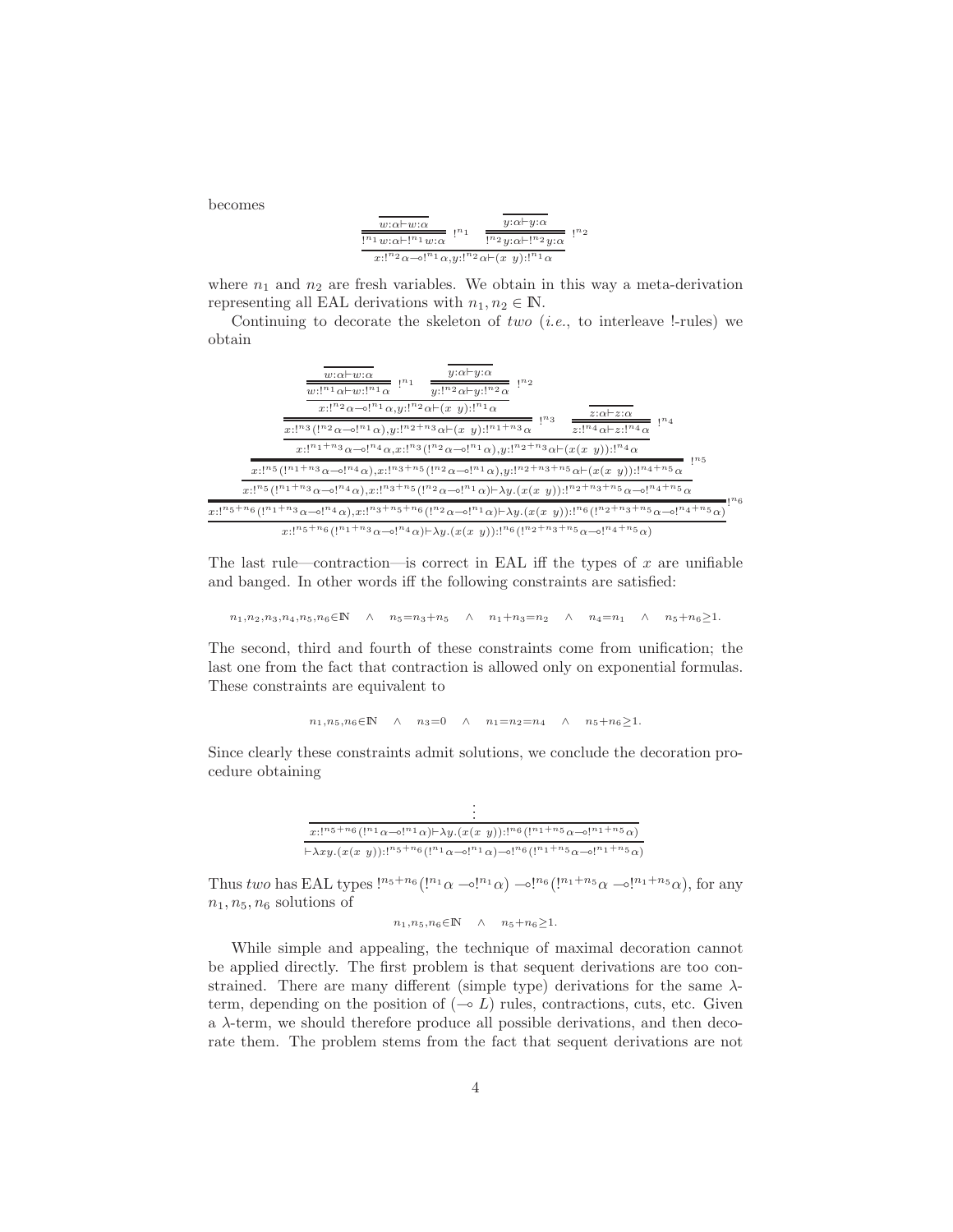becomes

$$\dfrac{\dfrac{\overline{w{:}\alpha \vdash w{:}\alpha}}{!^{n_1} w{:}\alpha \vdash !^{n_1} w{:}\alpha}\ !^{n_1} \qquad \dfrac{\overline{y{:}\alpha \vdash y{:}\alpha}}{!^{n_2} y{:}\alpha \vdash !^{n_2} y{:}\alpha}\ !^{n_2}}{x{:}!^{n_2}\alpha \multimap !^{n_1}\alpha, y{:}!^{n_2}\alpha \vdash (x\ y){:}!^{n_1}\alpha}$$

where $n_1$ and $n_2$ are fresh variables. We obtain in this way a meta-derivation representing all EAL derivations with $n_1, n_2 \in \mathbb{N}$.

Continuing to decorate the skeleton of *two* (*i.e.*, to interleave !-rules) we obtain

$$\dfrac{\dfrac{\dfrac{\dfrac{\dfrac{\dfrac{\dfrac{\overline{w{:}\alpha \vdash w{:}\alpha}}{w{:}!^{n_1}\alpha \vdash w{:}!^{n_1}\alpha}\ !^{n_1} \quad \dfrac{\overline{y{:}\alpha \vdash y{:}\alpha}}{y{:}!^{n_2}\alpha \vdash y{:}!^{n_2}\alpha}\ !^{n_2}}{x{:}!^{n_2}\alpha \multimap !^{n_1}\alpha, y{:}!^{n_2}\alpha \vdash (x\ y){:}!^{n_1}\alpha}}{x{:}!^{n_3}(!^{n_2}\alpha \multimap !^{n_1}\alpha), y{:}!^{n_2+n_3}\alpha \vdash (x\ y){:}!^{n_1+n_3}\alpha}\ !^{n_3} \quad \dfrac{\overline{z{:}\alpha \vdash z{:}\alpha}}{z{:}!^{n_4}\alpha \vdash z{:}!^{n_4}\alpha}\ !^{n_4}}{x{:}!^{n_1+n_3}\alpha \multimap !^{n_4}\alpha, x{:}!^{n_3}(!^{n_2}\alpha \multimap !^{n_1}\alpha), y{:}!^{n_2+n_3}\alpha \vdash (x(x\ y)){:}!^{n_4}\alpha}}{x{:}!^{n_5}(!^{n_1+n_3}\alpha \multimap !^{n_4}\alpha), x{:}!^{n_3+n_5}(!^{n_2}\alpha \multimap !^{n_1}\alpha), y{:}!^{n_2+n_3+n_5}\alpha \vdash (x(x\ y)){:}!^{n_4+n_5}\alpha}\ !^{n_5}}{x{:}!^{n_5}(!^{n_1+n_3}\alpha \multimap !^{n_4}\alpha), x{:}!^{n_3+n_5}(!^{n_2}\alpha \multimap !^{n_1}\alpha) \vdash \lambda y.(x(x\ y)){:}!^{n_2+n_3+n_5}\alpha \multimap !^{n_4+n_5}\alpha}}{x{:}!^{n_5+n_6}(!^{n_1+n_3}\alpha \multimap !^{n_4}\alpha), x{:}!^{n_3+n_5+n_6}(!^{n_2}\alpha \multimap !^{n_1}\alpha) \vdash \lambda y.(x(x\ y)){:}!^{n_6}(!^{n_2+n_3+n_5}\alpha \multimap !^{n_4+n_5}\alpha)}\ !^{n_6}}{x{:}!^{n_5+n_6}(!^{n_1+n_3}\alpha \multimap !^{n_4}\alpha) \vdash \lambda y.(x(x\ y)){:}!^{n_6}(!^{n_2+n_3+n_5}\alpha \multimap !^{n_4+n_5}\alpha)}$$

The last rule—contraction—is correct in EAL iff the types of $x$ are unifiable and banged. In other words iff the following constraints are satisfied:

$$n_1,n_2,n_3,n_4,n_5,n_6 \in \mathbb{N} \quad \wedge \quad n_5 = n_3 + n_5 \quad \wedge \quad n_1 + n_3 = n_2 \quad \wedge \quad n_4 = n_1 \quad \wedge \quad n_5 + n_6 \geq 1.$$

The second, third and fourth of these constraints come from unification; the last one from the fact that contraction is allowed only on exponential formulas. These constraints are equivalent to

$$n_1, n_5, n_6 \in \mathbb{N} \quad \wedge \quad n_3 = 0 \quad \wedge \quad n_1 = n_2 = n_4 \quad \wedge \quad n_5 + n_6 \geq 1.$$

Since clearly these constraints admit solutions, we conclude the decoration procedure obtaining

$$\dfrac{\dfrac{\vdots}{x{:}!^{n_5+n_6}(!^{n_1}\alpha \multimap !^{n_1}\alpha) \vdash \lambda y.(x(x\ y)){:}!^{n_6}(!^{n_1+n_5}\alpha \multimap !^{n_1+n_5}\alpha)}}{\vdash \lambda xy.(x(x\ y)){:}!^{n_5+n_6}(!^{n_1}\alpha \multimap !^{n_1}\alpha) \multimap !^{n_6}(!^{n_1+n_5}\alpha \multimap !^{n_1+n_5}\alpha)}$$

Thus *two* has EAL types $!^{n_5+n_6}(!^{n_1}\alpha \multimap !^{n_1}\alpha) \multimap !^{n_6}(!^{n_1+n_5}\alpha \multimap !^{n_1+n_5}\alpha)$, for any $n_1, n_5, n_6$ solutions of

$$n_1, n_5, n_6 \in \mathbb{N} \quad \wedge \quad n_5 + n_6 \geq 1.$$

While simple and appealing, the technique of maximal decoration cannot be applied directly. The first problem is that sequent derivations are too constrained. There are many different (simple type) derivations for the same $\lambda$-term, depending on the position of $(\multimap L)$ rules, contractions, cuts, etc. Given a $\lambda$-term, we should therefore produce all possible derivations, and then decorate them. The problem stems from the fact that sequent derivations are not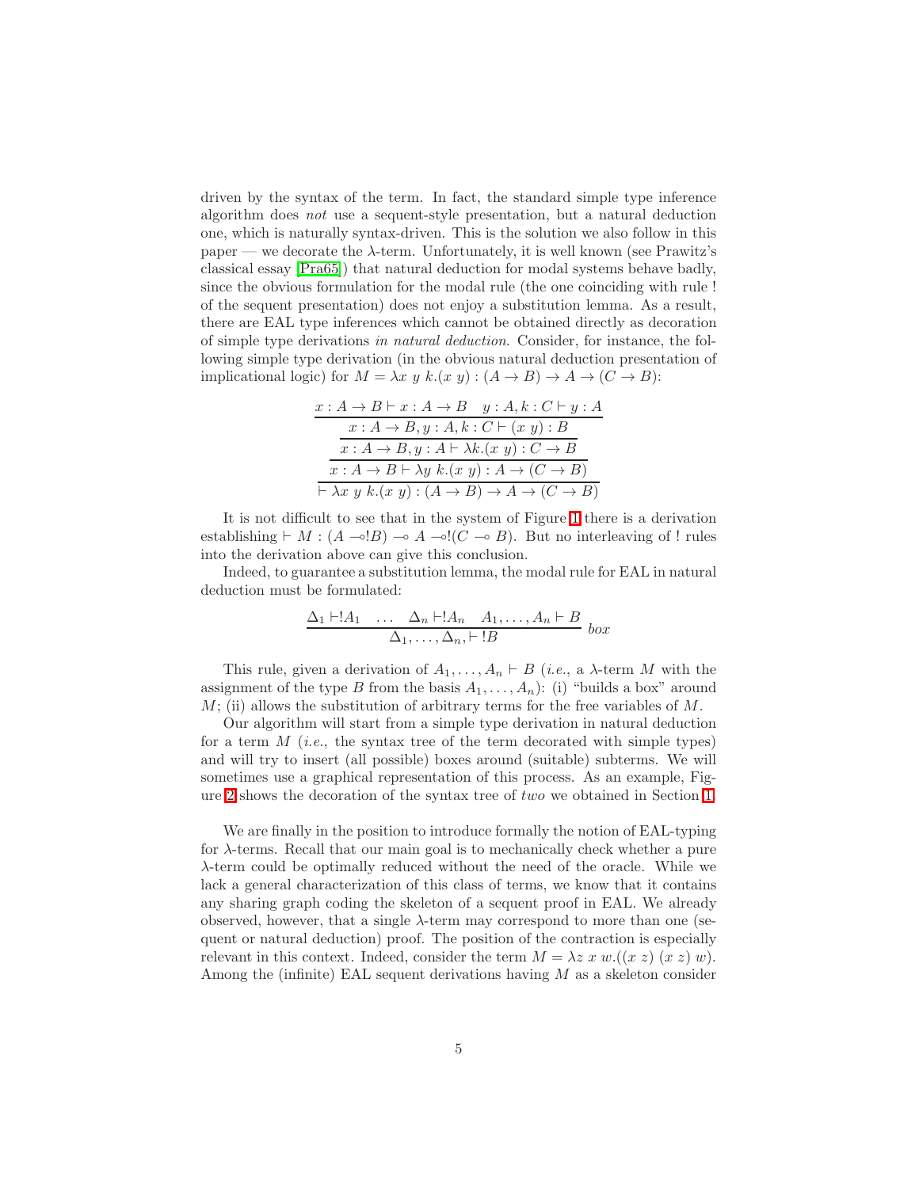driven by the syntax of the term. In fact, the standard simple type inference algorithm does *not* use a sequent-style presentation, but a natural deduction one, which is naturally syntax-driven. This is the solution we also follow in this paper — we decorate the $\lambda$-term. Unfortunately, it is well known (see Prawitz's classical essay [Pra65]) that natural deduction for modal systems behave badly, since the obvious formulation for the modal rule (the one coinciding with rule ! of the sequent presentation) does not enjoy a substitution lemma. As a result, there are EAL type inferences which cannot be obtained directly as decoration of simple type derivations *in natural deduction*. Consider, for instance, the following simple type derivation (in the obvious natural deduction presentation of implicational logic) for $M = \lambda x\ y\ k.(x\ y) : (A \to B) \to A \to (C \to B)$:

$$
\dfrac{\dfrac{\dfrac{\dfrac{x : A \to B \vdash x : A \to B \quad y : A, k : C \vdash y : A}{x : A \to B, y : A, k : C \vdash (x\ y) : B}}{x : A \to B, y : A \vdash \lambda k.(x\ y) : C \to B}}{x : A \to B \vdash \lambda y\ k.(x\ y) : A \to (C \to B)}}{\vdash \lambda x\ y\ k.(x\ y) : (A \to B) \to A \to (C \to B)}
$$

It is not difficult to see that in the system of Figure 1 there is a derivation establishing $\vdash M : (A \multimap !B) \multimap A \multimap !(C \multimap B)$. But no interleaving of ! rules into the derivation above can give this conclusion.

Indeed, to guarantee a substitution lemma, the modal rule for EAL in natural deduction must be formulated:

$$
\dfrac{\Delta_1 \vdash !A_1 \quad \dots \quad \Delta_n \vdash !A_n \quad A_1, \dots, A_n \vdash B}{\Delta_1, \dots, \Delta_n, \vdash !B}\ box
$$

This rule, given a derivation of $A_1, \dots, A_n \vdash B$ (*i.e.*, a $\lambda$-term $M$ with the assignment of the type $B$ from the basis $A_1, \dots, A_n$): (i) "builds a box" around $M$; (ii) allows the substitution of arbitrary terms for the free variables of $M$.

Our algorithm will start from a simple type derivation in natural deduction for a term $M$ (*i.e.*, the syntax tree of the term decorated with simple types) and will try to insert (all possible) boxes around (suitable) subterms. We will sometimes use a graphical representation of this process. As an example, Figure 2 shows the decoration of the syntax tree of *two* we obtained in Section 1.

We are finally in the position to introduce formally the notion of EAL-typing for $\lambda$-terms. Recall that our main goal is to mechanically check whether a pure $\lambda$-term could be optimally reduced without the need of the oracle. While we lack a general characterization of this class of terms, we know that it contains any sharing graph coding the skeleton of a sequent proof in EAL. We already observed, however, that a single $\lambda$-term may correspond to more than one (sequent or natural deduction) proof. The position of the contraction is especially relevant in this context. Indeed, consider the term $M = \lambda z\ x\ w.((x\ z)\ (x\ z)\ w)$. Among the (infinite) EAL sequent derivations having $M$ as a skeleton consider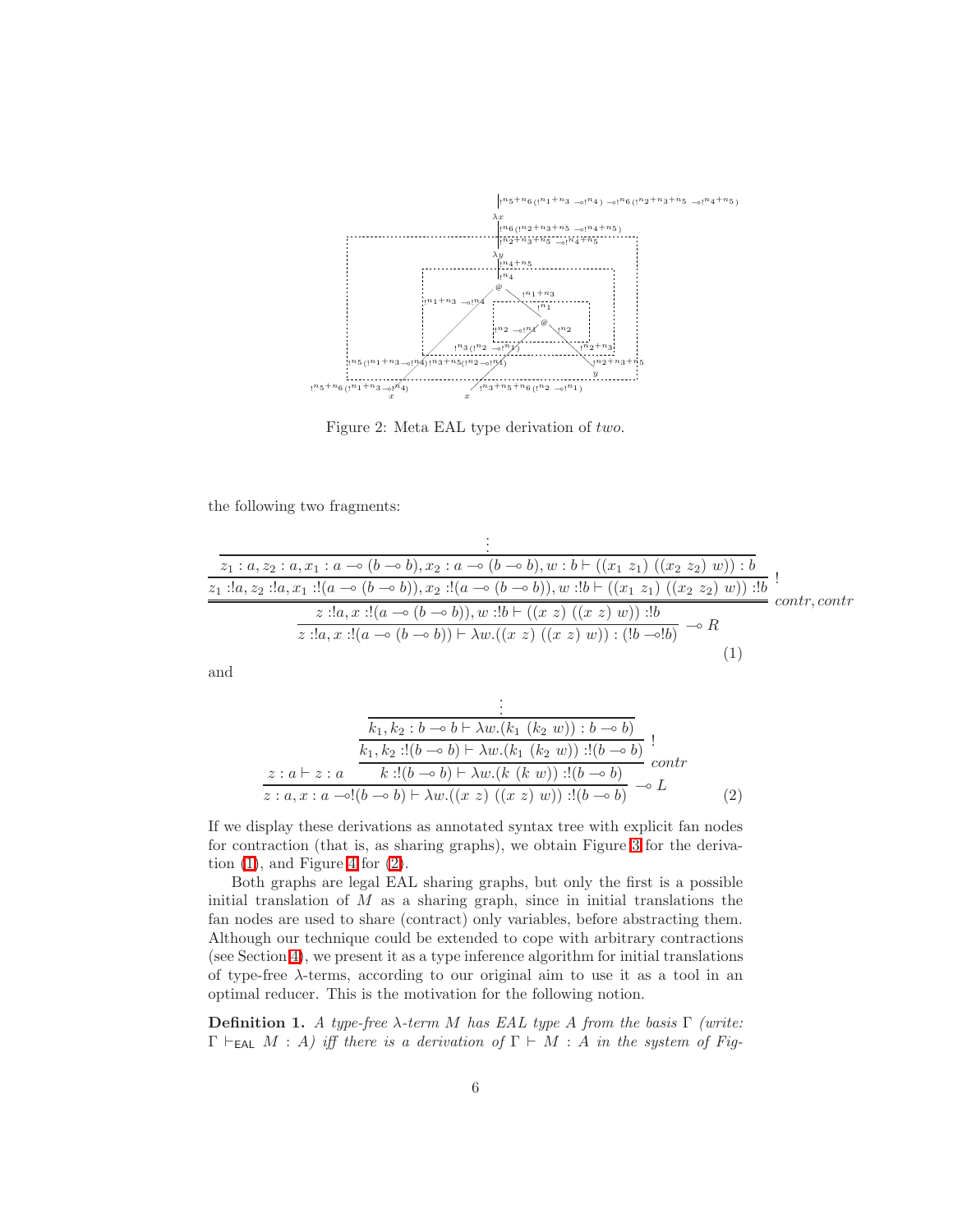Figure 2: Meta EAL type derivation of *two*.

the following two fragments:

$$
\dfrac{\dfrac{\dfrac{\vdots}{z_1 : a, z_2 : a, x_1 : a \multimap (b \multimap b), x_2 : a \multimap (b \multimap b), w : b \vdash ((x_1\ z_1)\ ((x_2\ z_2)\ w)) : b}}{z_1 :!a, z_2 :!a, x_1 :!(a \multimap (b \multimap b)), x_2 :!(a \multimap (b \multimap b)), w :!b \vdash ((x_1\ z_1)\ ((x_2\ z_2)\ w)) :!b}\ !}{\dfrac{z :!a, x :!(a \multimap (b \multimap b)), w :!b \vdash ((x\ z)\ ((x\ z)\ w)) :!b}{z :!a, x :!(a \multimap (b \multimap b)) \vdash \lambda w.((x\ z)\ ((x\ z)\ w)) : (!b \multimap !b)}\ \multimap R}\ contr, contr \tag{1}
$$

and

$$
\dfrac{z : a \vdash z : a \qquad \dfrac{\dfrac{\dfrac{\vdots}{k_1, k_2 : b \multimap b \vdash \lambda w.(k_1\ (k_2\ w)) : b \multimap b}}{k_1, k_2 :!(b \multimap b) \vdash \lambda w.(k_1\ (k_2\ w)) :!(b \multimap b)}\ !}{k :!(b \multimap b) \vdash \lambda w.(k\ (k\ w)) :!(b \multimap b)}\ contr}{z : a, x : a \multimap !(b \multimap b) \vdash \lambda w.((x\ z)\ ((x\ z)\ w)) :!(b \multimap b)}\ \multimap L \tag{2}
$$

If we display these derivations as annotated syntax tree with explicit fan nodes for contraction (that is, as sharing graphs), we obtain Figure 3 for the derivation (1), and Figure 4 for (2).

Both graphs are legal EAL sharing graphs, but only the first is a possible initial translation of $M$ as a sharing graph, since in initial translations the fan nodes are used to share (contract) only variables, before abstracting them. Although our technique could be extended to cope with arbitrary contractions (see Section 4), we present it as a type inference algorithm for initial translations of type-free $\lambda$-terms, according to our original aim to use it as a tool in an optimal reducer. This is the motivation for the following notion.

**Definition 1.** *A type-free $\lambda$-term $M$ has EAL type $A$ from the basis $\Gamma$ (write: $\Gamma \vdash_{\mathsf{EAL}} M : A$) iff there is a derivation of $\Gamma \vdash M : A$ in the system of Fig-*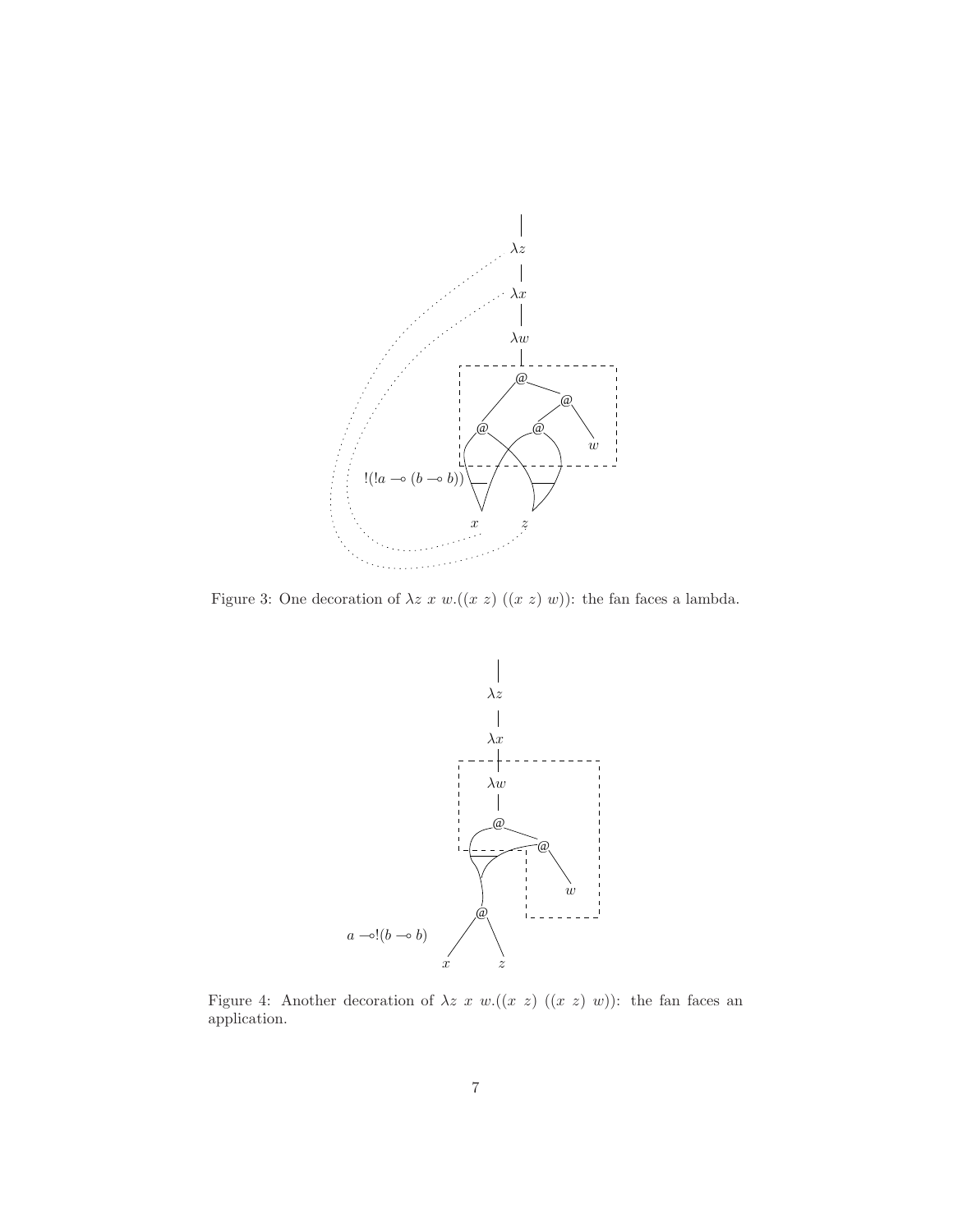Figure 3: One decoration of $\lambda z\ x\ w.((x\ z)\ ((x\ z)\ w))$: the fan faces a lambda.

Figure 4: Another decoration of $\lambda z\ x\ w.((x\ z)\ ((x\ z)\ w))$: the fan faces an application.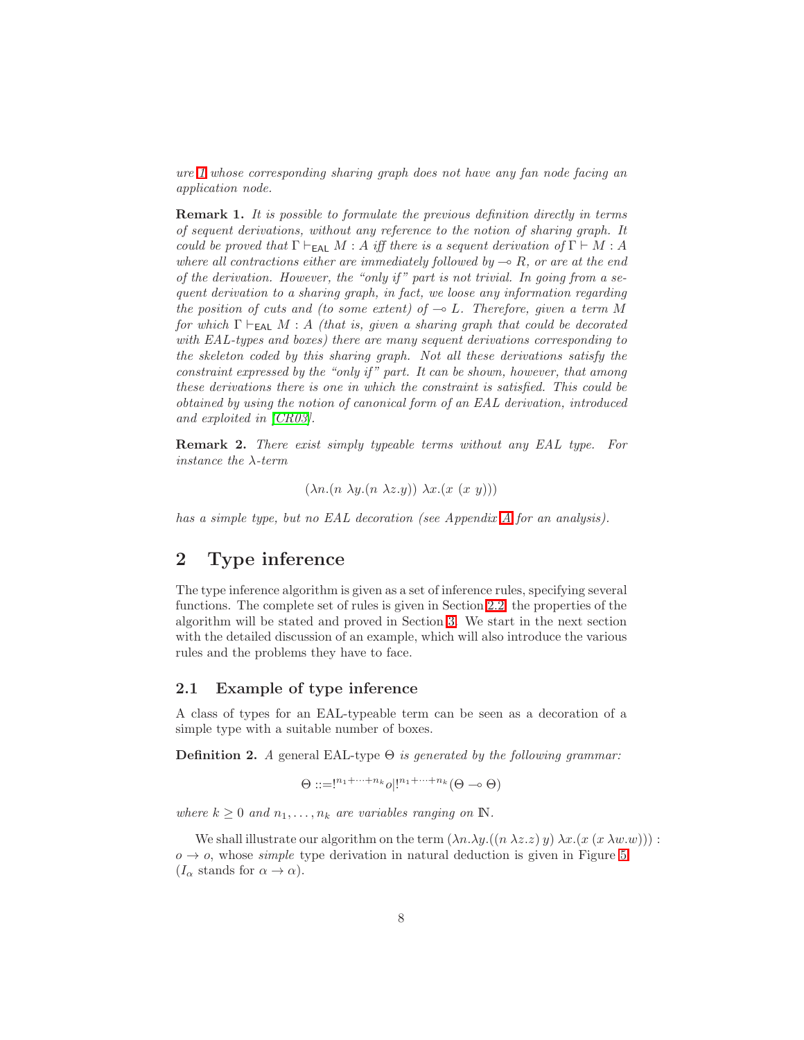*ure 1 whose corresponding sharing graph does not have any fan node facing an application node.*

**Remark 1.** *It is possible to formulate the previous definition directly in terms of sequent derivations, without any reference to the notion of sharing graph. It could be proved that $\Gamma \vdash_{\mathsf{EAL}} M : A$ iff there is a sequent derivation of $\Gamma \vdash M : A$ where all contractions either are immediately followed by $\multimap R$, or are at the end of the derivation. However, the "only if" part is not trivial. In going from a sequent derivation to a sharing graph, in fact, we loose any information regarding the position of cuts and (to some extent) of $\multimap L$. Therefore, given a term $M$ for which $\Gamma \vdash_{\mathsf{EAL}} M : A$ (that is, given a sharing graph that could be decorated with EAL-types and boxes) there are many sequent derivations corresponding to the skeleton coded by this sharing graph. Not all these derivations satisfy the constraint expressed by the "only if" part. It can be shown, however, that among these derivations there is one in which the constraint is satisfied. This could be obtained by using the notion of canonical form of an EAL derivation, introduced and exploited in [CR03].*

**Remark 2.** *There exist simply typeable terms without any EAL type. For instance the $\lambda$-term*

$$(\lambda n.(n\ \lambda y.(n\ \lambda z.y))\ \lambda x.(x\ (x\ y)))$$

*has a simple type, but no EAL decoration (see Appendix A for an analysis).*

## 2 Type inference

The type inference algorithm is given as a set of inference rules, specifying several functions. The complete set of rules is given in Section 2.2, the properties of the algorithm will be stated and proved in Section 3. We start in the next section with the detailed discussion of an example, which will also introduce the various rules and the problems they have to face.

### 2.1 Example of type inference

A class of types for an EAL-typeable term can be seen as a decoration of a simple type with a suitable number of boxes.

**Definition 2.** *A* general EAL-type $\Theta$ *is generated by the following grammar:*

$$\Theta ::= !^{n_1+\cdots+n_k} o \mid !^{n_1+\cdots+n_k}(\Theta \multimap \Theta)$$

*where $k \geq 0$ and $n_1, \ldots, n_k$ are variables ranging on $\mathbb{N}$.*

We shall illustrate our algorithm on the term $(\lambda n.\lambda y.((n\ \lambda z.z)\ y)\ \lambda x.(x\ (x\ \lambda w.w))) : o \to o$, whose *simple* type derivation in natural deduction is given in Figure 5 ($I_\alpha$ stands for $\alpha \to \alpha$).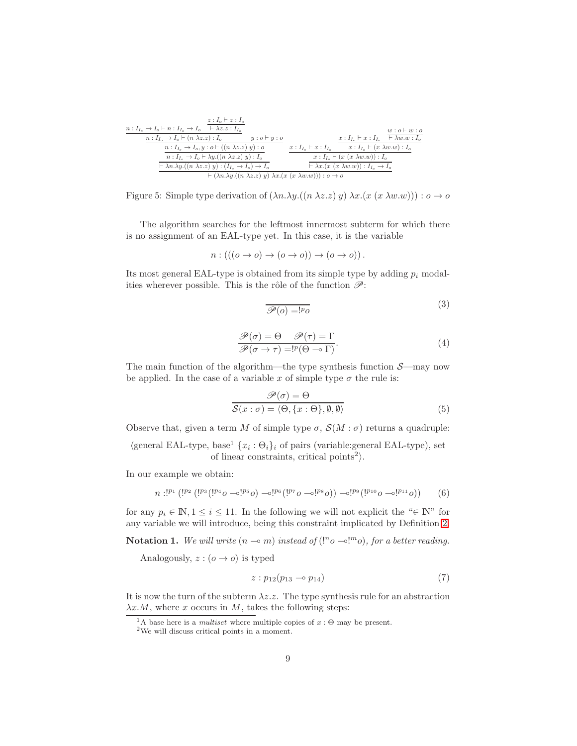$$
\dfrac{
  \dfrac{
    \dfrac{
      \dfrac{
        n : I_{I_o} \to I_o \vdash n : I_{I_o} \to I_o
        \qquad
        \dfrac{z : I_o \vdash z : I_o}{\vdash \lambda z.z : I_{I_o}}
      }{n : I_{I_o} \to I_o \vdash (n\ \lambda z.z) : I_o}
      \qquad
      y : o \vdash y : o
    }{
      \dfrac{n : I_{I_o} \to I_o, y : o \vdash ((n\ \lambda z.z)\ y) : o}{
        \dfrac{n : I_{I_o} \to I_o \vdash \lambda y.((n\ \lambda z.z)\ y) : I_o}{\vdash \lambda n.\lambda y.((n\ \lambda z.z)\ y) : (I_{I_o} \to I_o) \to I_o}
      }
    }
  }{}
  \qquad
  \dfrac{
    x : I_{I_o} \vdash x : I_{I_o}
    \qquad
    \dfrac{
      x : I_{I_o} \vdash x : I_{I_o}
      \qquad
      \dfrac{w : o \vdash w : o}{\vdash \lambda w.w : I_o}
    }{x : I_{I_o} \vdash (x\ \lambda w.w) : I_o}
  }{
    \dfrac{x : I_{I_o} \vdash (x\ (x\ \lambda w.w)) : I_o}{\vdash \lambda x.(x\ (x\ \lambda w.w)) : I_{I_o} \to I_o}
  }
}{\vdash (\lambda n.\lambda y.((n\ \lambda z.z)\ y)\ \lambda x.(x\ (x\ \lambda w.w))) : o \to o}
$$

Figure 5: Simple type derivation of $(\lambda n.\lambda y.((n\ \lambda z.z)\ y)\ \lambda x.(x\ (x\ \lambda w.w))) : o \to o$

The algorithm searches for the leftmost innermost subterm for which there is no assignment of an EAL-type yet. In this case, it is the variable

$$n : (((o \to o) \to (o \to o)) \to (o \to o)).$$

Its most general EAL-type is obtained from its simple type by adding $p_i$ modalities wherever possible. This is the rôle of the function $\mathscr{P}$:

$$\overline{\mathscr{P}(o) = !^{p} o} \tag{3}$$

$$\frac{\mathscr{P}(\sigma) = \Theta \quad \mathscr{P}(\tau) = \Gamma}{\mathscr{P}(\sigma \to \tau) = !^{p}(\Theta \multimap \Gamma)}. \tag{4}$$

The main function of the algorithm—the type synthesis function $\mathcal{S}$—may now be applied. In the case of a variable $x$ of simple type $\sigma$ the rule is:

$$\frac{\mathscr{P}(\sigma) = \Theta}{\mathcal{S}(x : \sigma) = \langle \Theta, \{x : \Theta\}, \emptyset, \emptyset \rangle} \tag{5}$$

Observe that, given a term $M$ of simple type $\sigma$, $\mathcal{S}(M : \sigma)$ returns a quadruple:

$\langle$general EAL-type, base[1] $\{x_i : \Theta_i\}_i$ of pairs (variable:general EAL-type), set of linear constraints, critical points[2]$\rangle$.

In our example we obtain:

$$n : !^{p_1}\,(!^{p_2}\,(!^{p_3}(!^{p_4} o \multimap !^{p_5} o) \multimap !^{p_6}(!^{p_7} o \multimap !^{p_8} o)) \multimap !^{p_9}(!^{p_{10}} o \multimap !^{p_{11}} o)) \tag{6}$$

for any $p_i \in \mathbb{N}, 1 \leq i \leq 11$. In the following we will not explicit the "$\in \mathbb{N}$" for any variable we will introduce, being this constraint implicated by Definition 2.

**Notation 1.** *We will write $(n \multimap m)$ instead of $(!^{n} o \multimap !^{m} o)$, for a better reading.*

Analogously, $z : (o \to o)$ is typed

$$z : p_{12}(p_{13} \multimap p_{14}) \tag{7}$$

It is now the turn of the subterm $\lambda z.z$. The type synthesis rule for an abstraction $\lambda x.M$, where $x$ occurs in $M$, takes the following steps:

[1] A base here is a *multiset* where multiple copies of $x : \Theta$ may be present.

[2] We will discuss critical points in a moment.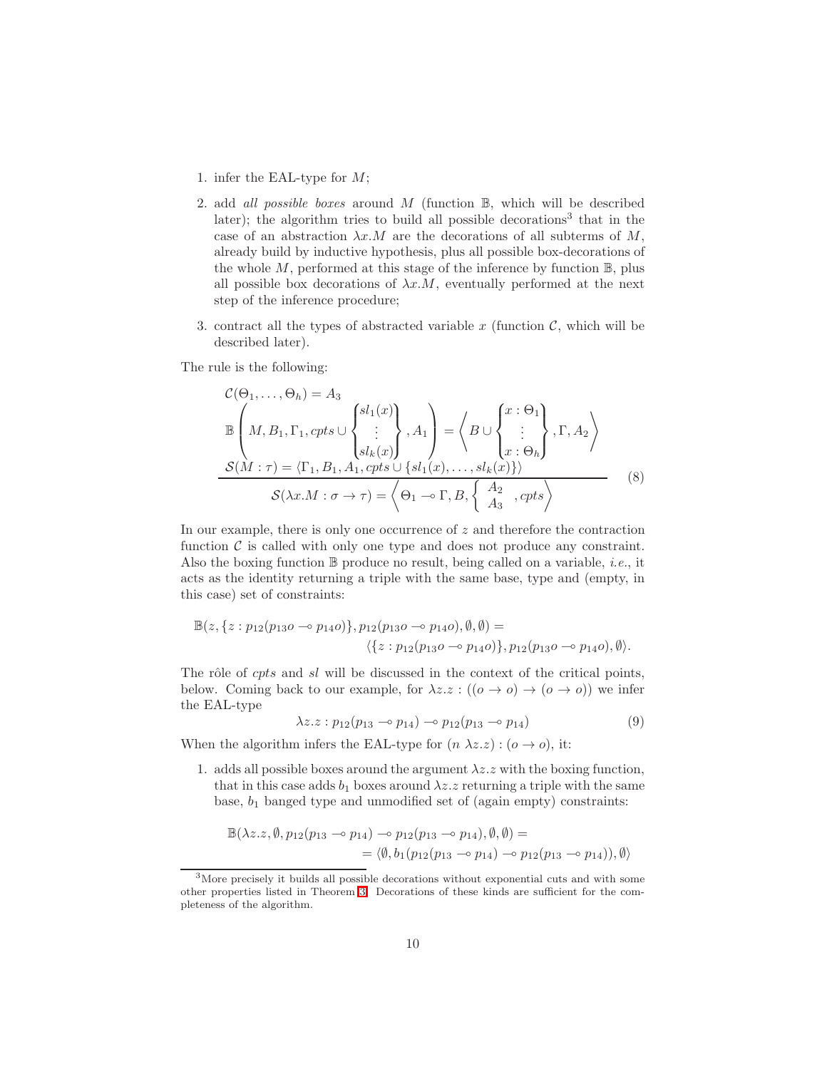1. infer the EAL-type for $M$;

2. add *all possible boxes* around $M$ (function $\mathbb{B}$, which will be described later); the algorithm tries to build all possible decorations[3] that in the case of an abstraction $\lambda x.M$ are the decorations of all subterms of $M$, already build by inductive hypothesis, plus all possible box-decorations of the whole $M$, performed at this stage of the inference by function $\mathbb{B}$, plus all possible box decorations of $\lambda x.M$, eventually performed at the next step of the inference procedure;

3. contract all the types of abstracted variable $x$ (function $\mathcal{C}$, which will be described later).

The rule is the following:

$$
\frac{
\begin{array}{l}
\mathcal{C}(\Theta_1, \ldots, \Theta_h) = A_3 \\
\mathbb{B}\left( M, B_1, \Gamma_1, cpts \cup \begin{Bmatrix} sl_1(x) \\ \vdots \\ sl_k(x) \end{Bmatrix}, A_1 \right) = \left\langle B \cup \begin{Bmatrix} x : \Theta_1 \\ \vdots \\ x : \Theta_h \end{Bmatrix}, \Gamma, A_2 \right\rangle \\
\mathcal{S}(M : \tau) = \langle \Gamma_1, B_1, A_1, cpts \cup \{ sl_1(x), \ldots, sl_k(x) \} \rangle
\end{array}
}{
\mathcal{S}(\lambda x.M : \sigma \to \tau) = \left\langle \Theta_1 \multimap \Gamma, B, \left\{ \begin{array}{c} A_2 \\ A_3 \end{array} , cpts \right. \right\rangle
}
\tag{8}
$$

In our example, there is only one occurrence of $z$ and therefore the contraction function $\mathcal{C}$ is called with only one type and does not produce any constraint. Also the boxing function $\mathbb{B}$ produce no result, being called on a variable, *i.e.*, it acts as the identity returning a triple with the same base, type and (empty, in this case) set of constraints:

$$
\begin{array}{r}
\mathbb{B}(z, \{z : p_{12}(p_{13}o \multimap p_{14}o)\}, p_{12}(p_{13}o \multimap p_{14}o), \emptyset, \emptyset) = \\
\langle \{z : p_{12}(p_{13}o \multimap p_{14}o)\}, p_{12}(p_{13}o \multimap p_{14}o), \emptyset \rangle.
\end{array}
$$

The rôle of *cpts* and *sl* will be discussed in the context of the critical points, below. Coming back to our example, for $\lambda z.z : ((o \to o) \to (o \to o))$ we infer the EAL-type

$$
\lambda z.z : p_{12}(p_{13} \multimap p_{14}) \multimap p_{12}(p_{13} \multimap p_{14}) \tag{9}
$$

When the algorithm infers the EAL-type for $(n\ \lambda z.z) : (o \to o)$, it:

1. adds all possible boxes around the argument $\lambda z.z$ with the boxing function, that in this case adds $b_1$ boxes around $\lambda z.z$ returning a triple with the same base, $b_1$ banged type and unmodified set of (again empty) constraints:

$$
\begin{array}{r}
\mathbb{B}(\lambda z.z, \emptyset, p_{12}(p_{13} \multimap p_{14}) \multimap p_{12}(p_{13} \multimap p_{14}), \emptyset, \emptyset) = \\
= \langle \emptyset, b_1(p_{12}(p_{13} \multimap p_{14}) \multimap p_{12}(p_{13} \multimap p_{14})), \emptyset \rangle
\end{array}
$$

[3] More precisely it builds all possible decorations without exponential cuts and with some other properties listed in Theorem 3. Decorations of these kinds are sufficient for the completeness of the algorithm.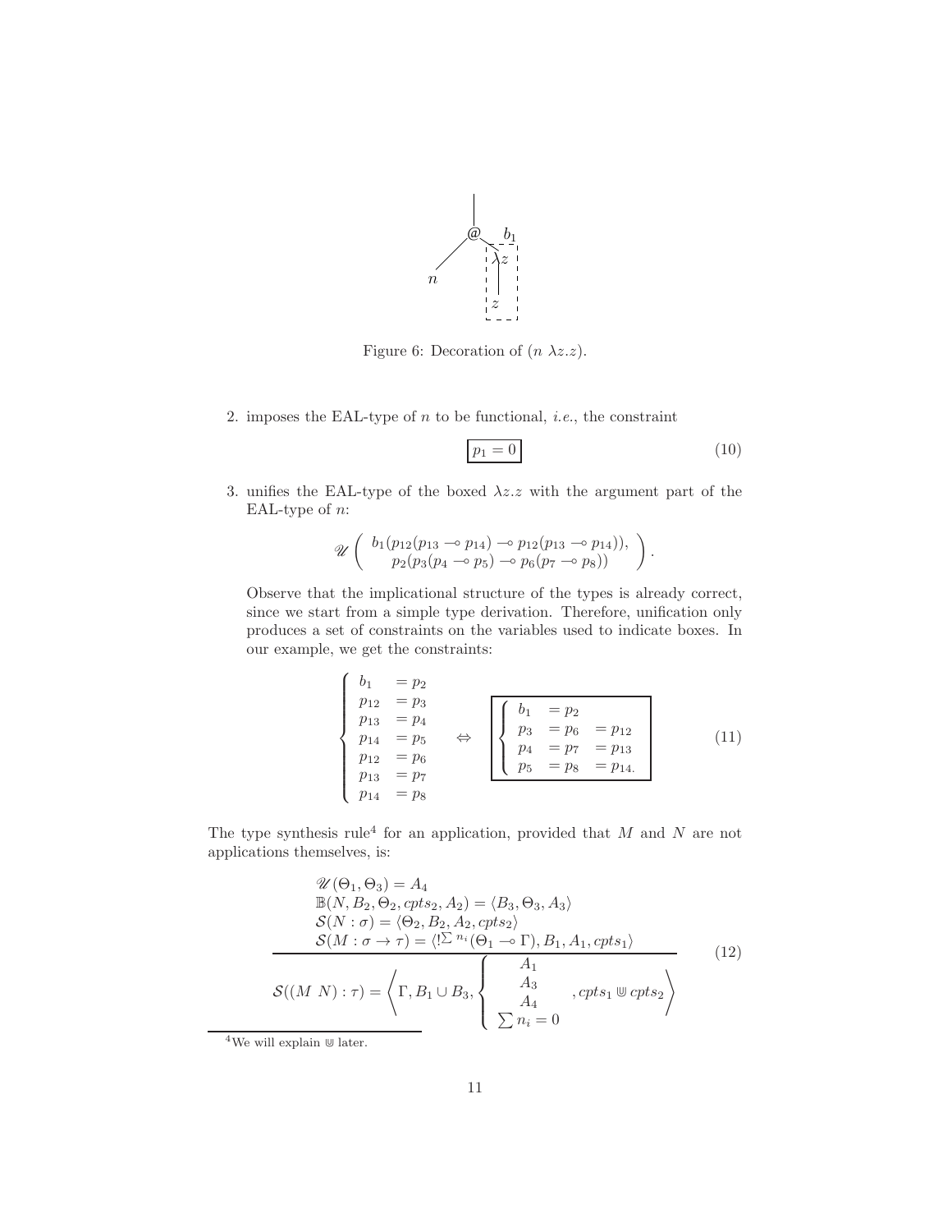Figure 6: Decoration of $(n\ \lambda z.z)$.

2. imposes the EAL-type of $n$ to be functional, *i.e.*, the constraint

$$\boxed{p_1 = 0} \tag{10}$$

3. unifies the EAL-type of the boxed $\lambda z.z$ with the argument part of the EAL-type of $n$:

$$\mathscr{U}\left( \begin{array}{c} b_1(p_{12}(p_{13} \multimap p_{14}) \multimap p_{12}(p_{13} \multimap p_{14})), \\ p_2(p_3(p_4 \multimap p_5) \multimap p_6(p_7 \multimap p_8)) \end{array} \right).$$

Observe that the implicational structure of the types is already correct, since we start from a simple type derivation. Therefore, unification only produces a set of constraints on the variables used to indicate boxes. In our example, we get the constraints:

$$\left\{ \begin{array}{ll} b_1 & = p_2 \\ p_{12} & = p_3 \\ p_{13} & = p_4 \\ p_{14} & = p_5 \\ p_{12} & = p_6 \\ p_{13} & = p_7 \\ p_{14} & = p_8 \end{array} \right. \quad \Leftrightarrow \quad \boxed{\left\{ \begin{array}{lll} b_1 & = p_2 & \\ p_3 & = p_6 & = p_{12} \\ p_4 & = p_7 & = p_{13} \\ p_5 & = p_8 & = p_{14}. \end{array} \right.} \tag{11}$$

The type synthesis rule[4] for an application, provided that $M$ and $N$ are not applications themselves, is:

$$\frac{\begin{array}{l} \mathscr{U}(\Theta_1, \Theta_3) = A_4 \\ \mathbb{B}(N, B_2, \Theta_2, cpts_2, A_2) = \langle B_3, \Theta_3, A_3 \rangle \\ \mathcal{S}(N : \sigma) = \langle \Theta_2, B_2, A_2, cpts_2 \rangle \\ \mathcal{S}(M : \sigma \to \tau) = \langle !^{\sum n_i}(\Theta_1 \multimap \Gamma), B_1, A_1, cpts_1 \rangle \end{array}}{\mathcal{S}((M\ N) : \tau) = \left\langle \Gamma, B_1 \cup B_3, \left\{ \begin{array}{c} A_1 \\ A_3 \\ A_4 \\ \sum n_i = 0 \end{array} \right., cpts_1 \Cup cpts_2 \right\rangle} \tag{12}$$

[4] We will explain $\Cup$ later.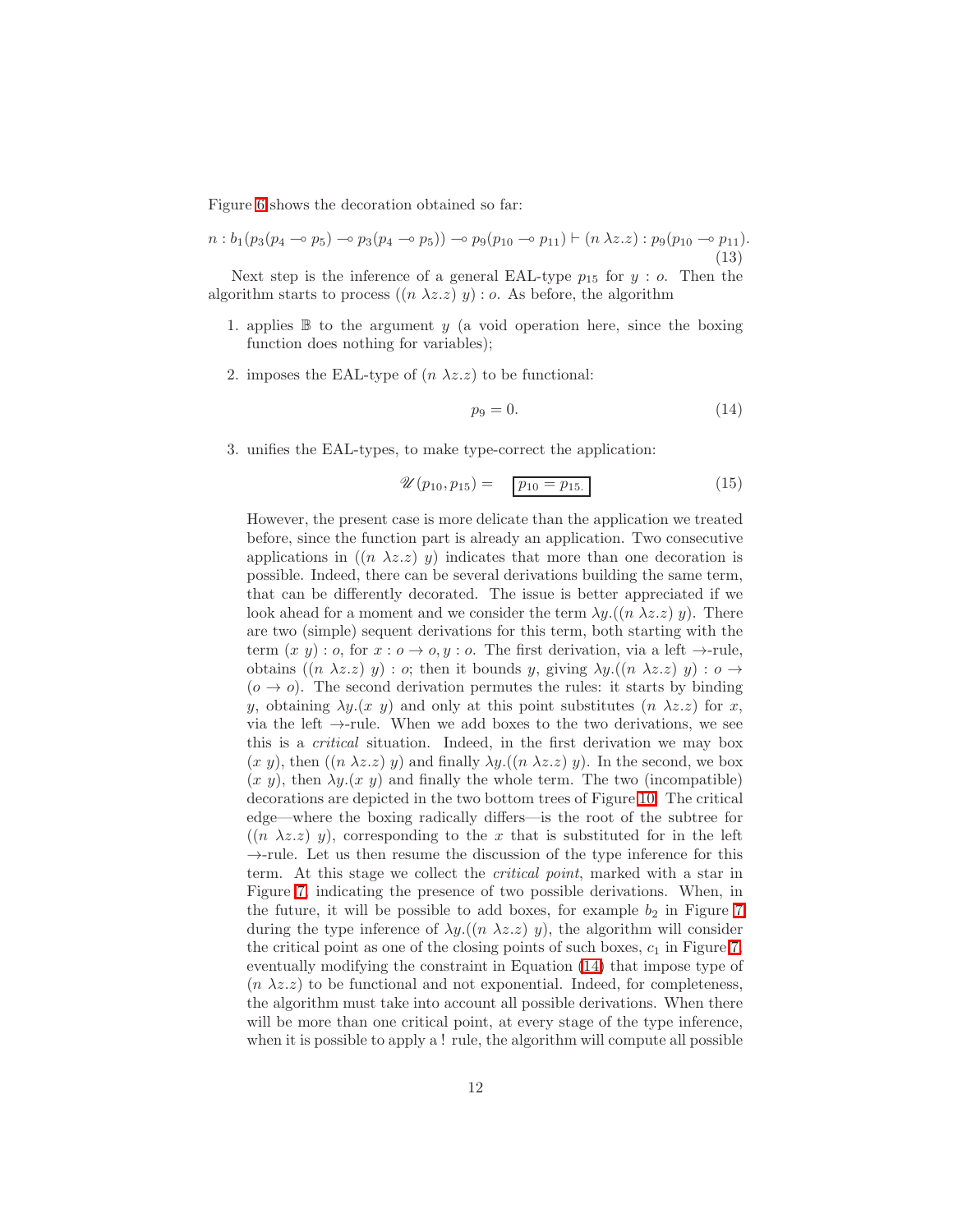Figure 6 shows the decoration obtained so far:

$$n : b_1(p_3(p_4 \multimap p_5) \multimap p_3(p_4 \multimap p_5)) \multimap p_9(p_{10} \multimap p_{11}) \vdash (n\ \lambda z.z) : p_9(p_{10} \multimap p_{11}). \tag{13}$$

Next step is the inference of a general EAL-type $p_{15}$ for $y : o$. Then the algorithm starts to process $((n\ \lambda z.z)\ y) : o$. As before, the algorithm

1. applies $\mathbb{B}$ to the argument $y$ (a void operation here, since the boxing function does nothing for variables);
2. imposes the EAL-type of $(n\ \lambda z.z)$ to be functional:

$$p_9 = 0. \tag{14}$$

3. unifies the EAL-types, to make type-correct the application:

$$\mathscr{U}(p_{10}, p_{15}) = \boxed{p_{10} = p_{15}.} \tag{15}$$

However, the present case is more delicate than the application we treated before, since the function part is already an application. Two consecutive applications in $((n\ \lambda z.z)\ y)$ indicates that more than one decoration is possible. Indeed, there can be several derivations building the same term, that can be differently decorated. The issue is better appreciated if we look ahead for a moment and we consider the term $\lambda y.((n\ \lambda z.z)\ y)$. There are two (simple) sequent derivations for this term, both starting with the term $(x\ y) : o$, for $x : o \to o, y : o$. The first derivation, via a left $\to$-rule, obtains $((n\ \lambda z.z)\ y) : o$; then it bounds $y$, giving $\lambda y.((n\ \lambda z.z)\ y) : o \to (o \to o)$. The second derivation permutes the rules: it starts by binding $y$, obtaining $\lambda y.(x\ y)$ and only at this point substitutes $(n\ \lambda z.z)$ for $x$, via the left $\to$-rule. When we add boxes to the two derivations, we see this is a *critical* situation. Indeed, in the first derivation we may box $(x\ y)$, then $((n\ \lambda z.z)\ y)$ and finally $\lambda y.((n\ \lambda z.z)\ y)$. In the second, we box $(x\ y)$, then $\lambda y.(x\ y)$ and finally the whole term. The two (incompatible) decorations are depicted in the two bottom trees of Figure 10. The critical edge—where the boxing radically differs—is the root of the subtree for $((n\ \lambda z.z)\ y)$, corresponding to the $x$ that is substituted for in the left $\to$-rule. Let us then resume the discussion of the type inference for this term. At this stage we collect the *critical point*, marked with a star in Figure 7, indicating the presence of two possible derivations. When, in the future, it will be possible to add boxes, for example $b_2$ in Figure 7 during the type inference of $\lambda y.((n\ \lambda z.z)\ y)$, the algorithm will consider the critical point as one of the closing points of such boxes, $c_1$ in Figure 7, eventually modifying the constraint in Equation (14) that impose type of $(n\ \lambda z.z)$ to be functional and not exponential. Indeed, for completeness, the algorithm must take into account all possible derivations. When there will be more than one critical point, at every stage of the type inference, when it is possible to apply a ! rule, the algorithm will compute all possible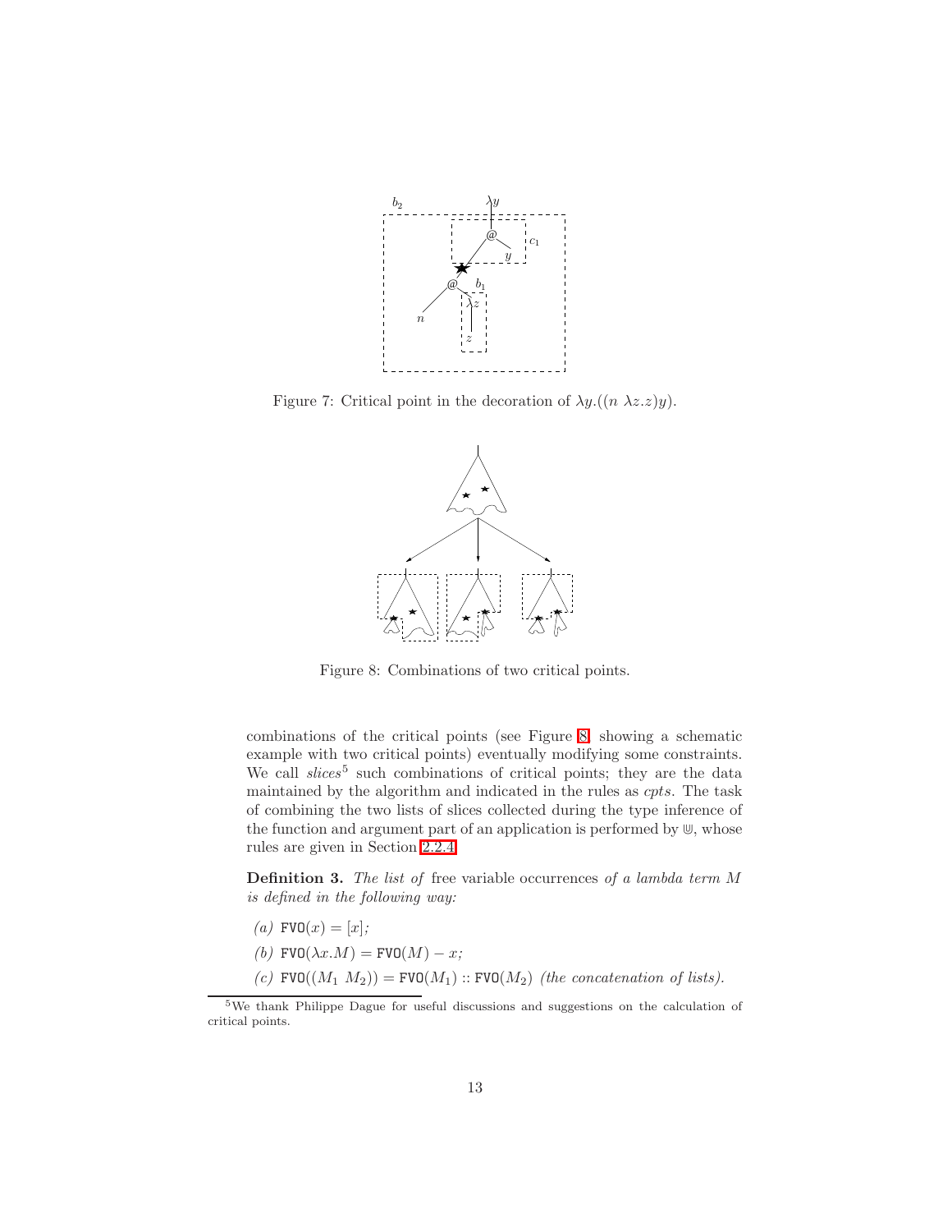Figure 7: Critical point in the decoration of $\lambda y.((n\ \lambda z.z)y)$.

Figure 8: Combinations of two critical points.

combinations of the critical points (see Figure 8, showing a schematic example with two critical points) eventually modifying some constraints. We call *slices*[5] such combinations of critical points; they are the data maintained by the algorithm and indicated in the rules as *cpts*. The task of combining the two lists of slices collected during the type inference of the function and argument part of an application is performed by $\Cup$, whose rules are given in Section 2.2.4.

**Definition 3.** *The list of* free variable occurrences *of a lambda term $M$ is defined in the following way:*

*(a)* $\texttt{FVO}(x) = [x]$*;*

*(b)* $\texttt{FVO}(\lambda x.M) = \texttt{FVO}(M) - x$*;*

*(c)* $\texttt{FVO}((M_1\ M_2)) = \texttt{FVO}(M_1) :: \texttt{FVO}(M_2)$ *(the concatenation of lists).*

[5] We thank Philippe Dague for useful discussions and suggestions on the calculation of critical points.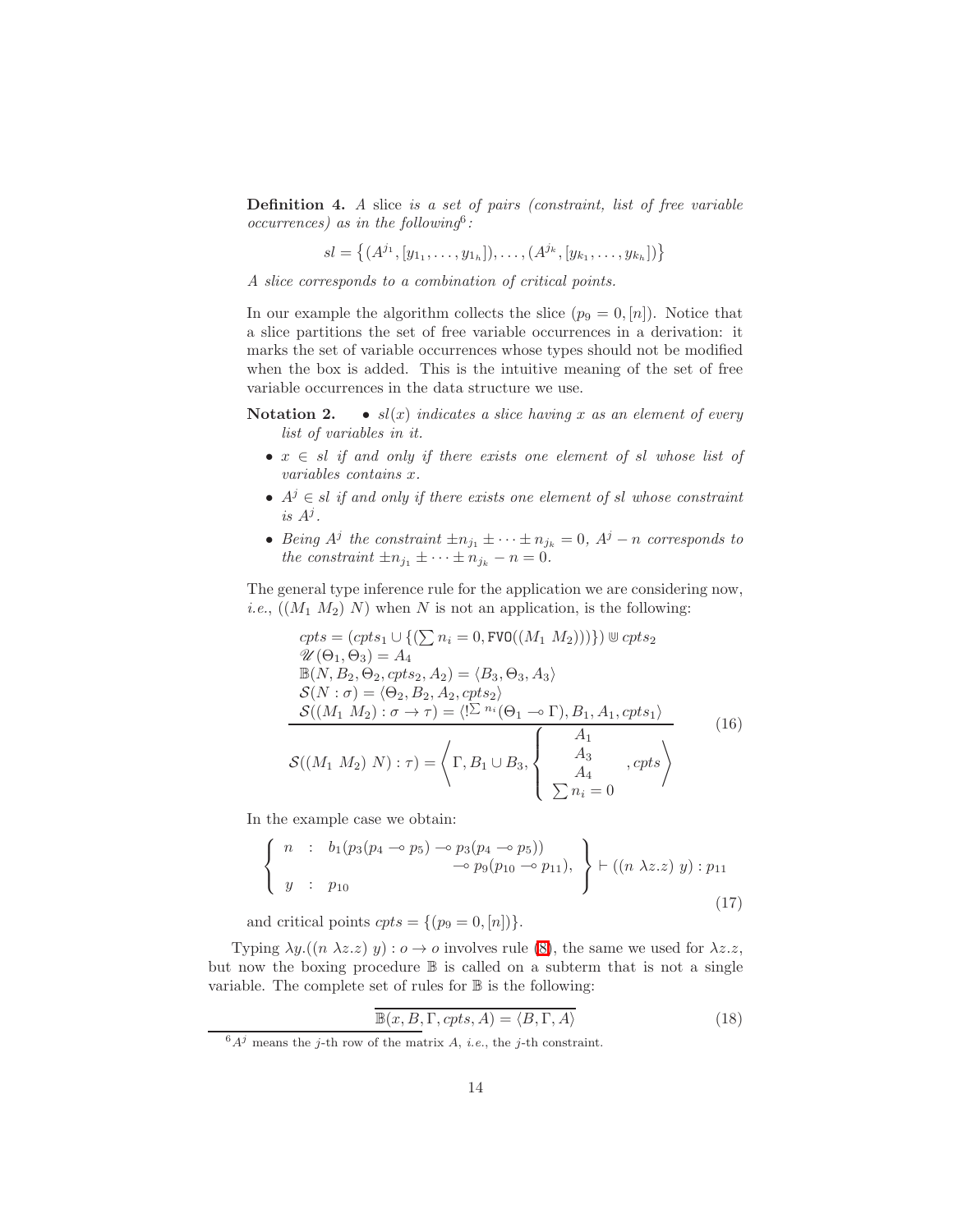**Definition 4.** *A* slice *is a set of pairs (constraint, list of free variable occurrences) as in the following*[6]*:*

$$sl = \left\{(A^{j_1}, [y_{1_1}, \ldots, y_{1_h}]), \ldots, (A^{j_k}, [y_{k_1}, \ldots, y_{k_h}])\right\}$$

*A slice corresponds to a combination of critical points.*

In our example the algorithm collects the slice $(p_9 = 0, [n])$. Notice that a slice partitions the set of free variable occurrences in a derivation: it marks the set of variable occurrences whose types should not be modified when the box is added. This is the intuitive meaning of the set of free variable occurrences in the data structure we use.

**Notation 2.**

- *$sl(x)$ indicates a slice having $x$ as an element of every list of variables in it.*
- *$x \in sl$ if and only if there exists one element of $sl$ whose list of variables contains $x$.*
- *$A^j \in sl$ if and only if there exists one element of $sl$ whose constraint is $A^j$.*
- *Being $A^j$ the constraint $\pm n_{j_1} \pm \cdots \pm n_{j_k} = 0$, $A^j - n$ corresponds to the constraint $\pm n_{j_1} \pm \cdots \pm n_{j_k} - n = 0$.*

The general type inference rule for the application we are considering now, *i.e.*, $((M_1\ M_2)\ N)$ when $N$ is not an application, is the following:

$$\frac{\begin{array}{l} cpts = (cpts_1 \cup \{(\sum n_i = 0, \mathtt{FVO}((M_1\ M_2)))\}) \Cup cpts_2 \\ \mathscr{U}(\Theta_1, \Theta_3) = A_4 \\ \mathbb{B}(N, B_2, \Theta_2, cpts_2, A_2) = \langle B_3, \Theta_3, A_3\rangle \\ \mathcal{S}(N : \sigma) = \langle \Theta_2, B_2, A_2, cpts_2\rangle \\ \mathcal{S}((M_1\ M_2) : \sigma \to \tau) = \langle !^{\sum n_i}(\Theta_1 \multimap \Gamma), B_1, A_1, cpts_1\rangle \end{array}}{\mathcal{S}((M_1\ M_2)\ N) : \tau) = \left\langle \Gamma, B_1 \cup B_3, \left\{ \begin{array}{c} A_1 \\ A_3 \\ A_4 \\ \sum n_i = 0 \end{array} \right., cpts \right\rangle} \tag{16}$$

In the example case we obtain:

$$\left\{ \begin{array}{lcl} n & : & b_1(p_3(p_4 \multimap p_5) \multimap p_3(p_4 \multimap p_5)) \\ & & \qquad\qquad \multimap p_9(p_{10} \multimap p_{11}), \\ y & : & p_{10} \end{array} \right\} \vdash ((n\ \lambda z.z)\ y) : p_{11} \tag{17}$$

and critical points $cpts = \{(p_9 = 0, [n])\}$.

Typing $\lambda y.((n\ \lambda z.z)\ y) : o \to o$ involves rule (8), the same we used for $\lambda z.z$, but now the boxing procedure $\mathbb{B}$ is called on a subterm that is not a single variable. The complete set of rules for $\mathbb{B}$ is the following:

$$\overline{\mathbb{B}(x, B, \Gamma, cpts, A) = \langle B, \Gamma, A\rangle} \tag{18}$$

[6] $A^j$ means the $j$-th row of the matrix $A$, *i.e.*, the $j$-th constraint.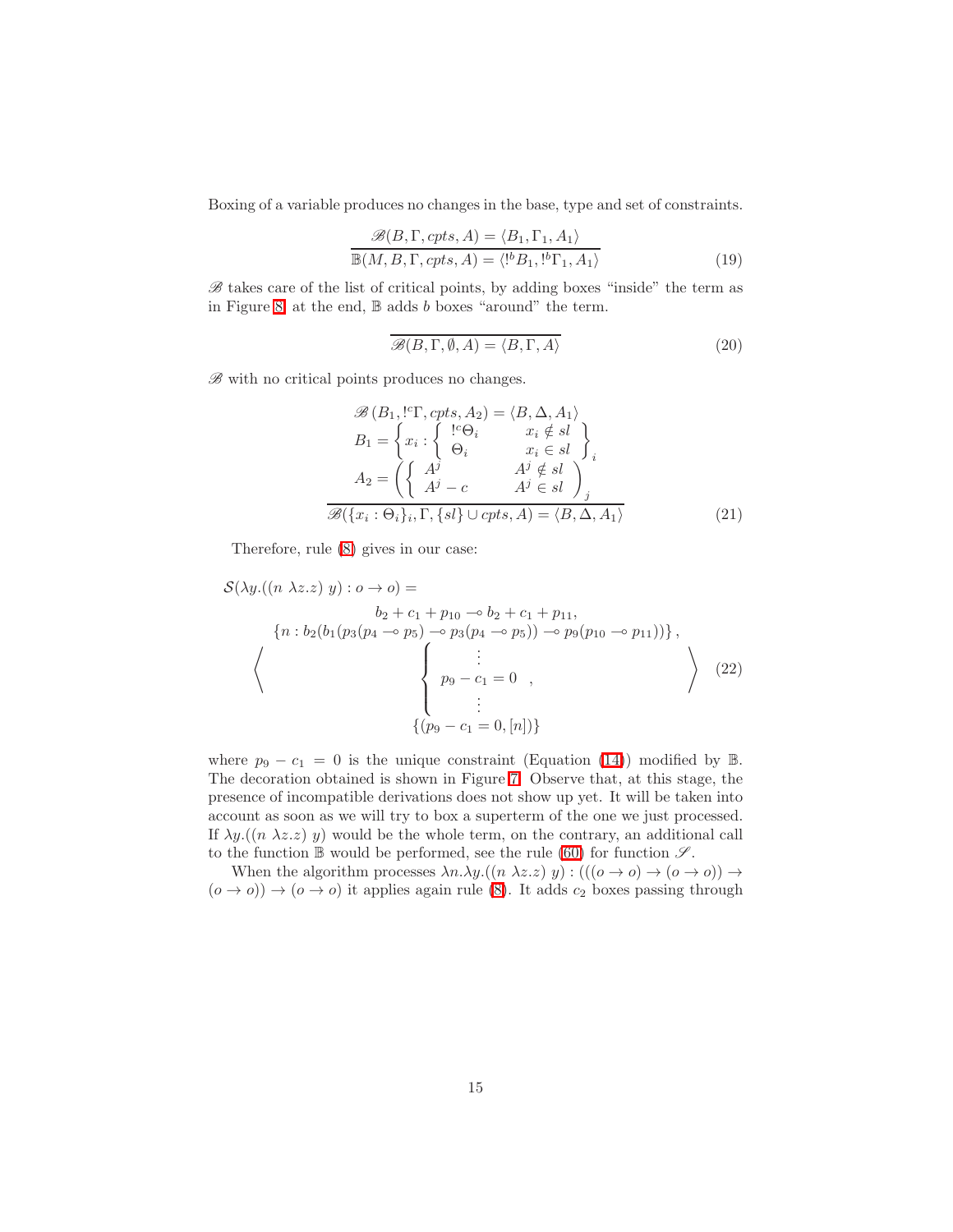Boxing of a variable produces no changes in the base, type and set of constraints.

$$\frac{\mathscr{B}(B, \Gamma, cpts, A) = \langle B_1, \Gamma_1, A_1 \rangle}{\mathbb{B}(M, B, \Gamma, cpts, A) = \langle !^b B_1, !^b \Gamma_1, A_1 \rangle} \tag{19}$$

$\mathscr{B}$ takes care of the list of critical points, by adding boxes "inside" the term as in Figure 8, at the end, $\mathbb{B}$ adds $b$ boxes "around" the term.

$$\overline{\mathscr{B}(B, \Gamma, \emptyset, A) = \langle B, \Gamma, A \rangle} \tag{20}$$

$\mathscr{B}$ with no critical points produces no changes.

$$\frac{\begin{array}{c} \mathscr{B}\left(B_1, !^c\Gamma, cpts, A_2\right) = \langle B, \Delta, A_1 \rangle \\ B_1 = \left\{ x_i : \left\{ \begin{array}{ll} !^c\Theta_i & x_i \notin sl \\ \Theta_i & x_i \in sl \end{array} \right\} \right\}_i \\ A_2 = \left( \left\{ \begin{array}{ll} A^j & A^j \notin sl \\ A^j - c & A^j \in sl \end{array} \right) \right)_j \end{array}}{\mathscr{B}(\{x_i : \Theta_i\}_i, \Gamma, \{sl\} \cup cpts, A) = \langle B, \Delta, A_1 \rangle} \tag{21}$$

Therefore, rule (8) gives in our case:

$$\mathcal{S}(\lambda y.((n\ \lambda z.z)\ y) : o \rightarrow o) = \left\langle \begin{array}{c} b_2 + c_1 + p_{10} \multimap b_2 + c_1 + p_{11}, \\ \{n : b_2(b_1(p_3(p_4 \multimap p_5) \multimap p_3(p_4 \multimap p_5)) \multimap p_9(p_{10} \multimap p_{11}))\}, \\ \left\{ \begin{array}{l} \vdots \\ p_9 - c_1 = 0 \quad , \\ \vdots \end{array} \right. \\ \{(p_9 - c_1 = 0, [n])\} \end{array} \right\rangle \tag{22}$$

where $p_9 - c_1 = 0$ is the unique constraint (Equation (14)) modified by $\mathbb{B}$. The decoration obtained is shown in Figure 7. Observe that, at this stage, the presence of incompatible derivations does not show up yet. It will be taken into account as soon as we will try to box a superterm of the one we just processed. If $\lambda y.((n\ \lambda z.z)\ y)$ would be the whole term, on the contrary, an additional call to the function $\mathbb{B}$ would be performed, see the rule (60) for function $\mathscr{S}$.

When the algorithm processes $\lambda n.\lambda y.((n\ \lambda z.z)\ y) : (((o \rightarrow o) \rightarrow (o \rightarrow o)) \rightarrow (o \rightarrow o)) \rightarrow (o \rightarrow o)$ it applies again rule (8). It adds $c_2$ boxes passing through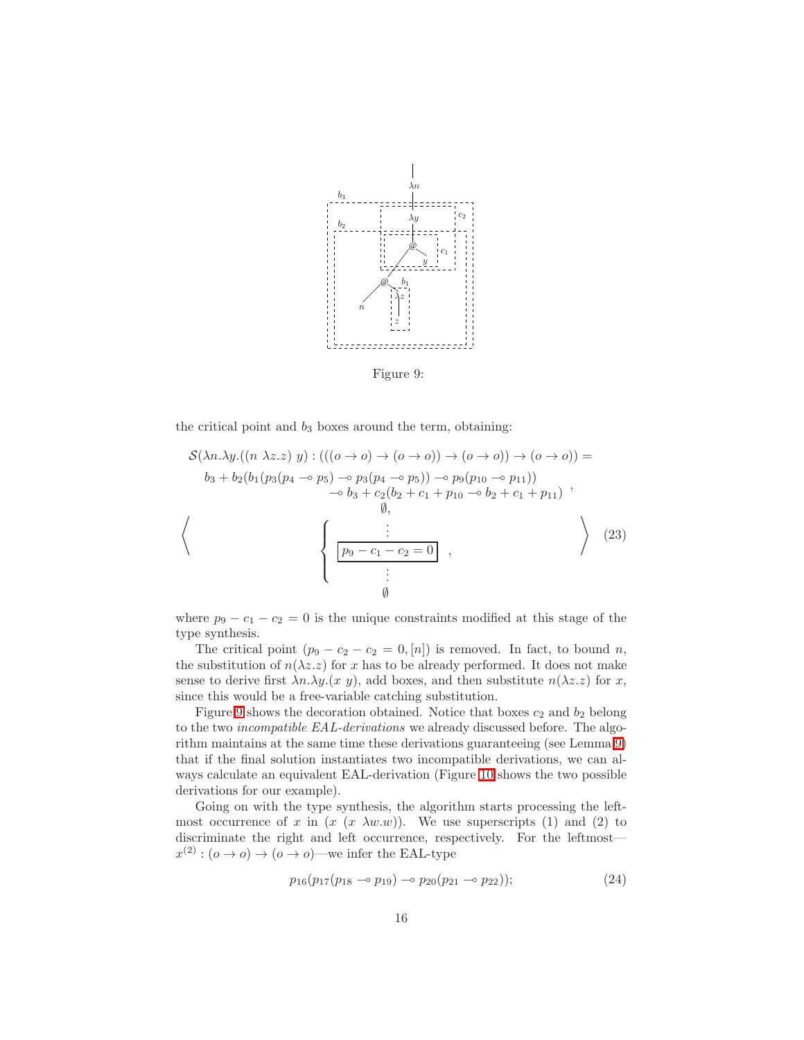Figure 9:

the critical point and $b_3$ boxes around the term, obtaining:

$$
\mathcal{S}(\lambda n.\lambda y.((n\ \lambda z.z)\ y) : (((o \to o) \to (o \to o)) \to (o \to o)) \to (o \to o)) =
$$

$$
\left\langle
\begin{array}{c}
b_3 + b_2(b_1(p_3(p_4 \multimap p_5) \multimap p_3(p_4 \multimap p_5)) \multimap p_9(p_{10} \multimap p_{11})) \\
\multimap b_3 + c_2(b_2 + c_1 + p_{10} \multimap b_2 + c_1 + p_{11}) \\
\emptyset, \\
\left\{
\begin{array}{c}
\vdots \\
\boxed{p_9 - c_1 - c_2 = 0} \\
\vdots
\end{array}
\right. , \\
\emptyset
\end{array}
\right\rangle
\tag{23}
$$

where $p_9 - c_1 - c_2 = 0$ is the unique constraints modified at this stage of the type synthesis.

The critical point $(p_9 - c_2 - c_2 = 0, [n])$ is removed. In fact, to bound $n$, the substitution of $n(\lambda z.z)$ for $x$ has to be already performed. It does not make sense to derive first $\lambda n.\lambda y.(x\ y)$, add boxes, and then substitute $n(\lambda z.z)$ for $x$, since this would be a free-variable catching substitution.

Figure 9 shows the decoration obtained. Notice that boxes $c_2$ and $b_2$ belong to the two *incompatible EAL-derivations* we already discussed before. The algorithm maintains at the same time these derivations guaranteeing (see Lemma 9) that if the final solution instantiates two incompatible derivations, we can always calculate an equivalent EAL-derivation (Figure 10 shows the two possible derivations for our example).

Going on with the type synthesis, the algorithm starts processing the leftmost occurrence of $x$ in $(x\ (x\ \lambda w.w))$. We use superscripts (1) and (2) to discriminate the right and left occurrence, respectively. For the leftmost—$x^{(2)} : (o \to o) \to (o \to o)$—we infer the EAL-type

$$
p_{16}(p_{17}(p_{18} \multimap p_{19}) \multimap p_{20}(p_{21} \multimap p_{22}));
\tag{24}
$$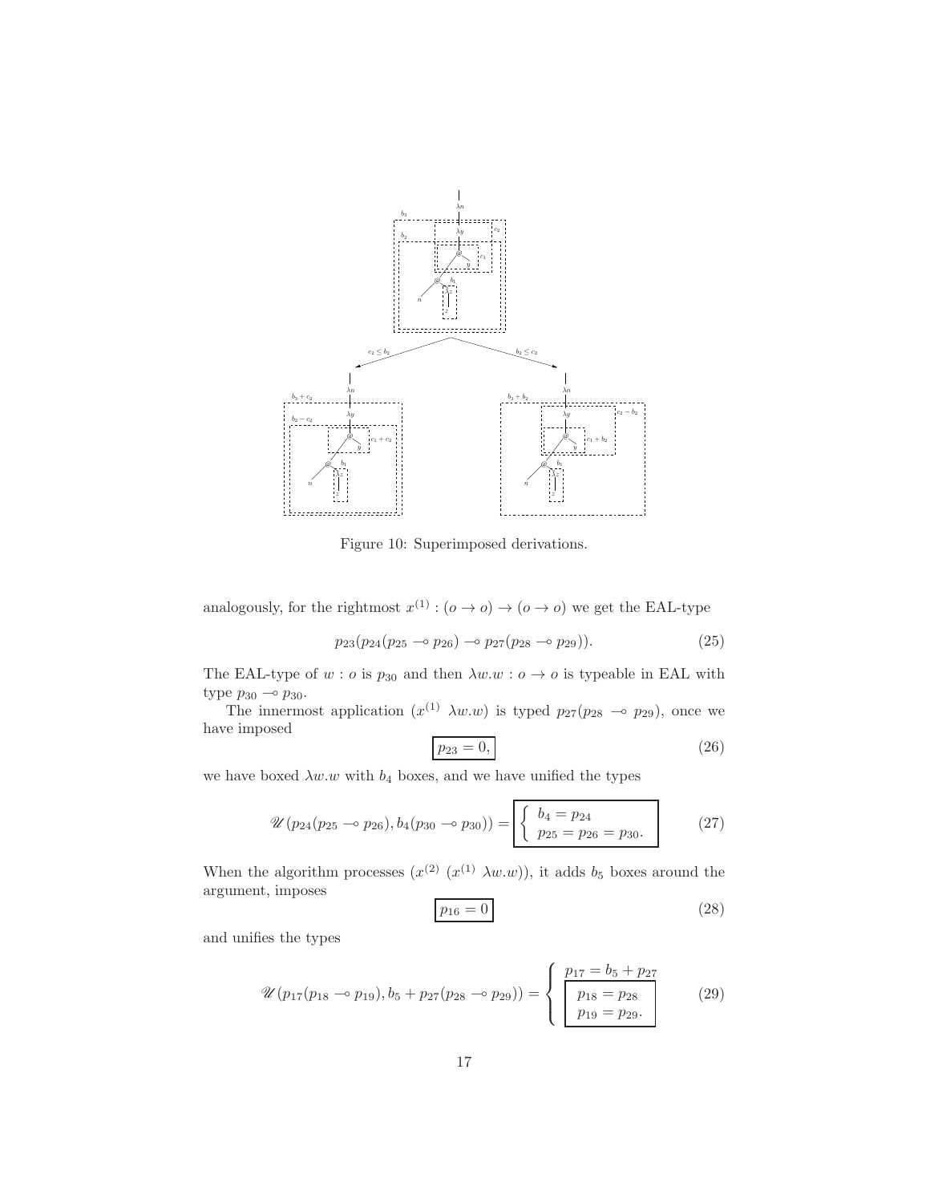Figure 10: Superimposed derivations.

analogously, for the rightmost $x^{(1)} : (o \to o) \to (o \to o)$ we get the EAL-type

$$p_{23}(p_{24}(p_{25} \multimap p_{26}) \multimap p_{27}(p_{28} \multimap p_{29})). \tag{25}$$

The EAL-type of $w : o$ is $p_{30}$ and then $\lambda w.w : o \to o$ is typeable in EAL with type $p_{30} \multimap p_{30}$.

The innermost application $(x^{(1)}\ \lambda w.w)$ is typed $p_{27}(p_{28} \multimap p_{29})$, once we have imposed

$$\boxed{p_{23} = 0,} \tag{26}$$

we have boxed $\lambda w.w$ with $b_4$ boxes, and we have unified the types

$$\mathscr{U}(p_{24}(p_{25} \multimap p_{26}), b_4(p_{30} \multimap p_{30})) = \boxed{\begin{cases} b_4 = p_{24} \\ p_{25} = p_{26} = p_{30}. \end{cases}} \tag{27}$$

When the algorithm processes $(x^{(2)}\ (x^{(1)}\ \lambda w.w))$, it adds $b_5$ boxes around the argument, imposes

$$\boxed{p_{16} = 0} \tag{28}$$

and unifies the types

$$\mathscr{U}(p_{17}(p_{18} \multimap p_{19}), b_5 + p_{27}(p_{28} \multimap p_{29})) = \begin{cases} p_{17} = b_5 + p_{27} \\ \boxed{\begin{array}{l} p_{18} = p_{28} \\ p_{19} = p_{29}. \end{array}} \end{cases} \tag{29}$$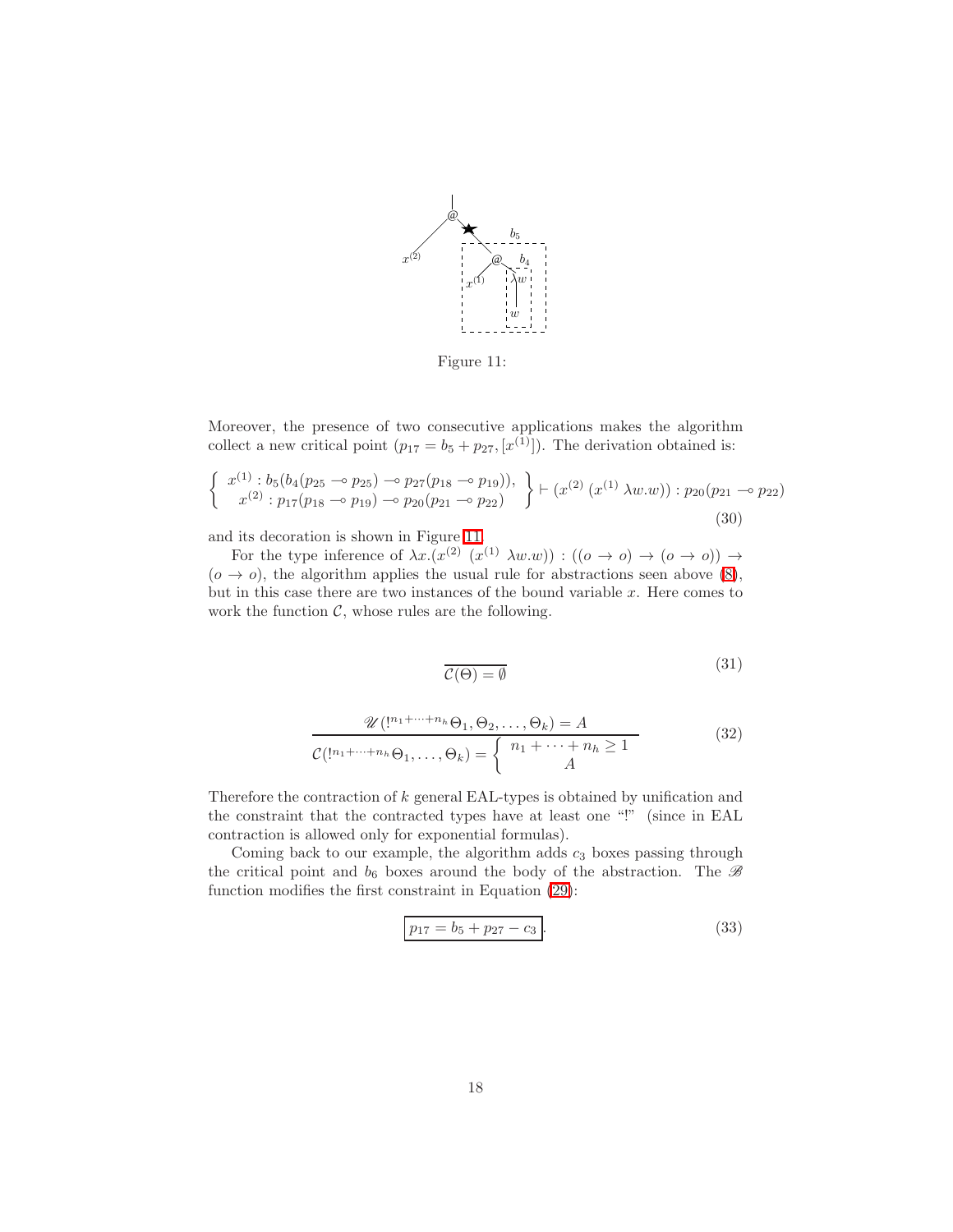Figure 11:

Moreover, the presence of two consecutive applications makes the algorithm collect a new critical point $(p_{17} = b_5 + p_{27}, [x^{(1)}])$. The derivation obtained is:

$$
\left\{ \begin{array}{c} x^{(1)} : b_5(b_4(p_{25} \multimap p_{25}) \multimap p_{27}(p_{18} \multimap p_{19})), \\ x^{(2)} : p_{17}(p_{18} \multimap p_{19}) \multimap p_{20}(p_{21} \multimap p_{22}) \end{array} \right\} \vdash (x^{(2)}\ (x^{(1)}\ \lambda w.w)) : p_{20}(p_{21} \multimap p_{22}) \tag{30}
$$

and its decoration is shown in Figure 11.

For the type inference of $\lambda x.(x^{(2)}\ (x^{(1)}\ \lambda w.w)) : ((o \to o) \to (o \to o)) \to (o \to o)$, the algorithm applies the usual rule for abstractions seen above (8), but in this case there are two instances of the bound variable $x$. Here comes to work the function $\mathcal{C}$, whose rules are the following.

$$
\overline{\mathcal{C}(\Theta) = \emptyset} \tag{31}
$$

$$
\frac{\mathscr{U}(!^{n_1+\cdots+n_h}\Theta_1, \Theta_2, \ldots, \Theta_k) = A}{\mathcal{C}(!^{n_1+\cdots+n_h}\Theta_1, \ldots, \Theta_k) = \left\{ \begin{array}{c} n_1 + \cdots + n_h \geq 1 \\ A \end{array} \right.} \tag{32}
$$

Therefore the contraction of $k$ general EAL-types is obtained by unification and the constraint that the contracted types have at least one "!" (since in EAL contraction is allowed only for exponential formulas).

Coming back to our example, the algorithm adds $c_3$ boxes passing through the critical point and $b_6$ boxes around the body of the abstraction. The $\mathscr{B}$ function modifies the first constraint in Equation (29):

$$
\boxed{p_{17} = b_5 + p_{27} - c_3}. \tag{33}
$$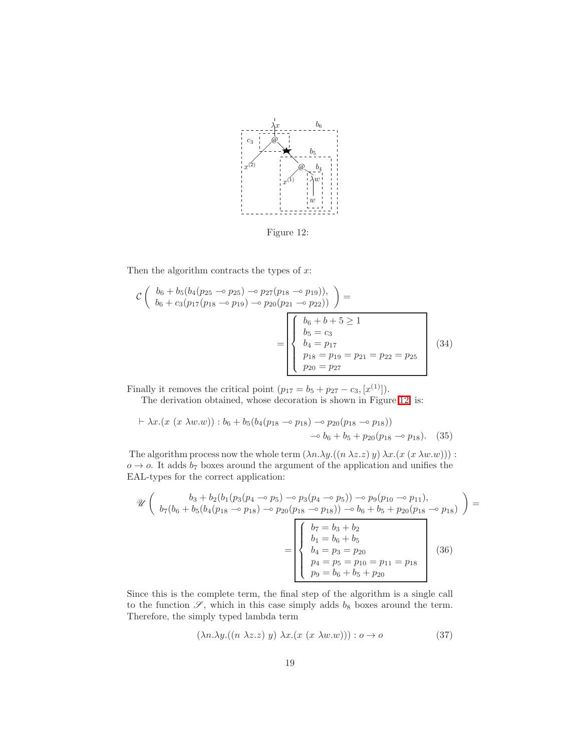Figure 12:

Then the algorithm contracts the types of $x$:

$$\mathcal{C}\left(\begin{array}{c} b_6 + b_5(b_4(p_{25} \multimap p_{25}) \multimap p_{27}(p_{18} \multimap p_{19})), \\ b_6 + c_3(p_{17}(p_{18} \multimap p_{19}) \multimap p_{20}(p_{21} \multimap p_{22})) \end{array}\right) =$$

$$= \boxed{\left\{\begin{array}{l} b_6 + b + 5 \geq 1 \\ b_5 = c_3 \\ b_4 = p_{17} \\ p_{18} = p_{19} = p_{21} = p_{22} = p_{25} \\ p_{20} = p_{27} \end{array}\right.} \quad (34)$$

Finally it removes the critical point $(p_{17} = b_5 + p_{27} - c_3, [x^{(1)}])$.

The derivation obtained, whose decoration is shown in Figure 12, is:

$$\vdash \lambda x.(x\ (x\ \lambda w.w)) : b_6 + b_5(b_4(p_{18} \multimap p_{18}) \multimap p_{20}(p_{18} \multimap p_{18})) \\ \multimap b_6 + b_5 + p_{20}(p_{18} \multimap p_{18}). \quad (35)$$

The algorithm process now the whole term $(\lambda n.\lambda y.((n\ \lambda z.z)\ y)\ \lambda x.(x\ (x\ \lambda w.w))) : o \to o$. It adds $b_7$ boxes around the argument of the application and unifies the EAL-types for the correct application:

$$\mathscr{U}\left(\begin{array}{c} b_3 + b_2(b_1(p_3(p_4 \multimap p_5) \multimap p_3(p_4 \multimap p_5)) \multimap p_9(p_{10} \multimap p_{11}), \\ b_7(b_6 + b_5(b_4(p_{18} \multimap p_{18}) \multimap p_{20}(p_{18} \multimap p_{18})) \multimap b_6 + b_5 + p_{20}(p_{18} \multimap p_{18}) \end{array}\right) =$$

$$= \boxed{\left\{\begin{array}{l} b_7 = b_3 + b_2 \\ b_1 = b_6 + b_5 \\ b_4 = p_3 = p_{20} \\ p_4 = p_5 = p_{10} = p_{11} = p_{18} \\ p_9 = b_6 + b_5 + p_{20} \end{array}\right.} \quad (36)$$

Since this is the complete term, the final step of the algorithm is a single call to the function $\mathscr{S}$, which in this case simply adds $b_8$ boxes around the term. Therefore, the simply typed lambda term

$$(\lambda n.\lambda y.((n\ \lambda z.z)\ y)\ \lambda x.(x\ (x\ \lambda w.w))) : o \to o \quad (37)$$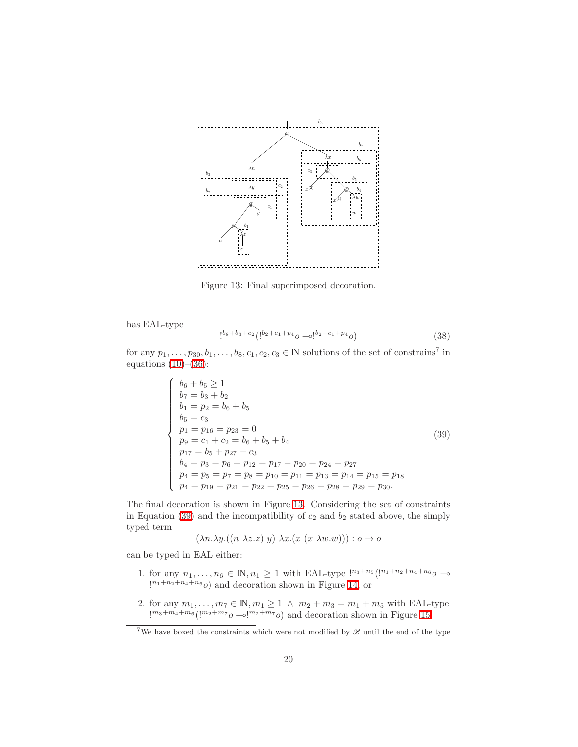Figure 13: Final superimposed decoration.

has EAL-type

$$!^{b_8+b_3+c_2}(!^{b_2+c_1+p_4}o \multimap !^{b_2+c_1+p_4}o) \tag{38}$$

for any $p_1, \ldots, p_{30}, b_1, \ldots, b_8, c_1, c_2, c_3 \in \mathbb{N}$ solutions of the set of constrains[7] in equations (10)–(36):

$$\begin{cases} b_6 + b_5 \geq 1 \\ b_7 = b_3 + b_2 \\ b_1 = p_2 = b_6 + b_5 \\ b_5 = c_3 \\ p_1 = p_{16} = p_{23} = 0 \\ p_9 = c_1 + c_2 = b_6 + b_5 + b_4 \\ p_{17} = b_5 + p_{27} - c_3 \\ b_4 = p_3 = p_6 = p_{12} = p_{17} = p_{20} = p_{24} = p_{27} \\ p_4 = p_5 = p_7 = p_8 = p_{10} = p_{11} = p_{13} = p_{14} = p_{15} = p_{18} \\ p_4 = p_{19} = p_{21} = p_{22} = p_{25} = p_{26} = p_{28} = p_{29} = p_{30}. \end{cases} \tag{39}$$

The final decoration is shown in Figure 13. Considering the set of constraints in Equation (39) and the incompatibility of $c_2$ and $b_2$ stated above, the simply typed term

$$(\lambda n.\lambda y.((n\ \lambda z.z)\ y)\ \lambda x.(x\ (x\ \lambda w.w))) : o \rightarrow o$$

can be typed in EAL either:

1. for any $n_1, \ldots, n_6 \in \mathbb{N}, n_1 \geq 1$ with EAL-type $!^{n_3+n_5}(!^{n_1+n_2+n_4+n_6}o \multimap !^{n_1+n_2+n_4+n_6}o)$ and decoration shown in Figure 14, or
2. for any $m_1, \ldots, m_7 \in \mathbb{N}, m_1 \geq 1\ \wedge\ m_2 + m_3 = m_1 + m_5$ with EAL-type $!^{m_3+m_4+m_6}(!^{m_2+m_7}o \multimap !^{m_2+m_7}o)$ and decoration shown in Figure 15.

[7] We have boxed the constraints which were not modified by $\mathscr{B}$ until the end of the type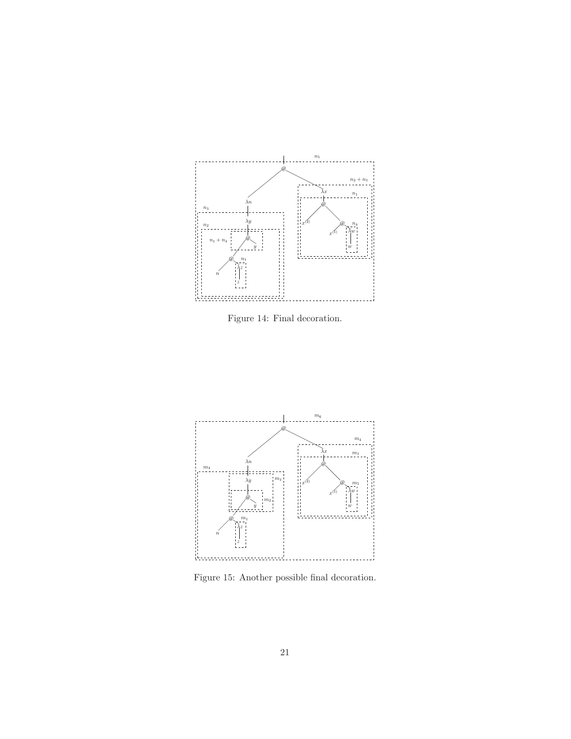Figure 14: Final decoration.

Figure 15: Another possible final decoration.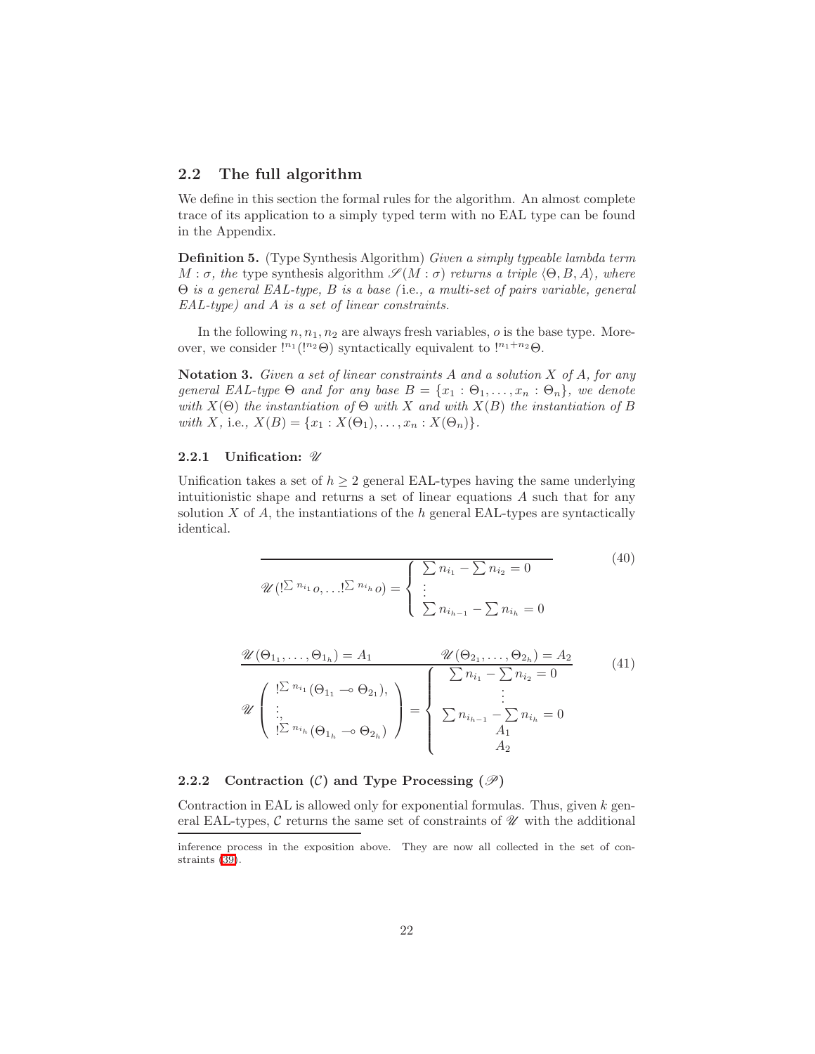## 2.2 The full algorithm

We define in this section the formal rules for the algorithm. An almost complete trace of its application to a simply typed term with no EAL type can be found in the Appendix.

**Definition 5.** (Type Synthesis Algorithm) *Given a simply typeable lambda term $M : \sigma$, the* type synthesis algorithm *$\mathscr{S}(M : \sigma)$ returns a triple $\langle \Theta, B, A \rangle$, where $\Theta$ is a general EAL-type, $B$ is a base (*i.e.*, a multi-set of pairs variable, general EAL-type) and $A$ is a set of linear constraints.*

In the following $n, n_1, n_2$ are always fresh variables, $o$ is the base type. Moreover, we consider $!^{n_1}(!^{n_2}\Theta)$ syntactically equivalent to $!^{n_1+n_2}\Theta$.

**Notation 3.** *Given a set of linear constraints $A$ and a solution $X$ of $A$, for any general EAL-type $\Theta$ and for any base $B = \{x_1 : \Theta_1, \ldots, x_n : \Theta_n\}$, we denote with $X(\Theta)$ the instantiation of $\Theta$ with $X$ and with $X(B)$ the instantiation of $B$ with $X$,* i.e.*, $X(B) = \{x_1 : X(\Theta_1), \ldots, x_n : X(\Theta_n)\}$.*

### 2.2.1 Unification: $\mathscr{U}$

Unification takes a set of $h \geq 2$ general EAL-types having the same underlying intuitionistic shape and returns a set of linear equations $A$ such that for any solution $X$ of $A$, the instantiations of the $h$ general EAL-types are syntactically identical.

$$
\frac{}{\mathscr{U}(!^{\sum n_{i_1}} o, \ldots !^{\sum n_{i_h}} o) = \left\{ \begin{array}{l} \sum n_{i_1} - \sum n_{i_2} = 0 \\ \vdots \\ \sum n_{i_{h-1}} - \sum n_{i_h} = 0 \end{array} \right.} \tag{40}
$$

$$
\frac{\mathscr{U}(\Theta_{1_1}, \ldots, \Theta_{1_h}) = A_1 \qquad\qquad \mathscr{U}(\Theta_{2_1}, \ldots, \Theta_{2_h}) = A_2}{\mathscr{U}\left( \begin{array}{l} !^{\sum n_{i_1}}(\Theta_{1_1} \multimap \Theta_{2_1}), \\ \vdots, \\ !^{\sum n_{i_h}}(\Theta_{1_h} \multimap \Theta_{2_h}) \end{array} \right) = \left\{ \begin{array}{c} \sum n_{i_1} - \sum n_{i_2} = 0 \\ \vdots \\ \sum n_{i_{h-1}} - \sum n_{i_h} = 0 \\ A_1 \\ A_2 \end{array} \right.} \tag{41}
$$

### 2.2.2 Contraction ($\mathcal{C}$) and Type Processing ($\mathscr{P}$)

Contraction in EAL is allowed only for exponential formulas. Thus, given $k$ general EAL-types, $\mathcal{C}$ returns the same set of constraints of $\mathscr{U}$ with the additional

inference process in the exposition above. They are now all collected in the set of constraints (39).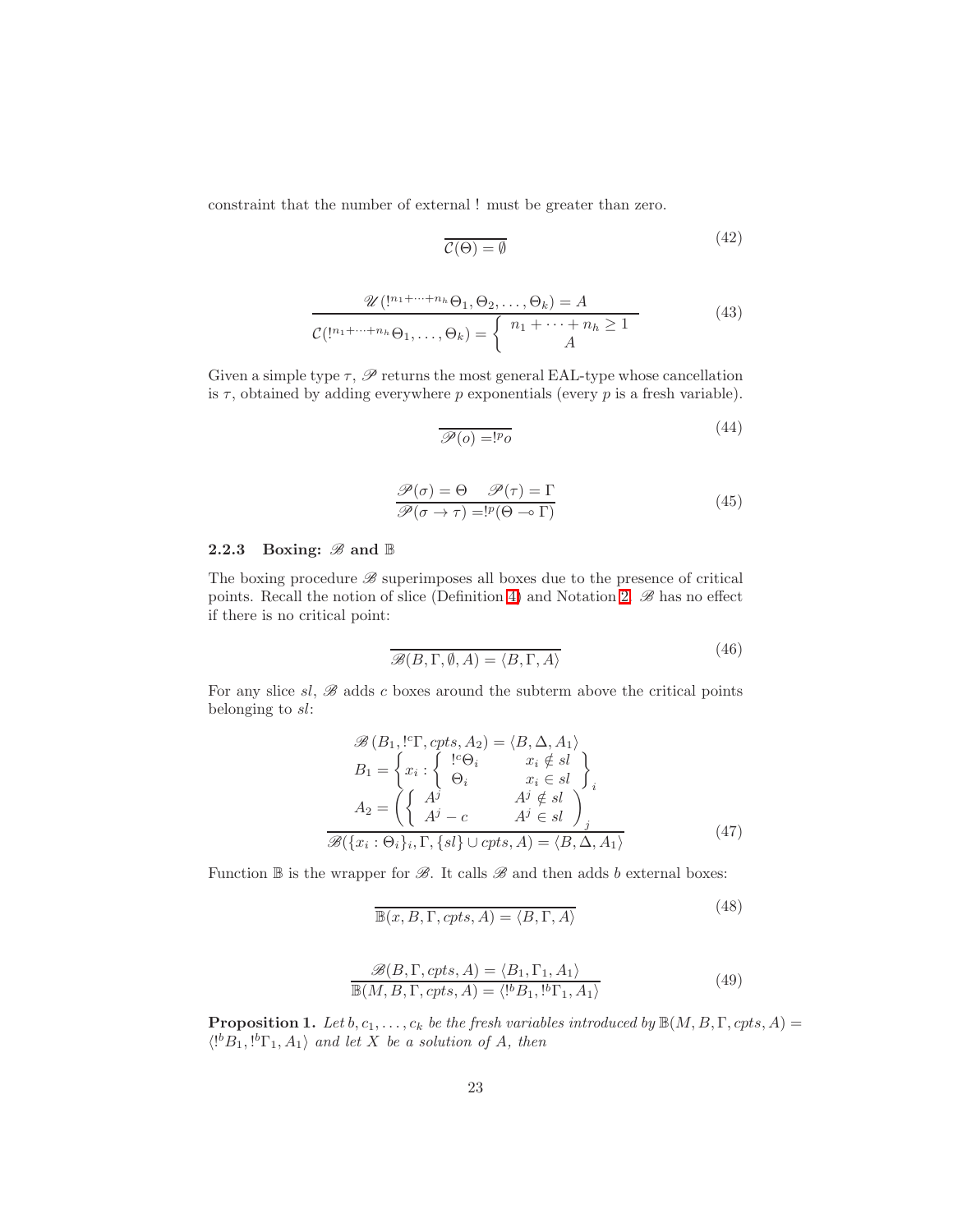constraint that the number of external ! must be greater than zero.

$$\frac{}{\mathcal{C}(\Theta) = \emptyset} \tag{42}$$

$$\frac{\mathscr{U}(!^{n_1+\cdots+n_h}\Theta_1, \Theta_2, \ldots, \Theta_k) = A}{\mathcal{C}(!^{n_1+\cdots+n_h}\Theta_1, \ldots, \Theta_k) = \left\{ \begin{array}{c} n_1 + \cdots + n_h \geq 1 \\ A \end{array} \right.} \tag{43}$$

Given a simple type $\tau$, $\mathscr{P}$ returns the most general EAL-type whose cancellation is $\tau$, obtained by adding everywhere $p$ exponentials (every $p$ is a fresh variable).

$$\frac{}{\mathscr{P}(o) = !^p o} \tag{44}$$

$$\frac{\mathscr{P}(\sigma) = \Theta \quad \mathscr{P}(\tau) = \Gamma}{\mathscr{P}(\sigma \to \tau) = !^p(\Theta \multimap \Gamma)} \tag{45}$$

#### 2.2.3 Boxing: $\mathscr{B}$ and $\mathbb{B}$

The boxing procedure $\mathscr{B}$ superimposes all boxes due to the presence of critical points. Recall the notion of slice (Definition 4) and Notation 2. $\mathscr{B}$ has no effect if there is no critical point:

$$\frac{}{\mathscr{B}(B, \Gamma, \emptyset, A) = \langle B, \Gamma, A \rangle} \tag{46}$$

For any slice $sl$, $\mathscr{B}$ adds $c$ boxes around the subterm above the critical points belonging to $sl$:

$$\frac{\begin{array}{c} \mathscr{B}(B_1, !^c\Gamma, cpts, A_2) = \langle B, \Delta, A_1 \rangle \\ B_1 = \left\{ x_i : \left\{ \begin{array}{ll} !^c\Theta_i & x_i \notin sl \\ \Theta_i & x_i \in sl \end{array} \right. \right\}_i \\ A_2 = \left( \left\{ \begin{array}{ll} A^j & A^j \notin sl \\ A^j - c & A^j \in sl \end{array} \right. \right)_j \end{array}}{\mathscr{B}(\{x_i : \Theta_i\}_i, \Gamma, \{sl\} \cup cpts, A) = \langle B, \Delta, A_1 \rangle} \tag{47}$$

Function $\mathbb{B}$ is the wrapper for $\mathscr{B}$. It calls $\mathscr{B}$ and then adds $b$ external boxes:

$$\frac{}{\mathbb{B}(x, B, \Gamma, cpts, A) = \langle B, \Gamma, A \rangle} \tag{48}$$

$$\frac{\mathscr{B}(B, \Gamma, cpts, A) = \langle B_1, \Gamma_1, A_1 \rangle}{\mathbb{B}(M, B, \Gamma, cpts, A) = \langle !^b B_1, !^b\Gamma_1, A_1 \rangle} \tag{49}$$

**Proposition 1.** *Let $b, c_1, \ldots, c_k$ be the fresh variables introduced by $\mathbb{B}(M, B, \Gamma, cpts, A) = \langle !^b B_1, !^b\Gamma_1, A_1 \rangle$ and let $X$ be a solution of $A$, then*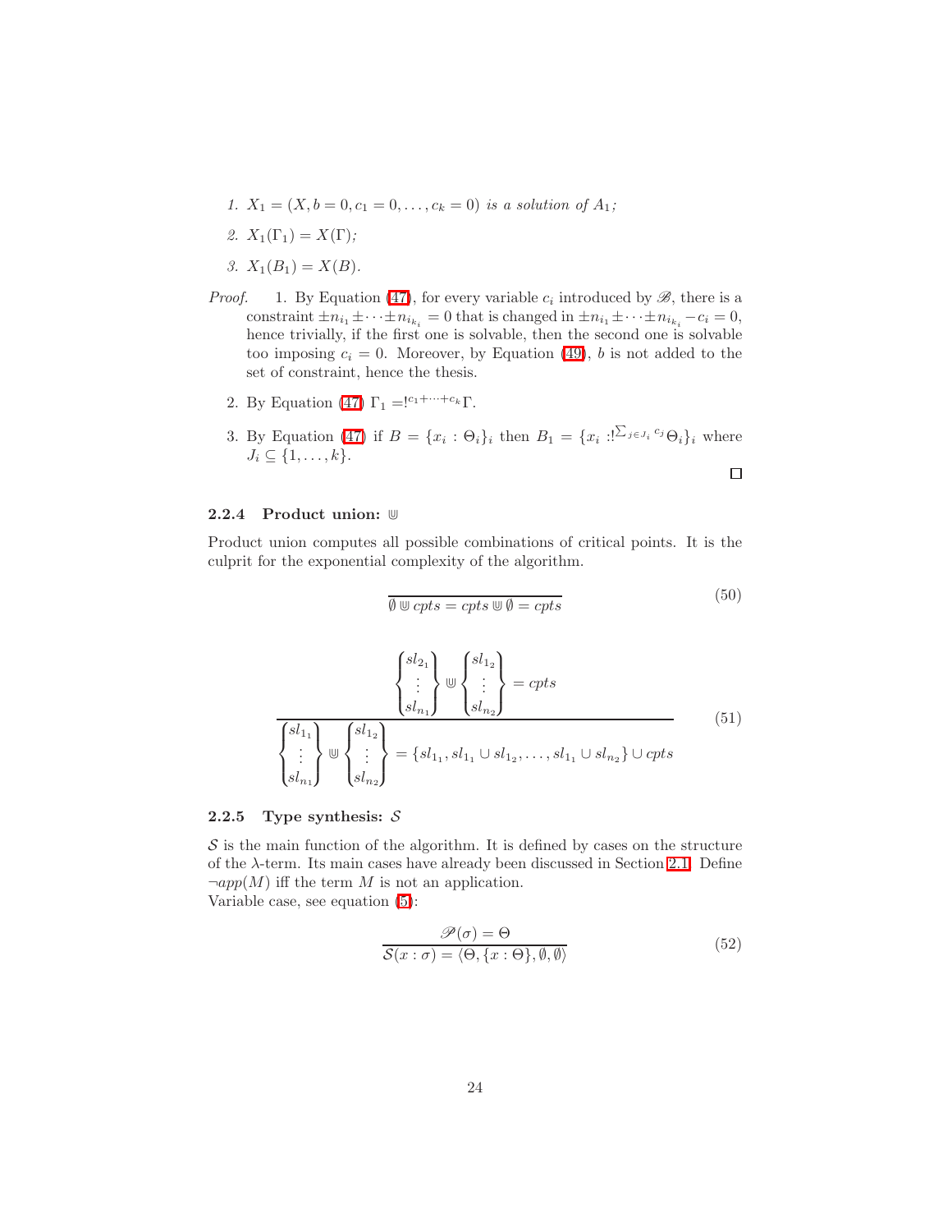1. $X_1 = (X, b = 0, c_1 = 0, \ldots, c_k = 0)$ *is a solution of* $A_1$*;*

2. $X_1(\Gamma_1) = X(\Gamma)$*;*

3. $X_1(B_1) = X(B)$*.*

*Proof.* 1. By Equation (47), for every variable $c_i$ introduced by $\mathscr{B}$, there is a constraint $\pm n_{i_1} \pm \cdots \pm n_{i_{k_i}} = 0$ that is changed in $\pm n_{i_1} \pm \cdots \pm n_{i_{k_i}} - c_i = 0$, hence trivially, if the first one is solvable, then the second one is solvable too imposing $c_i = 0$. Moreover, by Equation (49), $b$ is not added to the set of constraint, hence the thesis.

2. By Equation (47) $\Gamma_1 = !^{c_1 + \cdots + c_k} \Gamma$.

3. By Equation (47) if $B = \{x_i : \Theta_i\}_i$ then $B_1 = \{x_i : !^{\sum_{j \in J_i} c_j} \Theta_i\}_i$ where $J_i \subseteq \{1, \ldots, k\}$.

□

### 2.2.4 Product union: $\Cup$

Product union computes all possible combinations of critical points. It is the culprit for the exponential complexity of the algorithm.

$$\frac{}{\emptyset \Cup cpts = cpts \Cup \emptyset = cpts} \tag{50}$$

$$\frac{\begin{Bmatrix} sl_{2_1} \\ \vdots \\ sl_{n_1} \end{Bmatrix} \Cup \begin{Bmatrix} sl_{1_2} \\ \vdots \\ sl_{n_2} \end{Bmatrix} = cpts}{\begin{Bmatrix} sl_{1_1} \\ \vdots \\ sl_{n_1} \end{Bmatrix} \Cup \begin{Bmatrix} sl_{1_2} \\ \vdots \\ sl_{n_2} \end{Bmatrix} = \{sl_{1_1}, sl_{1_1} \cup sl_{1_2}, \ldots, sl_{1_1} \cup sl_{n_2}\} \cup cpts} \tag{51}$$

### 2.2.5 Type synthesis: $\mathcal{S}$

$\mathcal{S}$ is the main function of the algorithm. It is defined by cases on the structure of the $\lambda$-term. Its main cases have already been discussed in Section 2.1. Define $\neg app(M)$ iff the term $M$ is not an application.
Variable case, see equation (5):

$$\frac{\mathscr{P}(\sigma) = \Theta}{\mathcal{S}(x : \sigma) = \langle \Theta, \{x : \Theta\}, \emptyset, \emptyset \rangle} \tag{52}$$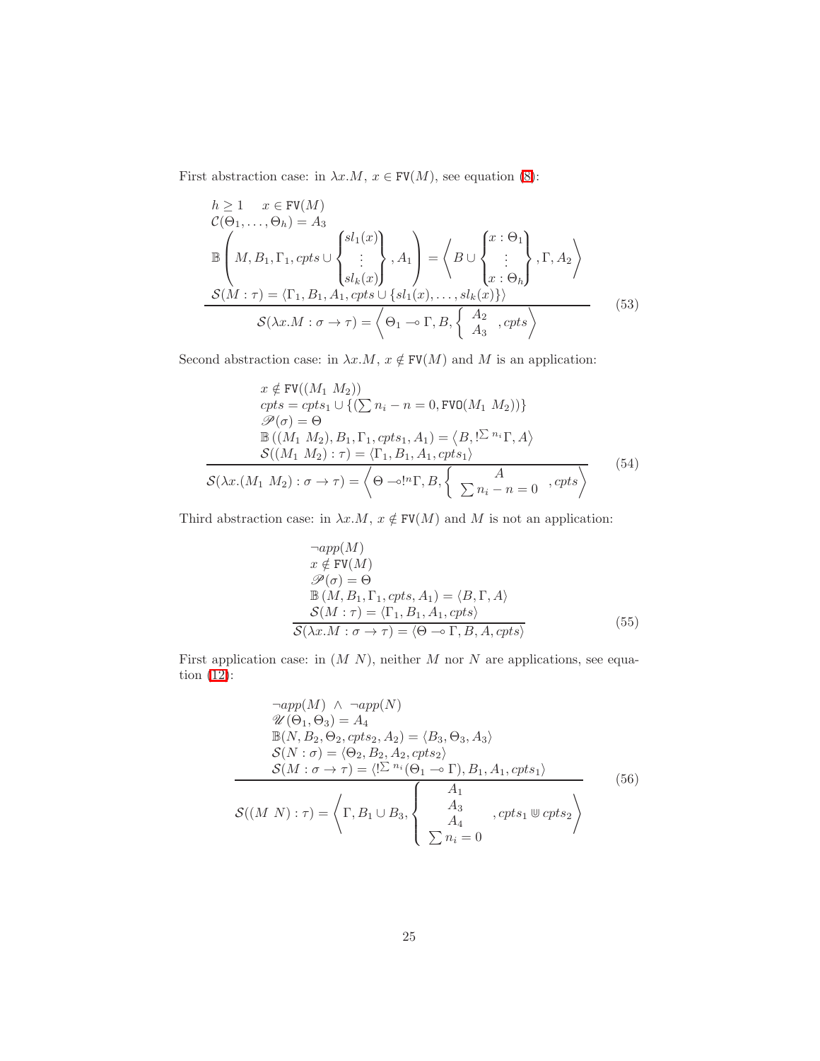First abstraction case: in $\lambda x.M$, $x \in \mathtt{FV}(M)$, see equation (8):

$$
\frac{\begin{array}{l}
h \geq 1 \quad x \in \mathtt{FV}(M) \\
\mathcal{C}(\Theta_1, \ldots, \Theta_h) = A_3 \\
\mathbb{B}\left(M, B_1, \Gamma_1, cpts \cup \begin{Bmatrix} sl_1(x) \\ \vdots \\ sl_k(x) \end{Bmatrix}, A_1\right) = \left\langle B \cup \begin{Bmatrix} x : \Theta_1 \\ \vdots \\ x : \Theta_h \end{Bmatrix}, \Gamma, A_2 \right\rangle \\
\mathcal{S}(M : \tau) = \langle \Gamma_1, B_1, A_1, cpts \cup \{sl_1(x), \ldots, sl_k(x)\} \rangle
\end{array}}{\mathcal{S}(\lambda x.M : \sigma \to \tau) = \left\langle \Theta_1 \multimap \Gamma, B, \begin{cases} A_2 \\ A_3 \end{cases}, cpts \right\rangle} \tag{53}
$$

Second abstraction case: in $\lambda x.M$, $x \notin \mathtt{FV}(M)$ and $M$ is an application:

$$
\frac{\begin{array}{l}
x \notin \mathtt{FV}((M_1 \ M_2)) \\
cpts = cpts_1 \cup \{(\sum n_i - n = 0, \mathtt{FVO}(M_1 \ M_2))\} \\
\mathscr{P}(\sigma) = \Theta \\
\mathbb{B}\left((M_1 \ M_2), B_1, \Gamma_1, cpts_1, A_1\right) = \left\langle B, !^{\sum n_i}\Gamma, A \right\rangle \\
\mathcal{S}((M_1 \ M_2) : \tau) = \langle \Gamma_1, B_1, A_1, cpts_1 \rangle
\end{array}}{\mathcal{S}(\lambda x.(M_1 \ M_2) : \sigma \to \tau) = \left\langle \Theta \multimap !^n\Gamma, B, \begin{cases} A \\ \sum n_i - n = 0 \end{cases}, cpts \right\rangle} \tag{54}
$$

Third abstraction case: in $\lambda x.M$, $x \notin \mathtt{FV}(M)$ and $M$ is not an application:

$$
\frac{\begin{array}{l}
\neg app(M) \\
x \notin \mathtt{FV}(M) \\
\mathscr{P}(\sigma) = \Theta \\
\mathbb{B}\left(M, B_1, \Gamma_1, cpts, A_1\right) = \langle B, \Gamma, A \rangle \\
\mathcal{S}(M : \tau) = \langle \Gamma_1, B_1, A_1, cpts \rangle
\end{array}}{\mathcal{S}(\lambda x.M : \sigma \to \tau) = \langle \Theta \multimap \Gamma, B, A, cpts \rangle} \tag{55}
$$

First application case: in $(M \ N)$, neither $M$ nor $N$ are applications, see equation (12):

$$
\frac{\begin{array}{l}
\neg app(M) \ \wedge \ \neg app(N) \\
\mathscr{U}(\Theta_1, \Theta_3) = A_4 \\
\mathbb{B}(N, B_2, \Theta_2, cpts_2, A_2) = \langle B_3, \Theta_3, A_3 \rangle \\
\mathcal{S}(N : \sigma) = \langle \Theta_2, B_2, A_2, cpts_2 \rangle \\
\mathcal{S}(M : \sigma \to \tau) = \langle !^{\sum n_i}(\Theta_1 \multimap \Gamma), B_1, A_1, cpts_1 \rangle
\end{array}}{\mathcal{S}((M \ N) : \tau) = \left\langle \Gamma, B_1 \cup B_3, \begin{cases} A_1 \\ A_3 \\ A_4 \\ \sum n_i = 0 \end{cases}, cpts_1 \Cup cpts_2 \right\rangle} \tag{56}
$$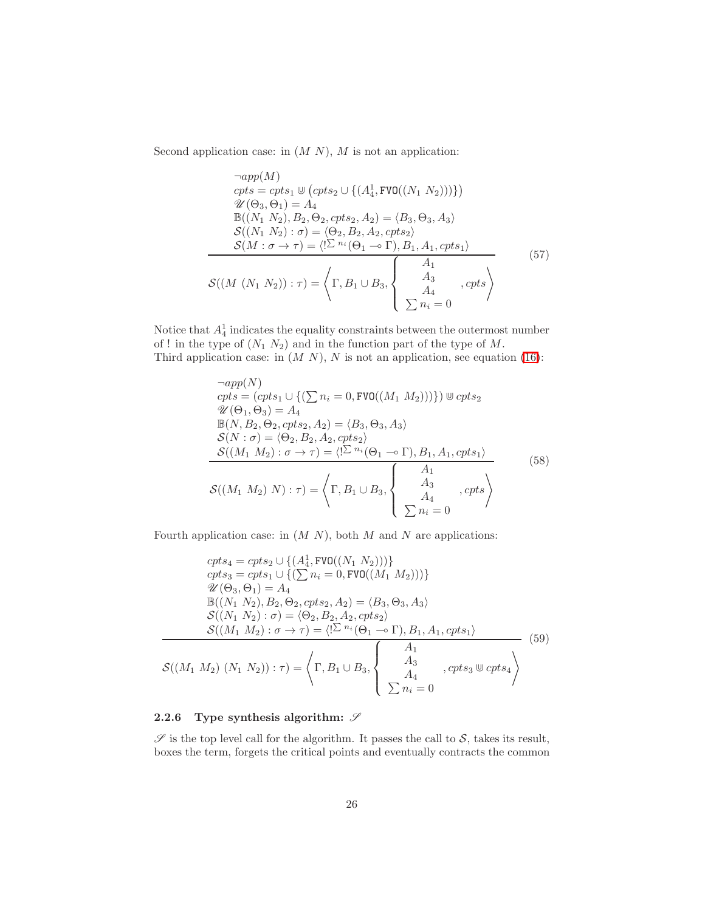Second application case: in $(M\ N)$, $M$ is not an application:

$$
\frac{\begin{array}{l}
\neg app(M) \\
cpts = cpts_1 \uplus \left(cpts_2 \cup \{(A_4^1, \mathtt{FVO}((N_1\ N_2)))\}\right) \\
\mathscr{U}(\Theta_3, \Theta_1) = A_4 \\
\mathbb{B}((N_1\ N_2), B_2, \Theta_2, cpts_2, A_2) = \langle B_3, \Theta_3, A_3 \rangle \\
\mathcal{S}((N_1\ N_2) : \sigma) = \langle \Theta_2, B_2, A_2, cpts_2 \rangle \\
\mathcal{S}(M : \sigma \to \tau) = \langle !^{\sum n_i}(\Theta_1 \multimap \Gamma), B_1, A_1, cpts_1 \rangle
\end{array}}{\mathcal{S}((M\ (N_1\ N_2)) : \tau) = \left\langle \Gamma, B_1 \cup B_3, \left\{ \begin{array}{c} A_1 \\ A_3 \\ A_4 \\ \sum n_i = 0 \end{array} \right. , cpts \right\rangle} \tag{57}
$$

Notice that $A_4^1$ indicates the equality constraints between the outermost number of ! in the type of $(N_1\ N_2)$ and in the function part of the type of $M$.
Third application case: in $(M\ N)$, $N$ is not an application, see equation (16):

$$
\frac{\begin{array}{l}
\neg app(N) \\
cpts = (cpts_1 \cup \{(\sum n_i = 0, \mathtt{FVO}((M_1\ M_2)))\}) \uplus cpts_2 \\
\mathscr{U}(\Theta_1, \Theta_3) = A_4 \\
\mathbb{B}(N, B_2, \Theta_2, cpts_2, A_2) = \langle B_3, \Theta_3, A_3 \rangle \\
\mathcal{S}(N : \sigma) = \langle \Theta_2, B_2, A_2, cpts_2 \rangle \\
\mathcal{S}((M_1\ M_2) : \sigma \to \tau) = \langle !^{\sum n_i}(\Theta_1 \multimap \Gamma), B_1, A_1, cpts_1 \rangle
\end{array}}{\mathcal{S}((M_1\ M_2)\ N) : \tau) = \left\langle \Gamma, B_1 \cup B_3, \left\{ \begin{array}{c} A_1 \\ A_3 \\ A_4 \\ \sum n_i = 0 \end{array} \right. , cpts \right\rangle} \tag{58}
$$

Fourth application case: in $(M\ N)$, both $M$ and $N$ are applications:

$$
\frac{\begin{array}{l}
cpts_4 = cpts_2 \cup \{(A_4^1, \mathtt{FVO}((N_1\ N_2)))\} \\
cpts_3 = cpts_1 \cup \{(\sum n_i = 0, \mathtt{FVO}((M_1\ M_2)))\} \\
\mathscr{U}(\Theta_3, \Theta_1) = A_4 \\
\mathbb{B}((N_1\ N_2), B_2, \Theta_2, cpts_2, A_2) = \langle B_3, \Theta_3, A_3 \rangle \\
\mathcal{S}((N_1\ N_2) : \sigma) = \langle \Theta_2, B_2, A_2, cpts_2 \rangle \\
\mathcal{S}((M_1\ M_2) : \sigma \to \tau) = \langle !^{\sum n_i}(\Theta_1 \multimap \Gamma), B_1, A_1, cpts_1 \rangle
\end{array}}{\mathcal{S}((M_1\ M_2)\ (N_1\ N_2)) : \tau) = \left\langle \Gamma, B_1 \cup B_3, \left\{ \begin{array}{c} A_1 \\ A_3 \\ A_4 \\ \sum n_i = 0 \end{array} \right. , cpts_3 \uplus cpts_4 \right\rangle} \tag{59}
$$

### 2.2.6 Type synthesis algorithm: $\mathscr{S}$

$\mathscr{S}$ is the top level call for the algorithm. It passes the call to $\mathcal{S}$, takes its result, boxes the term, forgets the critical points and eventually contracts the common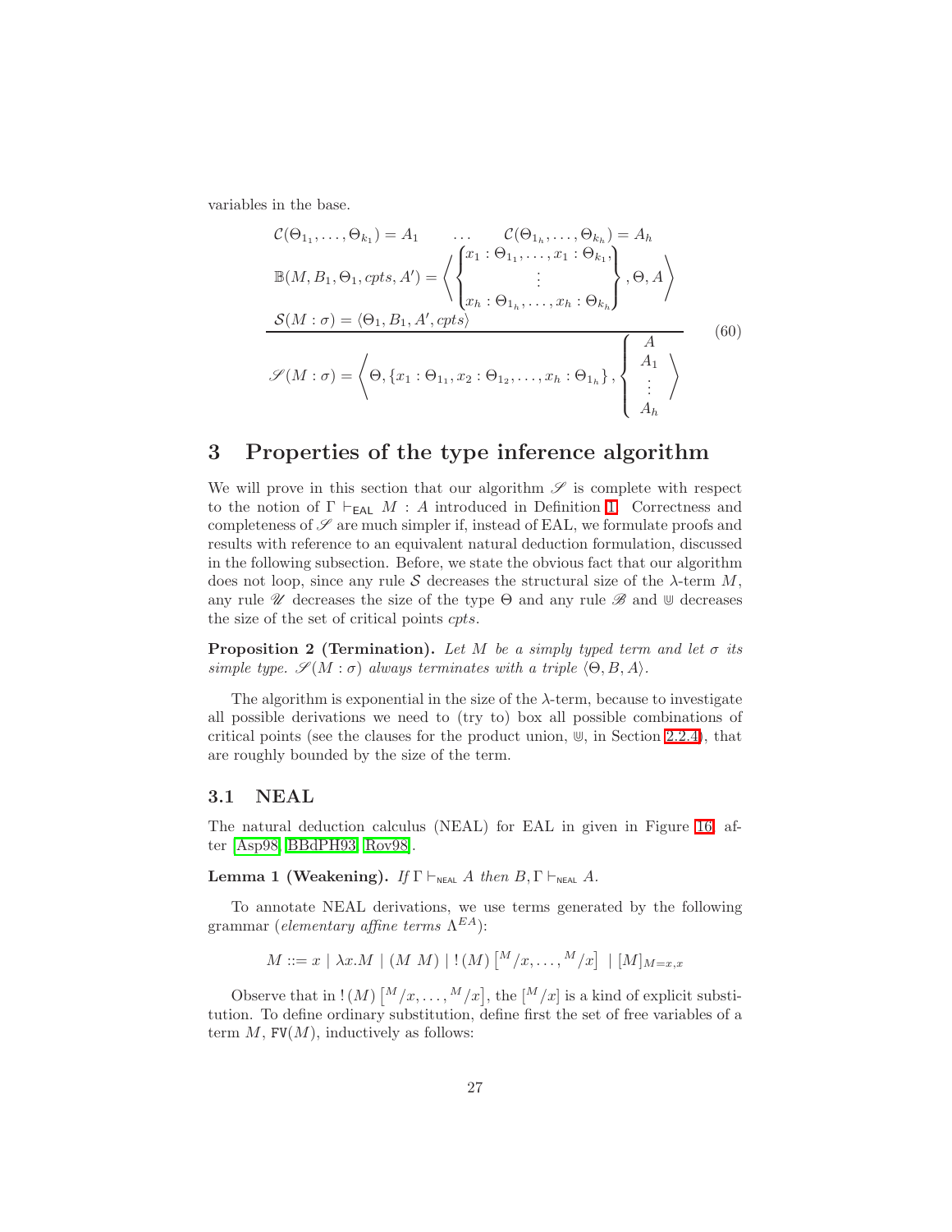variables in the base.

$$
\frac{\begin{array}{c}\mathcal{C}(\Theta_{1_1},\ldots,\Theta_{k_1}) = A_1 \qquad \ldots \qquad \mathcal{C}(\Theta_{1_h},\ldots,\Theta_{k_h}) = A_h \\ \mathbb{B}(M, B_1, \Theta_1, cpts, A') = \left\langle \begin{Bmatrix} x_1 : \Theta_{1_1}, \ldots, x_1 : \Theta_{k_1}, \\ \vdots \\ x_h : \Theta_{1_h}, \ldots, x_h : \Theta_{k_h} \end{Bmatrix}, \Theta, A \right\rangle \\ \mathcal{S}(M : \sigma) = \langle \Theta_1, B_1, A', cpts \rangle \end{array}}{\mathscr{S}(M : \sigma) = \left\langle \Theta, \{x_1 : \Theta_{1_1}, x_2 : \Theta_{1_2}, \ldots, x_h : \Theta_{1_h}\}, \begin{Bmatrix} A \\ A_1 \\ \vdots \\ A_h \end{Bmatrix} \right\rangle} \tag{60}
$$

## 3 Properties of the type inference algorithm

We will prove in this section that our algorithm $\mathscr{S}$ is complete with respect to the notion of $\Gamma \vdash_{\mathsf{EAL}} M : A$ introduced in Definition 1. Correctness and completeness of $\mathscr{S}$ are much simpler if, instead of EAL, we formulate proofs and results with reference to an equivalent natural deduction formulation, discussed in the following subsection. Before, we state the obvious fact that our algorithm does not loop, since any rule $\mathcal{S}$ decreases the structural size of the $\lambda$-term $M$, any rule $\mathscr{U}$ decreases the size of the type $\Theta$ and any rule $\mathscr{B}$ and $\Cup$ decreases the size of the set of critical points *cpts*.

**Proposition 2 (Termination).** *Let $M$ be a simply typed term and let $\sigma$ its simple type. $\mathscr{S}(M : \sigma)$ always terminates with a triple $\langle \Theta, B, A \rangle$.*

The algorithm is exponential in the size of the $\lambda$-term, because to investigate all possible derivations we need to (try to) box all possible combinations of critical points (see the clauses for the product union, $\Cup$, in Section 2.2.4), that are roughly bounded by the size of the term.

### 3.1 NEAL

The natural deduction calculus (NEAL) for EAL in given in Figure 16, after [Asp98, BBdPH93, Rov98].

**Lemma 1 (Weakening).** *If $\Gamma \vdash_{\mathsf{NEAL}} A$ then $B, \Gamma \vdash_{\mathsf{NEAL}} A$.*

To annotate NEAL derivations, we use terms generated by the following grammar (*elementary affine terms* $\Lambda^{EA}$):

$$
M ::= x \mid \lambda x.M \mid (M\ M) \mid !(M) \left[{}^{M}/x, \ldots, {}^{M}/x\right] \mid [M]_{M=x,x}
$$

Observe that in $!(M)\left[{}^{M}/x, \ldots, {}^{M}/x\right]$, the $\left[{}^{M}/x\right]$ is a kind of explicit substitution. To define ordinary substitution, define first the set of free variables of a term $M$, $\mathtt{FV}(M)$, inductively as follows: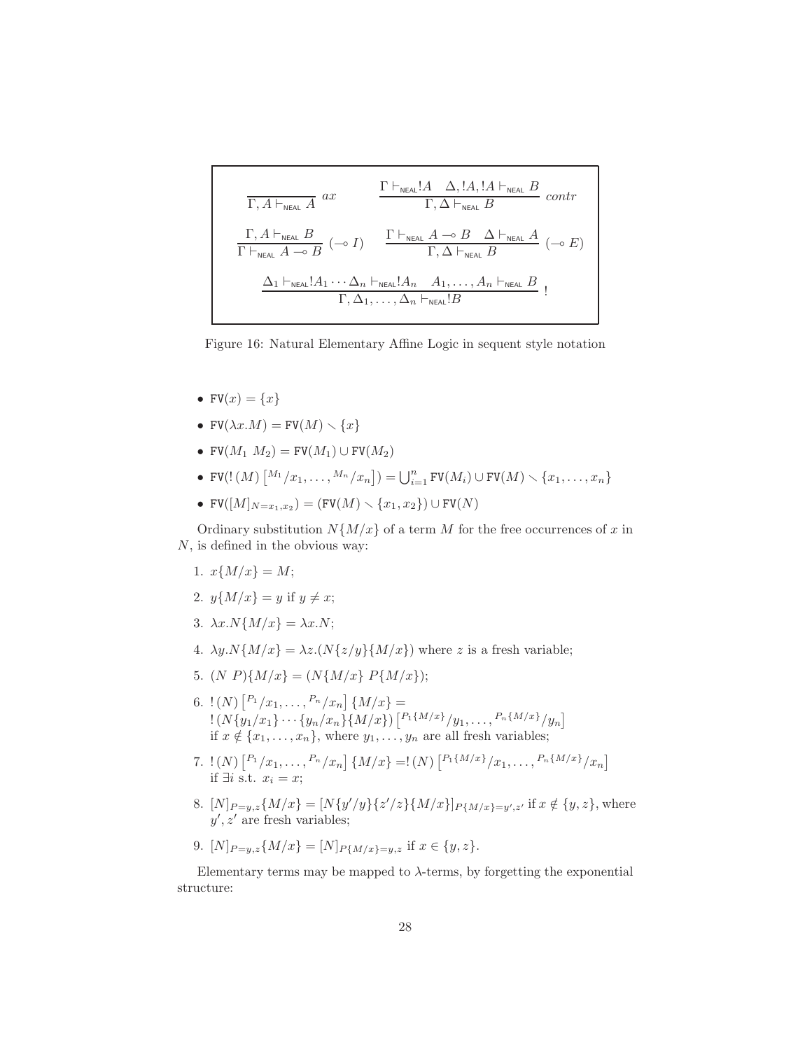$$\frac{}{\Gamma, A \vdash_{\mathsf{NEAL}} A}\ ax \qquad \frac{\Gamma \vdash_{\mathsf{NEAL}} !A \quad \Delta, !A, !A \vdash_{\mathsf{NEAL}} B}{\Gamma, \Delta \vdash_{\mathsf{NEAL}} B}\ contr$$

$$\frac{\Gamma, A \vdash_{\mathsf{NEAL}} B}{\Gamma \vdash_{\mathsf{NEAL}} A \multimap B}\ (\multimap I) \qquad \frac{\Gamma \vdash_{\mathsf{NEAL}} A \multimap B \quad \Delta \vdash_{\mathsf{NEAL}} A}{\Gamma, \Delta \vdash_{\mathsf{NEAL}} B}\ (\multimap E)$$

$$\frac{\Delta_1 \vdash_{\mathsf{NEAL}} !A_1 \cdots \Delta_n \vdash_{\mathsf{NEAL}} !A_n \quad A_1, \ldots, A_n \vdash_{\mathsf{NEAL}} B}{\Gamma, \Delta_1, \ldots, \Delta_n \vdash_{\mathsf{NEAL}} !B}\ !$$

Figure 16: Natural Elementary Affine Logic in sequent style notation

- $\mathtt{FV}(x) = \{x\}$
- $\mathtt{FV}(\lambda x.M) = \mathtt{FV}(M) \setminus \{x\}$
- $\mathtt{FV}(M_1\ M_2) = \mathtt{FV}(M_1) \cup \mathtt{FV}(M_2)$
- $\mathtt{FV}(!\,(M)\left[{}^{M_1}/x_1, \ldots, {}^{M_n}/x_n\right]) = \bigcup_{i=1}^{n} \mathtt{FV}(M_i) \cup \mathtt{FV}(M) \setminus \{x_1, \ldots, x_n\}$
- $\mathtt{FV}([M]_{N=x_1,x_2}) = (\mathtt{FV}(M) \setminus \{x_1, x_2\}) \cup \mathtt{FV}(N)$

Ordinary substitution $N\{M/x\}$ of a term $M$ for the free occurrences of $x$ in $N$, is defined in the obvious way:

1. $x\{M/x\} = M$;
2. $y\{M/x\} = y$ if $y \neq x$;
3. $\lambda x.N\{M/x\} = \lambda x.N$;
4. $\lambda y.N\{M/x\} = \lambda z.(N\{z/y\}\{M/x\})$ where $z$ is a fresh variable;
5. $(N\ P)\{M/x\} = (N\{M/x\}\ P\{M/x\})$;
6. $!\,(N)\left[{}^{P_1}/x_1, \ldots, {}^{P_n}/x_n\right]\{M/x\} =$ $!\,(N\{y_1/x_1\}\cdots\{y_n/x_n\}\{M/x\})\left[{}^{P_1\{M/x\}}/y_1, \ldots, {}^{P_n\{M/x\}}/y_n\right]$ if $x \notin \{x_1, \ldots, x_n\}$, where $y_1, \ldots, y_n$ are all fresh variables;
7. $!\,(N)\left[{}^{P_1}/x_1, \ldots, {}^{P_n}/x_n\right]\{M/x\} = !\,(N)\left[{}^{P_1\{M/x\}}/x_1, \ldots, {}^{P_n\{M/x\}}/x_n\right]$ if $\exists i$ s.t. $x_i = x$;
8. $[N]_{P=y,z}\{M/x\} = [N\{y'/y\}\{z'/z\}\{M/x\}]_{P\{M/x\}=y',z'}$ if $x \notin \{y, z\}$, where $y', z'$ are fresh variables;
9. $[N]_{P=y,z}\{M/x\} = [N]_{P\{M/x\}=y,z}$ if $x \in \{y, z\}$.

Elementary terms may be mapped to $\lambda$-terms, by forgetting the exponential structure: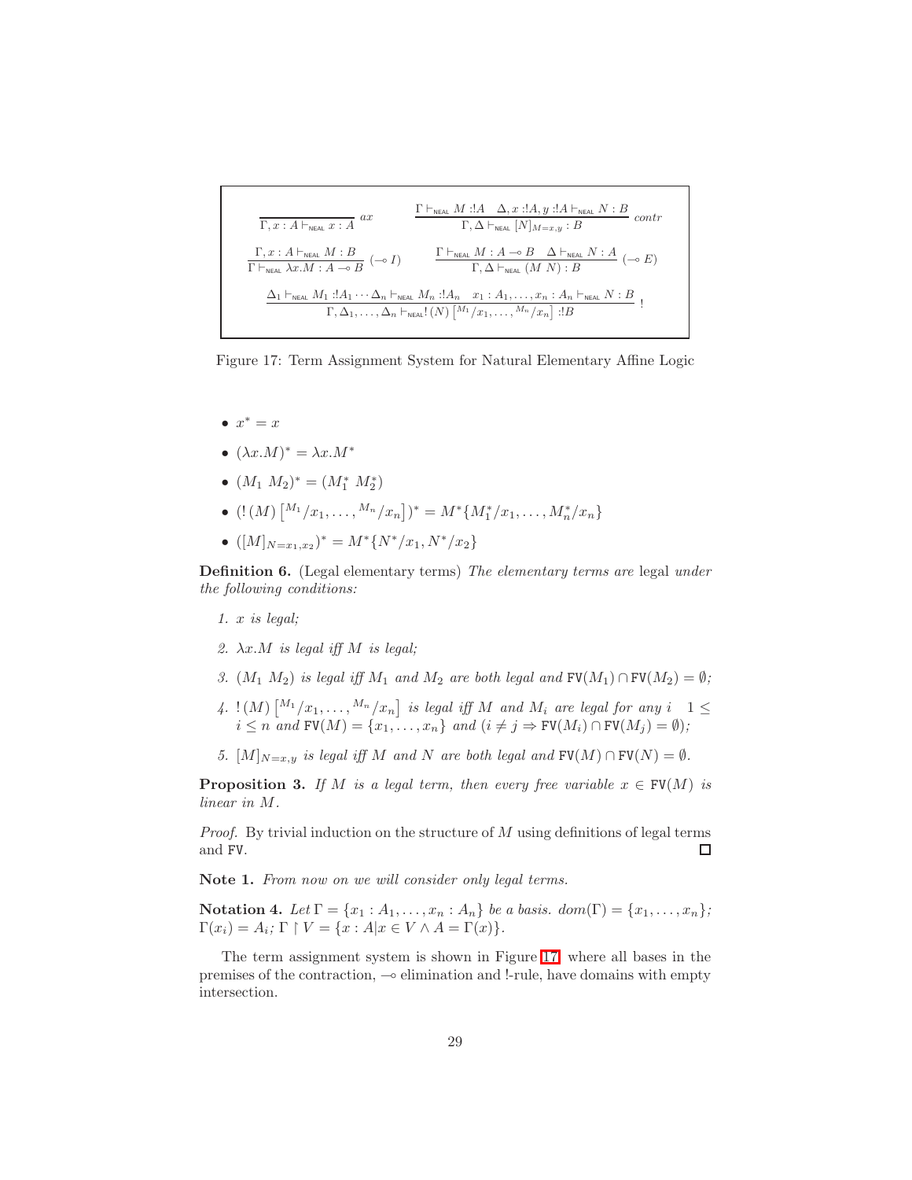$$\frac{}{\Gamma, x : A \vdash_{\text{NEAL}} x : A}\ ax \qquad \frac{\Gamma \vdash_{\text{NEAL}} M :!A \quad \Delta, x :!A, y :!A \vdash_{\text{NEAL}} N : B}{\Gamma, \Delta \vdash_{\text{NEAL}} [N]_{M=x,y} : B}\ contr$$

$$\frac{\Gamma, x : A \vdash_{\text{NEAL}} M : B}{\Gamma \vdash_{\text{NEAL}} \lambda x.M : A \multimap B}\ (\multimap I) \qquad \frac{\Gamma \vdash_{\text{NEAL}} M : A \multimap B \quad \Delta \vdash_{\text{NEAL}} N : A}{\Gamma, \Delta \vdash_{\text{NEAL}} (M\ N) : B}\ (\multimap E)$$

$$\frac{\Delta_1 \vdash_{\text{NEAL}} M_1 :!A_1 \cdots \Delta_n \vdash_{\text{NEAL}} M_n :!A_n \quad x_1 : A_1, \ldots, x_n : A_n \vdash_{\text{NEAL}} N : B}{\Gamma, \Delta_1, \ldots, \Delta_n \vdash_{\text{NEAL}} !\,(N)\left[{}^{M_1}/x_1, \ldots, {}^{M_n}/x_n\right] :!B}\ !$$

Figure 17: Term Assignment System for Natural Elementary Affine Logic

- $x^* = x$
- $(\lambda x.M)^* = \lambda x.M^*$
- $(M_1\ M_2)^* = (M_1^*\ M_2^*)$
- $(!\,(M)\left[{}^{M_1}/x_1, \ldots, {}^{M_n}/x_n\right])^* = M^*\{M_1^*/x_1, \ldots, M_n^*/x_n\}$
- $([M]_{N=x_1,x_2})^* = M^*\{N^*/x_1, N^*/x_2\}$

**Definition 6.** (Legal elementary terms) *The elementary terms are* legal *under the following conditions:*

1. *$x$ is legal;*
2. *$\lambda x.M$ is legal iff $M$ is legal;*
3. *$(M_1\ M_2)$ is legal iff $M_1$ and $M_2$ are both legal and $\mathtt{FV}(M_1) \cap \mathtt{FV}(M_2) = \emptyset$;*
4. *$!\,(M)\left[{}^{M_1}/x_1, \ldots, {}^{M_n}/x_n\right]$ is legal iff $M$ and $M_i$ are legal for any $i \quad 1 \leq i \leq n$ and $\mathtt{FV}(M) = \{x_1, \ldots, x_n\}$ and $(i \neq j \Rightarrow \mathtt{FV}(M_i) \cap \mathtt{FV}(M_j) = \emptyset)$;*
5. *$[M]_{N=x,y}$ is legal iff $M$ and $N$ are both legal and $\mathtt{FV}(M) \cap \mathtt{FV}(N) = \emptyset$.*

**Proposition 3.** *If $M$ is a legal term, then every free variable $x \in \mathtt{FV}(M)$ is linear in $M$.*

*Proof.* By trivial induction on the structure of $M$ using definitions of legal terms and $\mathtt{FV}$. □

**Note 1.** *From now on we will consider only legal terms.*

**Notation 4.** *Let $\Gamma = \{x_1 : A_1, \ldots, x_n : A_n\}$ be a basis. $dom(\Gamma) = \{x_1, \ldots, x_n\}$; $\Gamma(x_i) = A_i$; $\Gamma \restriction V = \{x : A | x \in V \wedge A = \Gamma(x)\}$.*

The term assignment system is shown in Figure 17, where all bases in the premises of the contraction, $\multimap$ elimination and !-rule, have domains with empty intersection.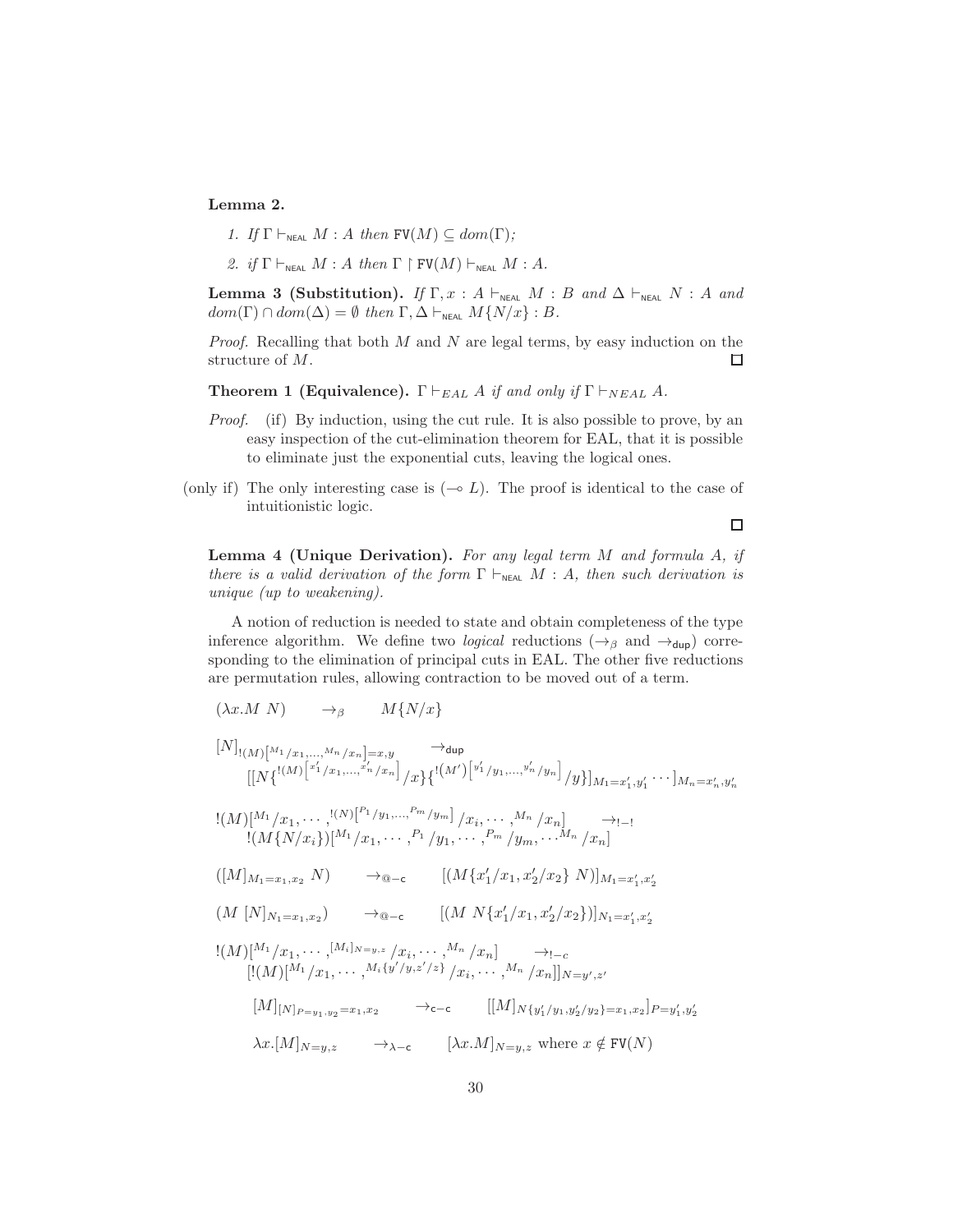**Lemma 2.**

1. *If* $\Gamma \vdash_{\mathsf{NEAL}} M : A$ *then* $\mathtt{FV}(M) \subseteq dom(\Gamma)$*;*
2. *if* $\Gamma \vdash_{\mathsf{NEAL}} M : A$ *then* $\Gamma \restriction \mathtt{FV}(M) \vdash_{\mathsf{NEAL}} M : A$*.*

**Lemma 3 (Substitution).** *If* $\Gamma, x : A \vdash_{\mathsf{NEAL}} M : B$ *and* $\Delta \vdash_{\mathsf{NEAL}} N : A$ *and* $dom(\Gamma) \cap dom(\Delta) = \emptyset$ *then* $\Gamma, \Delta \vdash_{\mathsf{NEAL}} M\{N/x\} : B$*.*

*Proof.* Recalling that both $M$ and $N$ are legal terms, by easy induction on the structure of $M$. □

**Theorem 1 (Equivalence).** $\Gamma \vdash_{EAL} A$ *if and only if* $\Gamma \vdash_{NEAL} A$*.*

*Proof.* (if) By induction, using the cut rule. It is also possible to prove, by an easy inspection of the cut-elimination theorem for EAL, that it is possible to eliminate just the exponential cuts, leaving the logical ones.

(only if) The only interesting case is $(\multimap L)$. The proof is identical to the case of intuitionistic logic.

□

**Lemma 4 (Unique Derivation).** *For any legal term $M$ and formula $A$, if there is a valid derivation of the form $\Gamma \vdash_{\mathsf{NEAL}} M : A$, then such derivation is unique (up to weakening).*

A notion of reduction is needed to state and obtain completeness of the type inference algorithm. We define two *logical* reductions ($\rightarrow_\beta$ and $\rightarrow_{\mathsf{dup}}$) corresponding to the elimination of principal cuts in EAL. The other five reductions are permutation rules, allowing contraction to be moved out of a term.

$$(\lambda x.M\ N) \quad \rightarrow_\beta \quad M\{N/x\}$$

$$[N]_{!(M)[^{M_1}/x_1,\ldots,^{M_n}/x_n]=x,y} \quad \rightarrow_{\mathsf{dup}}$$
$$[[N\{^{!(M)[^{x_1'}/x_1,\ldots,^{x_n'}/x_n]}/x\}\{^{!(M')[^{y_1'}/y_1,\ldots,^{y_n'}/y_n]}/y\}]_{M_1=x_1',y_1'}\cdots]_{M_n=x_n',y_n'}$$

$$!(M)[^{M_1}/x_1,\cdots,^{!(N)[^{P_1}/y_1,\ldots,^{P_m}/y_m]}/x_i,\cdots,^{M_n}/x_n] \quad \rightarrow_{!-!}$$
$$!(M\{N/x_i\})[^{M_1}/x_1,\cdots,^{P_1}/y_1,\cdots,^{P_m}/y_m,\cdots^{M_n}/x_n]$$

$$([M]_{M_1=x_1,x_2}\ N) \quad \rightarrow_{@-\mathsf{c}} \quad [(M\{x_1'/x_1,x_2'/x_2\}\ N)]_{M_1=x_1',x_2'}$$

$$(M\ [N]_{N_1=x_1,x_2}) \quad \rightarrow_{@-\mathsf{c}} \quad [(M\ N\{x_1'/x_1,x_2'/x_2\})]_{N_1=x_1',x_2'}$$

$$!(M)[^{M_1}/x_1,\cdots,^{[M_i]_{N=y,z}}/x_i,\cdots,^{M_n}/x_n] \quad \rightarrow_{!-c}$$
$$[!(M)[^{M_1}/x_1,\cdots,^{M_i\{y'/y,z'/z\}}/x_i,\cdots,^{M_n}/x_n]]_{N=y',z'}$$

$$[M]_{[N]_{P=y_1,y_2}=x_1,x_2} \quad \rightarrow_{\mathsf{c}-\mathsf{c}} \quad [[M]_{N\{y_1'/y_1,y_2'/y_2\}=x_1,x_2}]_{P=y_1',y_2'}$$

$$\lambda x.[M]_{N=y,z} \quad \rightarrow_{\lambda-\mathsf{c}} \quad [\lambda x.M]_{N=y,z} \text{ where } x \notin \mathtt{FV}(N)$$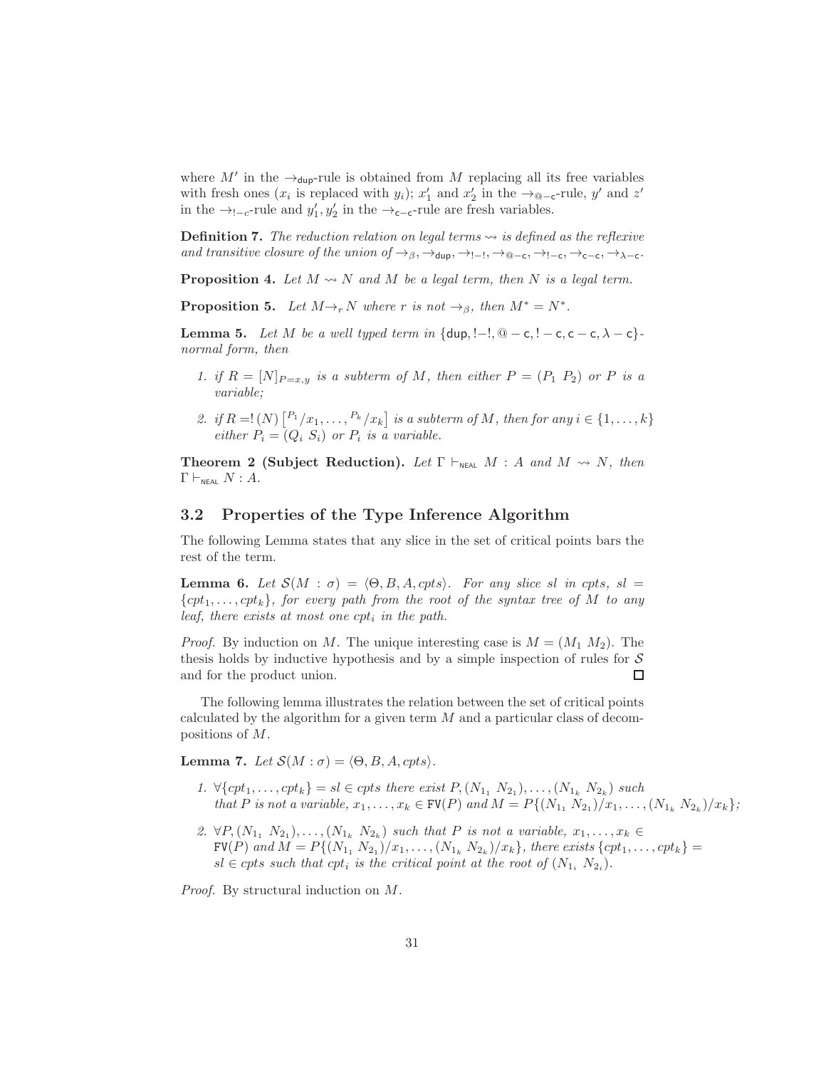where $M'$ in the $\rightarrow_{\mathsf{dup}}$-rule is obtained from $M$ replacing all its free variables with fresh ones ($x_i$ is replaced with $y_i$); $x'_1$ and $x'_2$ in the $\rightarrow_{@-\mathsf{c}}$-rule, $y'$ and $z'$ in the $\rightarrow_{!-c}$-rule and $y'_1, y'_2$ in the $\rightarrow_{\mathsf{c}-\mathsf{c}}$-rule are fresh variables.

**Definition 7.** *The reduction relation on legal terms $\rightsquigarrow$ is defined as the reflexive and transitive closure of the union of $\rightarrow_\beta, \rightarrow_{\mathsf{dup}}, \rightarrow_{!-!}, \rightarrow_{@-\mathsf{c}}, \rightarrow_{!-\mathsf{c}}, \rightarrow_{\mathsf{c}-\mathsf{c}}, \rightarrow_{\lambda-\mathsf{c}}$.*

**Proposition 4.** *Let $M \rightsquigarrow N$ and $M$ be a legal term, then $N$ is a legal term.*

**Proposition 5.** *Let $M \rightarrow_r N$ where $r$ is not $\rightarrow_\beta$, then $M^* = N^*$.*

**Lemma 5.** *Let $M$ be a well typed term in $\{\mathsf{dup}, !-!, @-\mathsf{c}, !-\mathsf{c}, \mathsf{c}-\mathsf{c}, \lambda-\mathsf{c}\}$-normal form, then*

1. *if $R = [N]_{P=x,y}$ is a subterm of $M$, then either $P = (P_1\ P_2)$ or $P$ is a variable;*
2. *if $R = !(N)\left[{}^{P_1}/x_1, \ldots, {}^{P_k}/x_k\right]$ is a subterm of $M$, then for any $i \in \{1, \ldots, k\}$ either $P_i = (Q_i\ S_i)$ or $P_i$ is a variable.*

**Theorem 2 (Subject Reduction).** *Let $\Gamma \vdash_{\mathsf{NEAL}} M : A$ and $M \rightsquigarrow N$, then $\Gamma \vdash_{\mathsf{NEAL}} N : A$.*

## 3.2 Properties of the Type Inference Algorithm

The following Lemma states that any slice in the set of critical points bars the rest of the term.

**Lemma 6.** *Let $\mathcal{S}(M : \sigma) = \langle \Theta, B, A, cpts \rangle$. For any slice $sl$ in $cpts$, $sl = \{cpt_1, \ldots, cpt_k\}$, for every path from the root of the syntax tree of $M$ to any leaf, there exists at most one $cpt_i$ in the path.*

*Proof.* By induction on $M$. The unique interesting case is $M = (M_1\ M_2)$. The thesis holds by inductive hypothesis and by a simple inspection of rules for $\mathcal{S}$ and for the product union. □

The following lemma illustrates the relation between the set of critical points calculated by the algorithm for a given term $M$ and a particular class of decompositions of $M$.

**Lemma 7.** *Let $\mathcal{S}(M : \sigma) = \langle \Theta, B, A, cpts \rangle$.*

1. *$\forall \{cpt_1, \ldots, cpt_k\} = sl \in cpts$ there exist $P, (N_{1_1}\ N_{2_1}), \ldots, (N_{1_k}\ N_{2_k})$ such that $P$ is not a variable, $x_1, \ldots, x_k \in \mathtt{FV}(P)$ and $M = P\{(N_{1_1}\ N_{2_1})/x_1, \ldots, (N_{1_k}\ N_{2_k})/x_k\}$;*
2. *$\forall P, (N_{1_1}\ N_{2_1}), \ldots, (N_{1_k}\ N_{2_k})$ such that $P$ is not a variable, $x_1, \ldots, x_k \in \mathtt{FV}(P)$ and $M = P\{(N_{1_1}\ N_{2_1})/x_1, \ldots, (N_{1_k}\ N_{2_k})/x_k\}$, there exists $\{cpt_1, \ldots, cpt_k\} = sl \in cpts$ such that $cpt_i$ is the critical point at the root of $(N_{1_i}\ N_{2_i})$.*

*Proof.* By structural induction on $M$.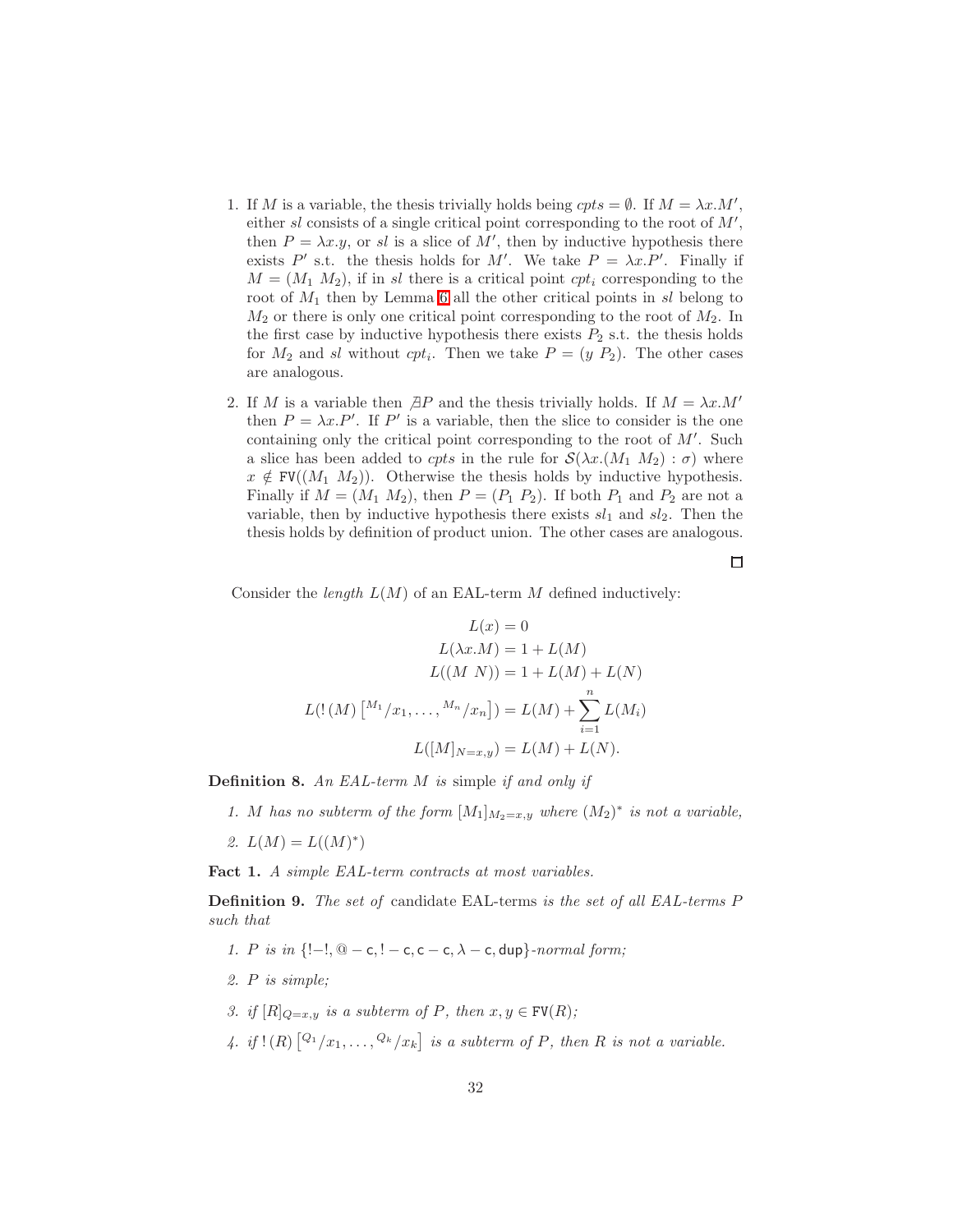1. If $M$ is a variable, the thesis trivially holds being $cpts = \emptyset$. If $M = \lambda x.M'$, either $sl$ consists of a single critical point corresponding to the root of $M'$, then $P = \lambda x.y$, or $sl$ is a slice of $M'$, then by inductive hypothesis there exists $P'$ s.t. the thesis holds for $M'$. We take $P = \lambda x.P'$. Finally if $M = (M_1\ M_2)$, if in $sl$ there is a critical point $cpt_i$ corresponding to the root of $M_1$ then by Lemma 6 all the other critical points in $sl$ belong to $M_2$ or there is only one critical point corresponding to the root of $M_2$. In the first case by inductive hypothesis there exists $P_2$ s.t. the thesis holds for $M_2$ and $sl$ without $cpt_i$. Then we take $P = (y\ P_2)$. The other cases are analogous.

2. If $M$ is a variable then $\nexists P$ and the thesis trivially holds. If $M = \lambda x.M'$ then $P = \lambda x.P'$. If $P'$ is a variable, then the slice to consider is the one containing only the critical point corresponding to the root of $M'$. Such a slice has been added to $cpts$ in the rule for $\mathcal{S}(\lambda x.(M_1\ M_2) : \sigma)$ where $x \notin \mathtt{FV}((M_1\ M_2))$. Otherwise the thesis holds by inductive hypothesis. Finally if $M = (M_1\ M_2)$, then $P = (P_1\ P_2)$. If both $P_1$ and $P_2$ are not a variable, then by inductive hypothesis there exists $sl_1$ and $sl_2$. Then the thesis holds by definition of product union. The other cases are analogous.

□

Consider the *length* $L(M)$ of an EAL-term $M$ defined inductively:

$$L(x) = 0$$
$$L(\lambda x.M) = 1 + L(M)$$
$$L((M\ N)) = 1 + L(M) + L(N)$$
$$L(!\,(M)\left[{}^{M_1}/x_1, \ldots, {}^{M_n}/x_n\right]) = L(M) + \sum_{i=1}^{n} L(M_i)$$
$$L([M]_{N=x,y}) = L(M) + L(N).$$

**Definition 8.** *An EAL-term $M$ is* simple *if and only if*

1. *$M$ has no subterm of the form $[M_1]_{M_2=x,y}$ where $(M_2)^*$ is not a variable,*
2. *$L(M) = L((M)^*)$*

**Fact 1.** *A simple EAL-term contracts at most variables.*

**Definition 9.** *The set of* candidate EAL-terms *is the set of all EAL-terms $P$ such that*

1. *$P$ is in $\{!{-}!, @-\mathsf{c}, !-\mathsf{c}, \mathsf{c}-\mathsf{c}, \lambda-\mathsf{c}, \mathsf{dup}\}$-normal form;*
2. *$P$ is simple;*
3. *if $[R]_{Q=x,y}$ is a subterm of $P$, then $x, y \in \mathtt{FV}(R)$;*
4. *if $!\,(R)\left[{}^{Q_1}/x_1, \ldots, {}^{Q_k}/x_k\right]$ is a subterm of $P$, then $R$ is not a variable.*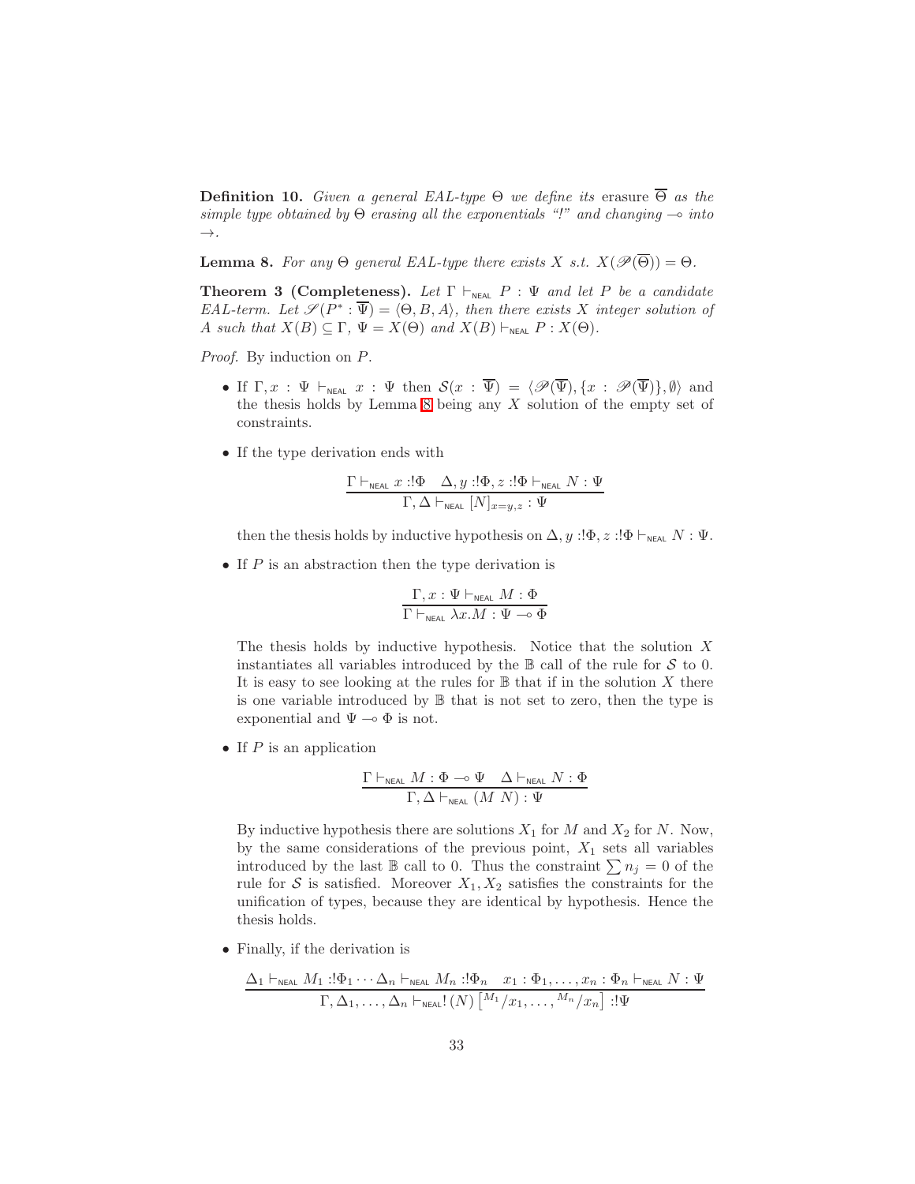**Definition 10.** *Given a general EAL-type $\Theta$ we define its* erasure $\overline{\Theta}$ *as the simple type obtained by $\Theta$ erasing all the exponentials "!" and changing $\multimap$ into $\to$.*

**Lemma 8.** *For any $\Theta$ general EAL-type there exists $X$ s.t. $X(\mathscr{P}(\overline{\Theta})) = \Theta$.*

**Theorem 3 (Completeness).** *Let $\Gamma \vdash_{\mathsf{NEAL}} P : \Psi$ and let $P$ be a candidate EAL-term. Let $\mathscr{S}(P^* : \overline{\Psi}) = \langle \Theta, B, A \rangle$, then there exists $X$ integer solution of $A$ such that $X(B) \subseteq \Gamma$, $\Psi = X(\Theta)$ and $X(B) \vdash_{\mathsf{NEAL}} P : X(\Theta)$.*

*Proof.* By induction on $P$.

- If $\Gamma, x : \Psi \vdash_{\mathsf{NEAL}} x : \Psi$ then $\mathcal{S}(x : \overline{\Psi}) = \langle \mathscr{P}(\overline{\Psi}), \{x : \mathscr{P}(\overline{\Psi})\}, \emptyset \rangle$ and the thesis holds by Lemma 8 being any $X$ solution of the empty set of constraints.

- If the type derivation ends with

$$\frac{\Gamma \vdash_{\mathsf{NEAL}} x :!\Phi \quad \Delta, y :!\Phi, z :!\Phi \vdash_{\mathsf{NEAL}} N : \Psi}{\Gamma, \Delta \vdash_{\mathsf{NEAL}} [N]_{x=y,z} : \Psi}$$

  then the thesis holds by inductive hypothesis on $\Delta, y :!\Phi, z :!\Phi \vdash_{\mathsf{NEAL}} N : \Psi$.

- If $P$ is an abstraction then the type derivation is

$$\frac{\Gamma, x : \Psi \vdash_{\mathsf{NEAL}} M : \Phi}{\Gamma \vdash_{\mathsf{NEAL}} \lambda x.M : \Psi \multimap \Phi}$$

  The thesis holds by inductive hypothesis. Notice that the solution $X$ instantiates all variables introduced by the $\mathbb{B}$ call of the rule for $\mathcal{S}$ to 0. It is easy to see looking at the rules for $\mathbb{B}$ that if in the solution $X$ there is one variable introduced by $\mathbb{B}$ that is not set to zero, then the type is exponential and $\Psi \multimap \Phi$ is not.

- If $P$ is an application

$$\frac{\Gamma \vdash_{\mathsf{NEAL}} M : \Phi \multimap \Psi \quad \Delta \vdash_{\mathsf{NEAL}} N : \Phi}{\Gamma, \Delta \vdash_{\mathsf{NEAL}} (M\ N) : \Psi}$$

  By inductive hypothesis there are solutions $X_1$ for $M$ and $X_2$ for $N$. Now, by the same considerations of the previous point, $X_1$ sets all variables introduced by the last $\mathbb{B}$ call to 0. Thus the constraint $\sum n_j = 0$ of the rule for $\mathcal{S}$ is satisfied. Moreover $X_1, X_2$ satisfies the constraints for the unification of types, because they are identical by hypothesis. Hence the thesis holds.

- Finally, if the derivation is

$$\frac{\Delta_1 \vdash_{\mathsf{NEAL}} M_1 :!\Phi_1 \cdots \Delta_n \vdash_{\mathsf{NEAL}} M_n :!\Phi_n \quad x_1 : \Phi_1, \ldots, x_n : \Phi_n \vdash_{\mathsf{NEAL}} N : \Psi}{\Gamma, \Delta_1, \ldots, \Delta_n \vdash_{\mathsf{NEAL}} !\,(N) \left[{}^{M_1}/x_1, \ldots, {}^{M_n}/x_n\right] :!\Psi}$$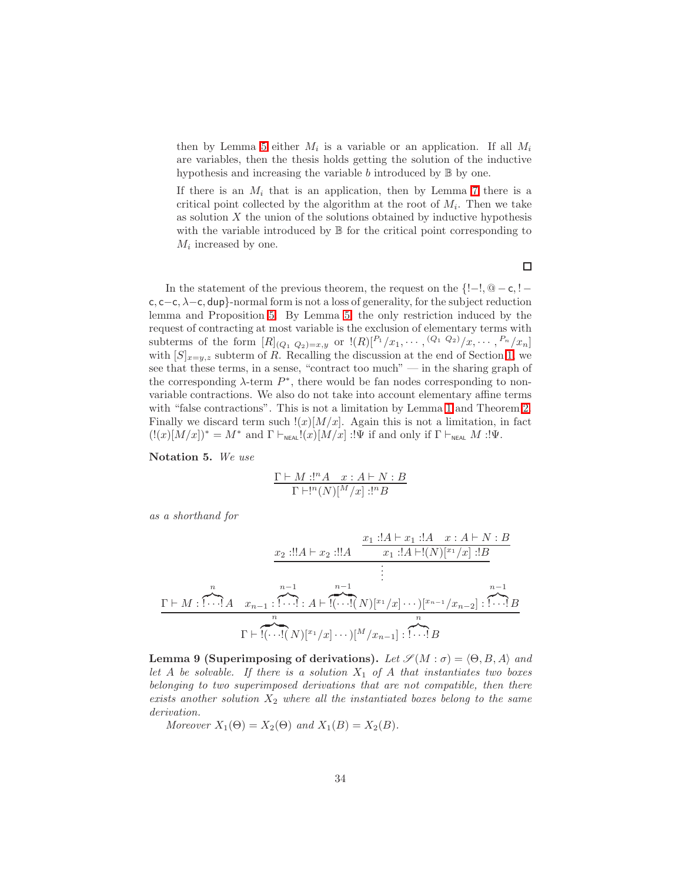then by Lemma 5 either $M_i$ is a variable or an application. If all $M_i$ are variables, then the thesis holds getting the solution of the inductive hypothesis and increasing the variable $b$ introduced by $\mathbb{B}$ by one.

If there is an $M_i$ that is an application, then by Lemma 7 there is a critical point collected by the algorithm at the root of $M_i$. Then we take as solution $X$ the union of the solutions obtained by inductive hypothesis with the variable introduced by $\mathbb{B}$ for the critical point corresponding to $M_i$ increased by one.

□

In the statement of the previous theorem, the request on the $\{!-!, @-\mathsf{c}, !-\mathsf{c}, \mathsf{c}-\mathsf{c}, \lambda-\mathsf{c}, \mathsf{dup}\}$-normal form is not a loss of generality, for the subject reduction lemma and Proposition 5. By Lemma 5, the only restriction induced by the request of contracting at most variable is the exclusion of elementary terms with subterms of the form $[R]_{(Q_1\ Q_2)=x,y}$ or $!(R)[^{P_1}/x_1, \cdots, ^{(Q_1\ Q_2)}/x, \cdots, ^{P_n}/x_n]$ with $[S]_{x=y,z}$ subterm of $R$. Recalling the discussion at the end of Section 1, we see that these terms, in a sense, "contract too much" — in the sharing graph of the corresponding $\lambda$-term $P^*$, there would be fan nodes corresponding to non-variable contractions. We also do not take into account elementary affine terms with "false contractions". This is not a limitation by Lemma 1 and Theorem 2. Finally we discard term such $!(x)[M/x]$. Again this is not a limitation, in fact $(!(x)[M/x])^* = M^*$ and $\Gamma \vdash_{\mathsf{NEAL}} !(x)[M/x] :!\Psi$ if and only if $\Gamma \vdash_{\mathsf{NEAL}} M :!\Psi$.

**Notation 5.** *We use*

$$\frac{\Gamma \vdash M :!^n A \quad x : A \vdash N : B}{\Gamma \vdash !^n(N)[^M/x] :!^n B}$$

*as a shorthand for*

$$\cfrac{\Gamma \vdash M : \overbrace{!\cdots!}^{n} A \quad \cfrac{\cfrac{x_2 :!!A \vdash x_2 :!!A \quad \cfrac{x_1 :!A \vdash x_1 :!A \quad x : A \vdash N : B}{x_1 :!A \vdash !(N)[^{x_1}/x] :!B}}{\vdots}}{x_{n-1} : \overbrace{!\cdots!}^{n-1} : A \vdash \overbrace{!(\cdots!(}^{n-1} N)[^{x_1}/x]\cdots)[^{x_{n-1}}/x_{n-2}] : \overbrace{!\cdots!}^{n-1} B}}{\Gamma \vdash \overbrace{!(\cdots!(}^{n} N)[^{x_1}/x]\cdots)[^M/x_{n-1}] : \overbrace{!\cdots!}^{n} B}$$

**Lemma 9 (Superimposing of derivations).** *Let $\mathscr{S}(M : \sigma) = \langle \Theta, B, A \rangle$ and let $A$ be solvable. If there is a solution $X_1$ of $A$ that instantiates two boxes belonging to two superimposed derivations that are not compatible, then there exists another solution $X_2$ where all the instantiated boxes belong to the same derivation.*

*Moreover $X_1(\Theta) = X_2(\Theta)$ and $X_1(B) = X_2(B)$.*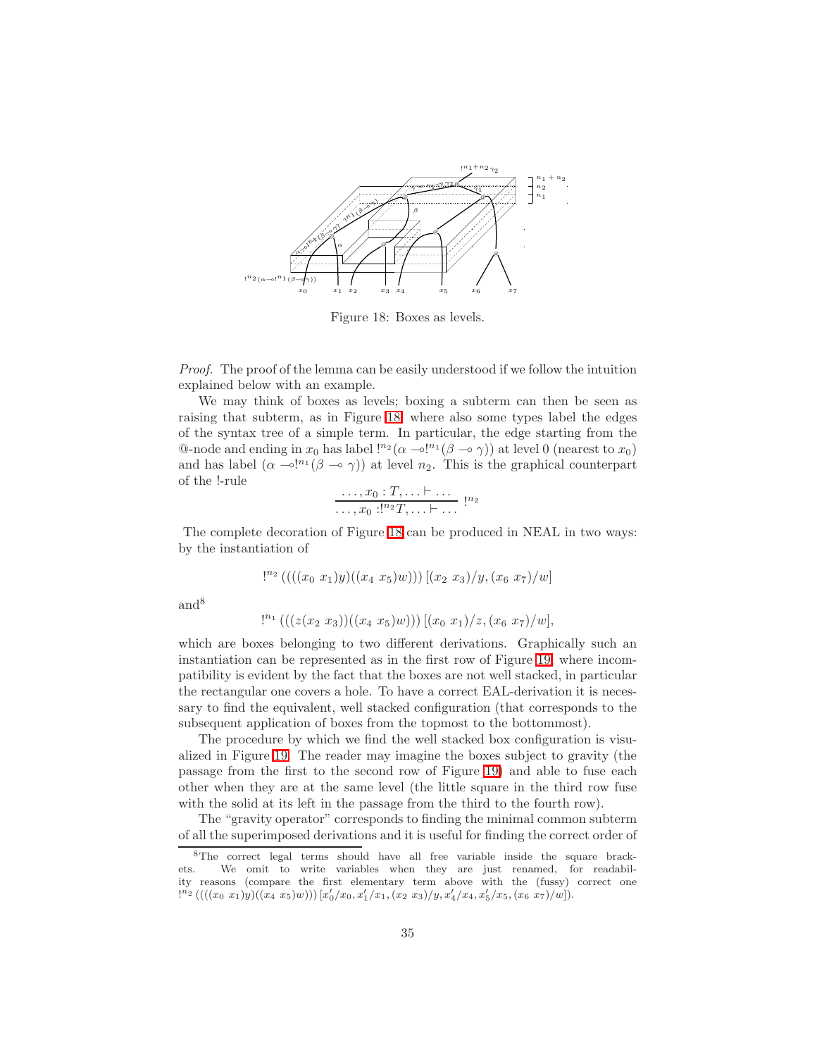Figure 18: Boxes as levels.

*Proof.* The proof of the lemma can be easily understood if we follow the intuition explained below with an example.

We may think of boxes as levels; boxing a subterm can then be seen as raising that subterm, as in Figure 18, where also some types label the edges of the syntax tree of a simple term. In particular, the edge starting from the @-node and ending in $x_0$ has label $!^{n_2}(\alpha \multimap !^{n_1}(\beta \multimap \gamma))$ at level 0 (nearest to $x_0$) and has label $(\alpha \multimap !^{n_1}(\beta \multimap \gamma))$ at level $n_2$. This is the graphical counterpart of the !-rule

$$\frac{\ldots, x_0 : T, \ldots \vdash \ldots}{\ldots, x_0 : !^{n_2}T, \ldots \vdash \ldots} \; !^{n_2}$$

The complete decoration of Figure 18 can be produced in NEAL in two ways: by the instantiation of

$$!^{n_2}\,((((x_0\ x_1)y)((x_4\ x_5)w)))\,[(x_2\ x_3)/y, (x_6\ x_7)/w]$$

and[8]

$$!^{n_1}\,(((z(x_2\ x_3))((x_4\ x_5)w)))\,[(x_0\ x_1)/z, (x_6\ x_7)/w],$$

which are boxes belonging to two different derivations. Graphically such an instantiation can be represented as in the first row of Figure 19, where incompatibility is evident by the fact that the boxes are not well stacked, in particular the rectangular one covers a hole. To have a correct EAL-derivation it is necessary to find the equivalent, well stacked configuration (that corresponds to the subsequent application of boxes from the topmost to the bottommost).

The procedure by which we find the well stacked box configuration is visualized in Figure 19. The reader may imagine the boxes subject to gravity (the passage from the first to the second row of Figure 19) and able to fuse each other when they are at the same level (the little square in the third row fuse with the solid at its left in the passage from the third to the fourth row).

The "gravity operator" corresponds to finding the minimal common subterm of all the superimposed derivations and it is useful for finding the correct order of

[8] The correct legal terms should have all free variable inside the square brackets. We omit to write variables when they are just renamed, for readability reasons (compare the first elementary term above with the (fussy) correct one $!^{n_2}\,((((x_0\ x_1)y)((x_4\ x_5)w)))\,[x_0'/x_0, x_1'/x_1, (x_2\ x_3)/y, x_4'/x_4, x_5'/x_5, (x_6\ x_7)/w]$).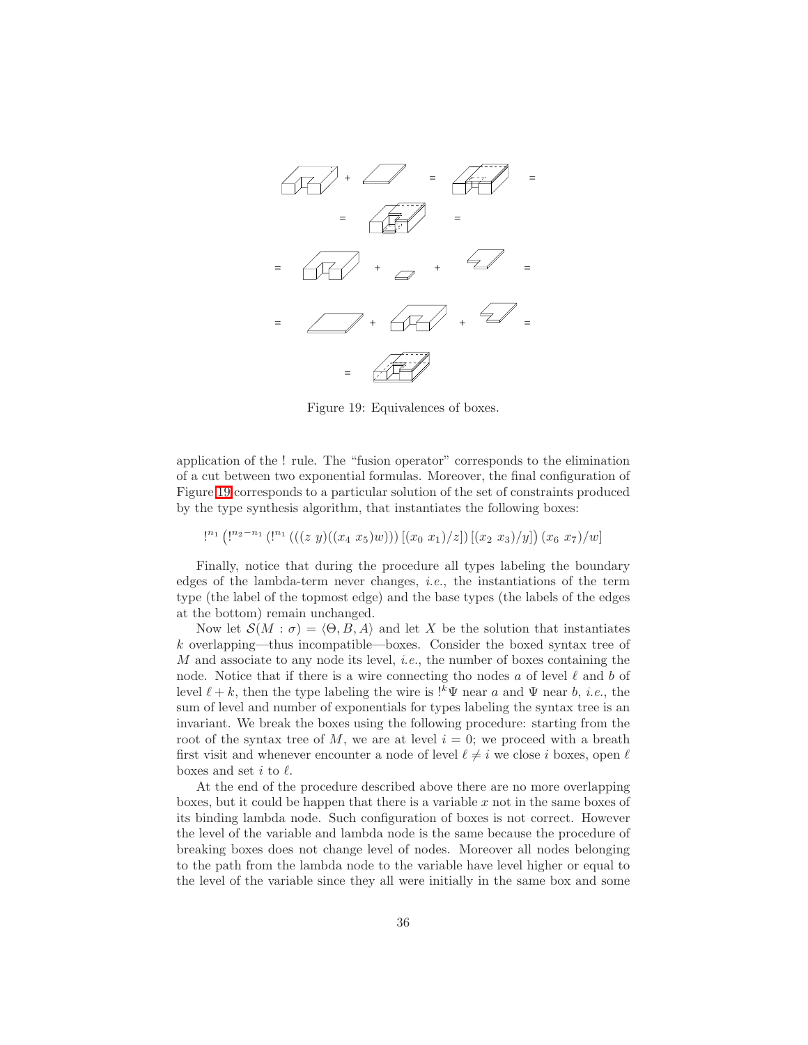Figure 19: Equivalences of boxes.

application of the ! rule. The "fusion operator" corresponds to the elimination of a cut between two exponential formulas. Moreover, the final configuration of Figure 19 corresponds to a particular solution of the set of constraints produced by the type synthesis algorithm, that instantiates the following boxes:

$$!^{n_1}\left(!^{n_2-n_1}\left(!^{n_1}\left(((z\ y)((x_4\ x_5)w))\right)[(x_0\ x_1)/z]\right)[(x_2\ x_3)/y]\right)(x_6\ x_7)/w]$$

Finally, notice that during the procedure all types labeling the boundary edges of the lambda-term never changes, *i.e.*, the instantiations of the term type (the label of the topmost edge) and the base types (the labels of the edges at the bottom) remain unchanged.

Now let $\mathcal{S}(M : \sigma) = \langle \Theta, B, A \rangle$ and let $X$ be the solution that instantiates $k$ overlapping—thus incompatible—boxes. Consider the boxed syntax tree of $M$ and associate to any node its level, *i.e.*, the number of boxes containing the node. Notice that if there is a wire connecting tho nodes $a$ of level $\ell$ and $b$ of level $\ell + k$, then the type labeling the wire is $!^k\Psi$ near $a$ and $\Psi$ near $b$, *i.e.*, the sum of level and number of exponentials for types labeling the syntax tree is an invariant. We break the boxes using the following procedure: starting from the root of the syntax tree of $M$, we are at level $i = 0$; we proceed with a breath first visit and whenever encounter a node of level $\ell \neq i$ we close $i$ boxes, open $\ell$ boxes and set $i$ to $\ell$.

At the end of the procedure described above there are no more overlapping boxes, but it could be happen that there is a variable $x$ not in the same boxes of its binding lambda node. Such configuration of boxes is not correct. However the level of the variable and lambda node is the same because the procedure of breaking boxes does not change level of nodes. Moreover all nodes belonging to the path from the lambda node to the variable have level higher or equal to the level of the variable since they all were initially in the same box and some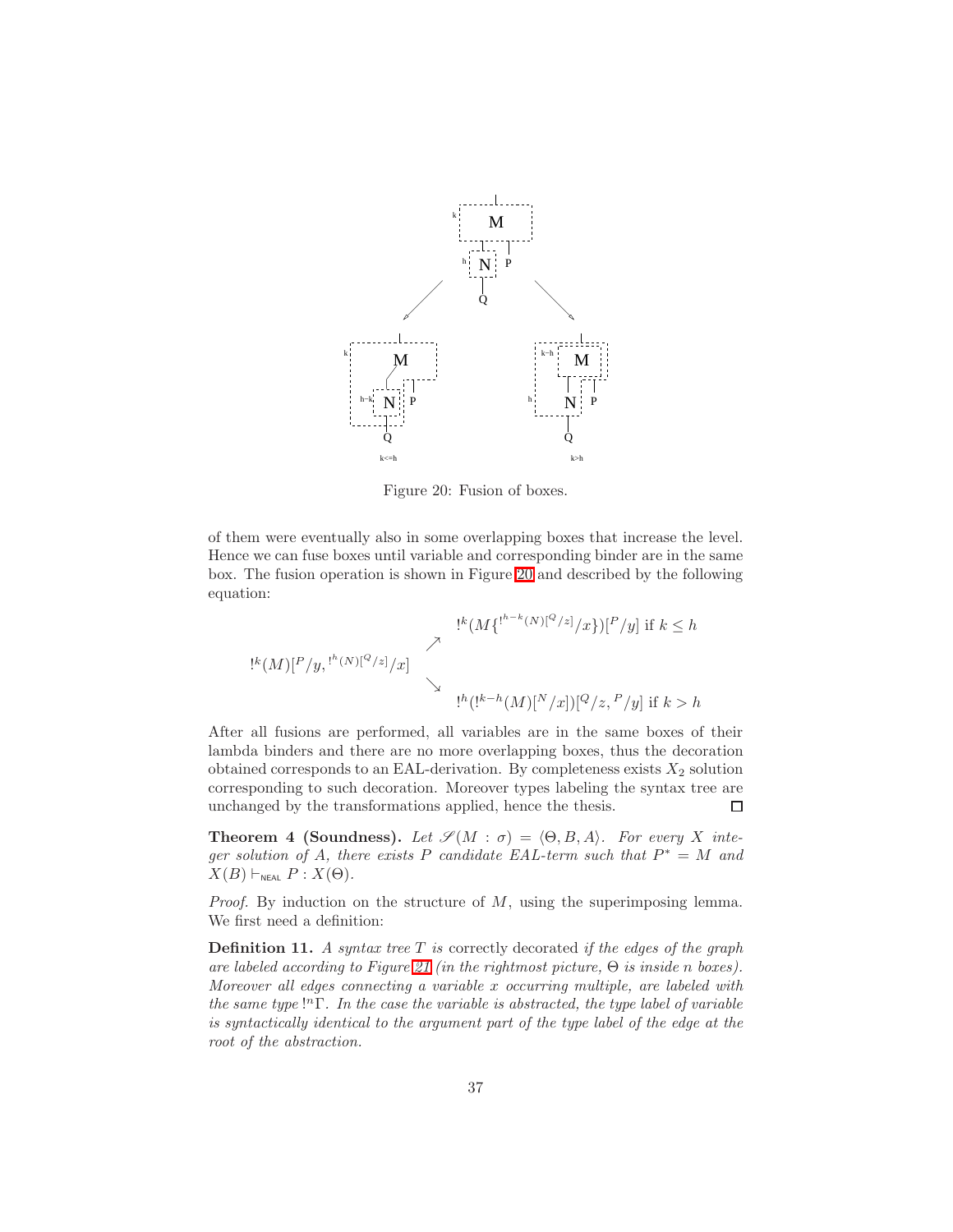Figure 20: Fusion of boxes.

of them were eventually also in some overlapping boxes that increase the level. Hence we can fuse boxes until variable and corresponding binder are in the same box. The fusion operation is shown in Figure 20 and described by the following equation:

$$
!^k(M)[^P/y, {}^{!^h(N)[^Q/z]}/x] \quad
\begin{array}{l}
\nearrow \quad !^k(M\{^{!^{h-k}(N)[^Q/z]}/x\})[^P/y] \text{ if } k \leq h \\[2ex]
\searrow \quad !^h(!^{k-h}(M)[^N/x])[^Q/z, {}^P/y] \text{ if } k > h
\end{array}
$$

After all fusions are performed, all variables are in the same boxes of their lambda binders and there are no more overlapping boxes, thus the decoration obtained corresponds to an EAL-derivation. By completeness exists $X_2$ solution corresponding to such decoration. Moreover types labeling the syntax tree are unchanged by the transformations applied, hence the thesis. $\square$

**Theorem 4 (Soundness).** *Let $\mathscr{S}(M : \sigma) = \langle \Theta, B, A \rangle$. For every $X$ integer solution of $A$, there exists $P$ candidate EAL-term such that $P^* = M$ and $X(B) \vdash_{\mathsf{NEAL}} P : X(\Theta)$.*

*Proof.* By induction on the structure of $M$, using the superimposing lemma. We first need a definition:

**Definition 11.** *A syntax tree $T$ is* correctly decorated *if the edges of the graph are labeled according to Figure 21 (in the rightmost picture, $\Theta$ is inside $n$ boxes). Moreover all edges connecting a variable $x$ occurring multiple, are labeled with the same type $!^n\Gamma$. In the case the variable is abstracted, the type label of variable is syntactically identical to the argument part of the type label of the edge at the root of the abstraction.*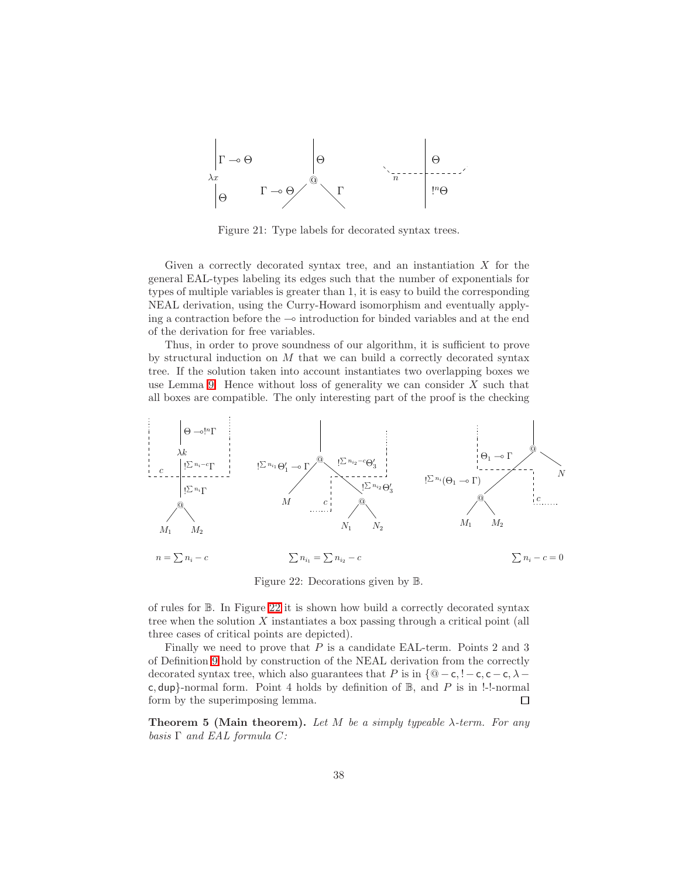Figure 21: Type labels for decorated syntax trees.

Given a correctly decorated syntax tree, and an instantiation $X$ for the general EAL-types labeling its edges such that the number of exponentials for types of multiple variables is greater than 1, it is easy to build the corresponding NEAL derivation, using the Curry-Howard isomorphism and eventually applying a contraction before the $\multimap$ introduction for binded variables and at the end of the derivation for free variables.

Thus, in order to prove soundness of our algorithm, it is sufficient to prove by structural induction on $M$ that we can build a correctly decorated syntax tree. If the solution taken into account instantiates two overlapping boxes we use Lemma 9. Hence without loss of generality we can consider $X$ such that all boxes are compatible. The only interesting part of the proof is the checking of rules for $\mathbb{B}$. In Figure 22 it is shown how build a correctly decorated syntax tree when the solution $X$ instantiates a box passing through a critical point (all three cases of critical points are depicted).

$n = \sum n_i - c$ $\qquad$ $\sum n_{i_1} = \sum n_{i_2} - c$ $\qquad$ $\sum n_i - c = 0$

Figure 22: Decorations given by $\mathbb{B}$.

Finally we need to prove that $P$ is a candidate EAL-term. Points 2 and 3 of Definition 9 hold by construction of the NEAL derivation from the correctly decorated syntax tree, which also guarantees that $P$ is in $\{@-\mathsf{c}, !-\mathsf{c}, \mathsf{c}-\mathsf{c}, \lambda-\mathsf{c}, \mathsf{dup}\}$-normal form. Point 4 holds by definition of $\mathbb{B}$, and $P$ is in !-!-normal form by the superimposing lemma. $\square$

**Theorem 5 (Main theorem).** *Let $M$ be a simply typeable $\lambda$-term. For any basis $\Gamma$ and EAL formula $C$:*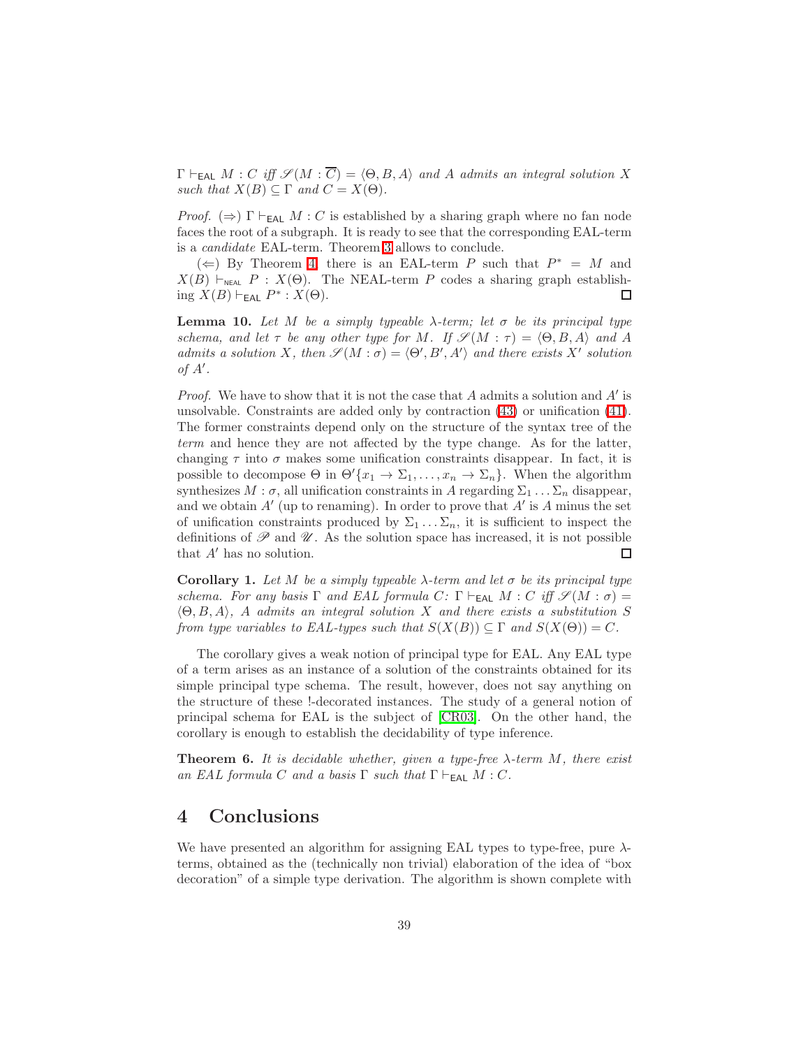$\Gamma \vdash_{\mathsf{EAL}} M : C$ *iff* $\mathscr{S}(M : \overline{C}) = \langle \Theta, B, A \rangle$ *and* $A$ *admits an integral solution* $X$ *such that* $X(B) \subseteq \Gamma$ *and* $C = X(\Theta)$.

*Proof.* ($\Rightarrow$) $\Gamma \vdash_{\mathsf{EAL}} M : C$ is established by a sharing graph where no fan node faces the root of a subgraph. It is ready to see that the corresponding EAL-term is a *candidate* EAL-term. Theorem 3 allows to conclude.

($\Leftarrow$) By Theorem 4, there is an EAL-term $P$ such that $P^* = M$ and $X(B) \vdash_{\mathsf{NEAL}} P : X(\Theta)$. The NEAL-term $P$ codes a sharing graph establishing $X(B) \vdash_{\mathsf{EAL}} P^* : X(\Theta)$. □

**Lemma 10.** *Let* $M$ *be a simply typeable* $\lambda$*-term; let* $\sigma$ *be its principal type schema, and let* $\tau$ *be any other type for* $M$*. If* $\mathscr{S}(M : \tau) = \langle \Theta, B, A \rangle$ *and* $A$ *admits a solution* $X$*, then* $\mathscr{S}(M : \sigma) = \langle \Theta', B', A' \rangle$ *and there exists* $X'$ *solution of* $A'$.

*Proof.* We have to show that it is not the case that $A$ admits a solution and $A'$ is unsolvable. Constraints are added only by contraction (43) or unification (41). The former constraints depend only on the structure of the syntax tree of the *term* and hence they are not affected by the type change. As for the latter, changing $\tau$ into $\sigma$ makes some unification constraints disappear. In fact, it is possible to decompose $\Theta$ in $\Theta'\{x_1 \to \Sigma_1, \ldots, x_n \to \Sigma_n\}$. When the algorithm synthesizes $M : \sigma$, all unification constraints in $A$ regarding $\Sigma_1 \ldots \Sigma_n$ disappear, and we obtain $A'$ (up to renaming). In order to prove that $A'$ is $A$ minus the set of unification constraints produced by $\Sigma_1 \ldots \Sigma_n$, it is sufficient to inspect the definitions of $\mathscr{P}$ and $\mathscr{U}$. As the solution space has increased, it is not possible that $A'$ has no solution. □

**Corollary 1.** *Let* $M$ *be a simply typeable* $\lambda$*-term and let* $\sigma$ *be its principal type schema. For any basis* $\Gamma$ *and EAL formula* $C$*:* $\Gamma \vdash_{\mathsf{EAL}} M : C$ *iff* $\mathscr{S}(M : \sigma) = \langle \Theta, B, A \rangle$*,* $A$ *admits an integral solution* $X$ *and there exists a substitution* $S$ *from type variables to EAL-types such that* $S(X(B)) \subseteq \Gamma$ *and* $S(X(\Theta)) = C$.

The corollary gives a weak notion of principal type for EAL. Any EAL type of a term arises as an instance of a solution of the constraints obtained for its simple principal type schema. The result, however, does not say anything on the structure of these !-decorated instances. The study of a general notion of principal schema for EAL is the subject of [CR03]. On the other hand, the corollary is enough to establish the decidability of type inference.

**Theorem 6.** *It is decidable whether, given a type-free* $\lambda$*-term* $M$*, there exist an EAL formula* $C$ *and a basis* $\Gamma$ *such that* $\Gamma \vdash_{\mathsf{EAL}} M : C$.

# 4 Conclusions

We have presented an algorithm for assigning EAL types to type-free, pure $\lambda$-terms, obtained as the (technically non trivial) elaboration of the idea of "box decoration" of a simple type derivation. The algorithm is shown complete with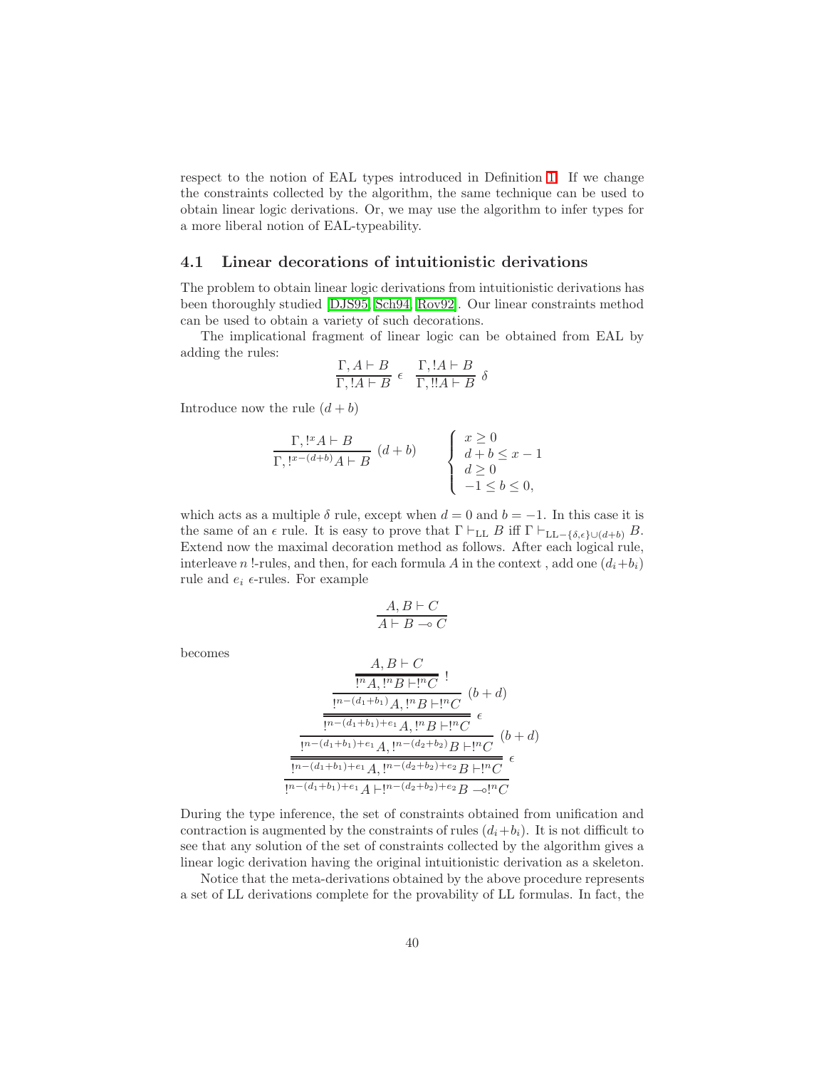respect to the notion of EAL types introduced in Definition 1. If we change the constraints collected by the algorithm, the same technique can be used to obtain linear logic derivations. Or, we may use the algorithm to infer types for a more liberal notion of EAL-typeability.

### 4.1 Linear decorations of intuitionistic derivations

The problem to obtain linear logic derivations from intuitionistic derivations has been thoroughly studied [DJS95, Sch94, Rov92]. Our linear constraints method can be used to obtain a variety of such decorations.

The implicational fragment of linear logic can be obtained from EAL by adding the rules:

$$\frac{\Gamma, A \vdash B}{\Gamma, !A \vdash B}\ \epsilon \qquad \frac{\Gamma, !A \vdash B}{\Gamma, !!A \vdash B}\ \delta$$

Introduce now the rule $(d+b)$

$$\frac{\Gamma, !^x A \vdash B}{\Gamma, !^{x-(d+b)} A \vdash B}\ (d+b) \qquad \begin{cases} x \geq 0 \\ d+b \leq x-1 \\ d \geq 0 \\ -1 \leq b \leq 0, \end{cases}$$

which acts as a multiple $\delta$ rule, except when $d=0$ and $b=-1$. In this case it is the same of an $\epsilon$ rule. It is easy to prove that $\Gamma \vdash_{\mathrm{LL}} B$ iff $\Gamma \vdash_{\mathrm{LL}-\{\delta,\epsilon\}\cup(d+b)} B$. Extend now the maximal decoration method as follows. After each logical rule, interleave $n$ !-rules, and then, for each formula $A$ in the context , add one $(d_i+b_i)$ rule and $e_i$ $\epsilon$-rules. For example

$$\frac{A, B \vdash C}{A \vdash B \multimap C}$$

becomes

$$\dfrac{\dfrac{\dfrac{\dfrac{\dfrac{\dfrac{A, B \vdash C}{!^n A, !^n B \vdash !^n C}\ !}{!^{n-(d_1+b_1)} A, !^n B \vdash !^n C}\ (b+d)}{!^{n-(d_1+b_1)+e_1} A, !^n B \vdash !^n C}\ \epsilon}{!^{n-(d_1+b_1)+e_1} A, !^{n-(d_2+b_2)} B \vdash !^n C}\ (b+d)}{!^{n-(d_1+b_1)+e_1} A, !^{n-(d_2+b_2)+e_2} B \vdash !^n C}\ \epsilon}{!^{n-(d_1+b_1)+e_1} A \vdash !^{n-(d_2+b_2)+e_2} B \multimap !^n C}$$

During the type inference, the set of constraints obtained from unification and contraction is augmented by the constraints of rules $(d_i+b_i)$. It is not difficult to see that any solution of the set of constraints collected by the algorithm gives a linear logic derivation having the original intuitionistic derivation as a skeleton.

Notice that the meta-derivations obtained by the above procedure represents a set of LL derivations complete for the provability of LL formulas. In fact, the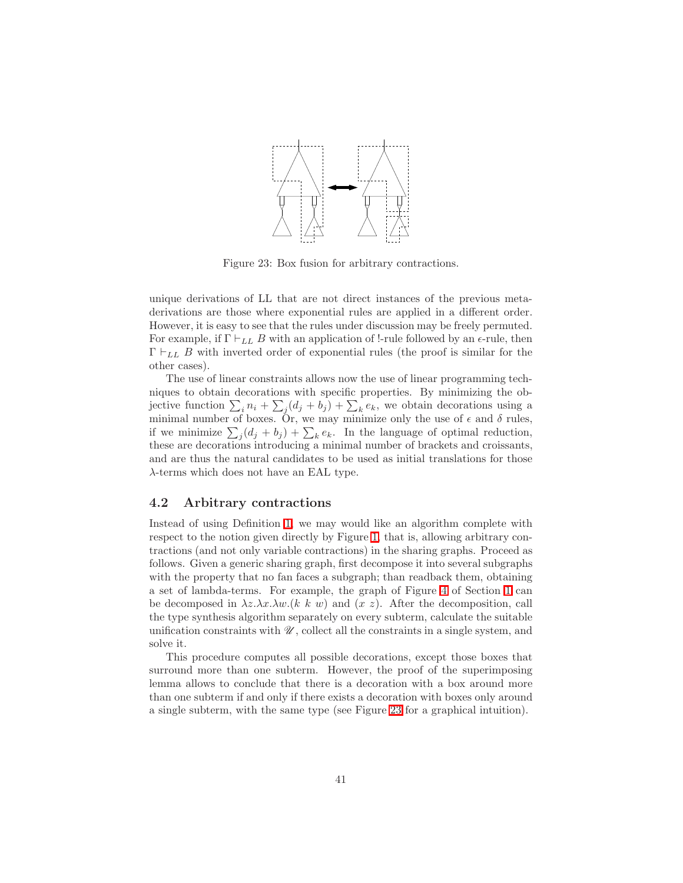Figure 23: Box fusion for arbitrary contractions.

unique derivations of LL that are not direct instances of the previous meta-derivations are those where exponential rules are applied in a different order. However, it is easy to see that the rules under discussion may be freely permuted. For example, if $\Gamma \vdash_{LL} B$ with an application of !-rule followed by an $\epsilon$-rule, then $\Gamma \vdash_{LL} B$ with inverted order of exponential rules (the proof is similar for the other cases).

The use of linear constraints allows now the use of linear programming techniques to obtain decorations with specific properties. By minimizing the objective function $\sum_i n_i + \sum_j (d_j + b_j) + \sum_k e_k$, we obtain decorations using a minimal number of boxes. Or, we may minimize only the use of $\epsilon$ and $\delta$ rules, if we minimize $\sum_j (d_j + b_j) + \sum_k e_k$. In the language of optimal reduction, these are decorations introducing a minimal number of brackets and croissants, and are thus the natural candidates to be used as initial translations for those $\lambda$-terms which does not have an EAL type.

## 4.2 Arbitrary contractions

Instead of using Definition 1, we may would like an algorithm complete with respect to the notion given directly by Figure 1, that is, allowing arbitrary contractions (and not only variable contractions) in the sharing graphs. Proceed as follows. Given a generic sharing graph, first decompose it into several subgraphs with the property that no fan faces a subgraph; than readback them, obtaining a set of lambda-terms. For example, the graph of Figure 4 of Section 1 can be decomposed in $\lambda z.\lambda x.\lambda w.(k\ k\ w)$ and $(x\ z)$. After the decomposition, call the type synthesis algorithm separately on every subterm, calculate the suitable unification constraints with $\mathscr{U}$, collect all the constraints in a single system, and solve it.

This procedure computes all possible decorations, except those boxes that surround more than one subterm. However, the proof of the superimposing lemma allows to conclude that there is a decoration with a box around more than one subterm if and only if there exists a decoration with boxes only around a single subterm, with the same type (see Figure 23 for a graphical intuition).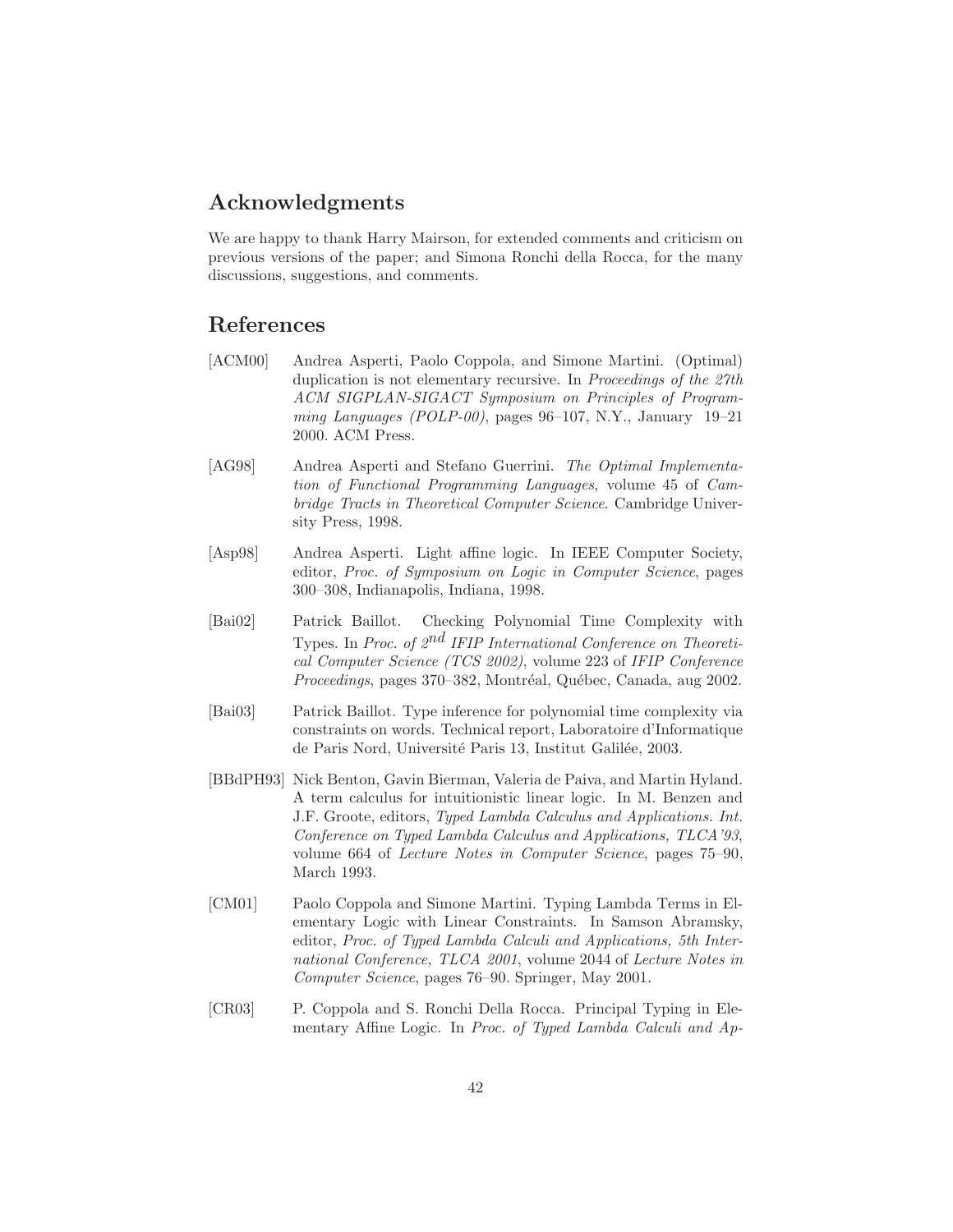## Acknowledgments

We are happy to thank Harry Mairson, for extended comments and criticism on previous versions of the paper; and Simona Ronchi della Rocca, for the many discussions, suggestions, and comments.

## References

[ACM00] Andrea Asperti, Paolo Coppola, and Simone Martini. (Optimal) duplication is not elementary recursive. In *Proceedings of the 27th ACM SIGPLAN-SIGACT Symposium on Principles of Programming Languages (POLP-00)*, pages 96–107, N.Y., January 19–21 2000. ACM Press.

[AG98] Andrea Asperti and Stefano Guerrini. *The Optimal Implementation of Functional Programming Languages*, volume 45 of *Cambridge Tracts in Theoretical Computer Science*. Cambridge University Press, 1998.

[Asp98] Andrea Asperti. Light affine logic. In IEEE Computer Society, editor, *Proc. of Symposium on Logic in Computer Science*, pages 300–308, Indianapolis, Indiana, 1998.

[Bai02] Patrick Baillot. Checking Polynomial Time Complexity with Types. In *Proc. of 2nd IFIP International Conference on Theoretical Computer Science (TCS 2002)*, volume 223 of *IFIP Conference Proceedings*, pages 370–382, Montréal, Québec, Canada, aug 2002.

[Bai03] Patrick Baillot. Type inference for polynomial time complexity via constraints on words. Technical report, Laboratoire d'Informatique de Paris Nord, Université Paris 13, Institut Galilée, 2003.

[BBdPH93] Nick Benton, Gavin Bierman, Valeria de Paiva, and Martin Hyland. A term calculus for intuitionistic linear logic. In M. Benzen and J.F. Groote, editors, *Typed Lambda Calculus and Applications. Int. Conference on Typed Lambda Calculus and Applications, TLCA'93*, volume 664 of *Lecture Notes in Computer Science*, pages 75–90, March 1993.

[CM01] Paolo Coppola and Simone Martini. Typing Lambda Terms in Elementary Logic with Linear Constraints. In Samson Abramsky, editor, *Proc. of Typed Lambda Calculi and Applications, 5th International Conference, TLCA 2001*, volume 2044 of *Lecture Notes in Computer Science*, pages 76–90. Springer, May 2001.

[CR03] P. Coppola and S. Ronchi Della Rocca. Principal Typing in Elementary Affine Logic. In *Proc. of Typed Lambda Calculi and Ap-*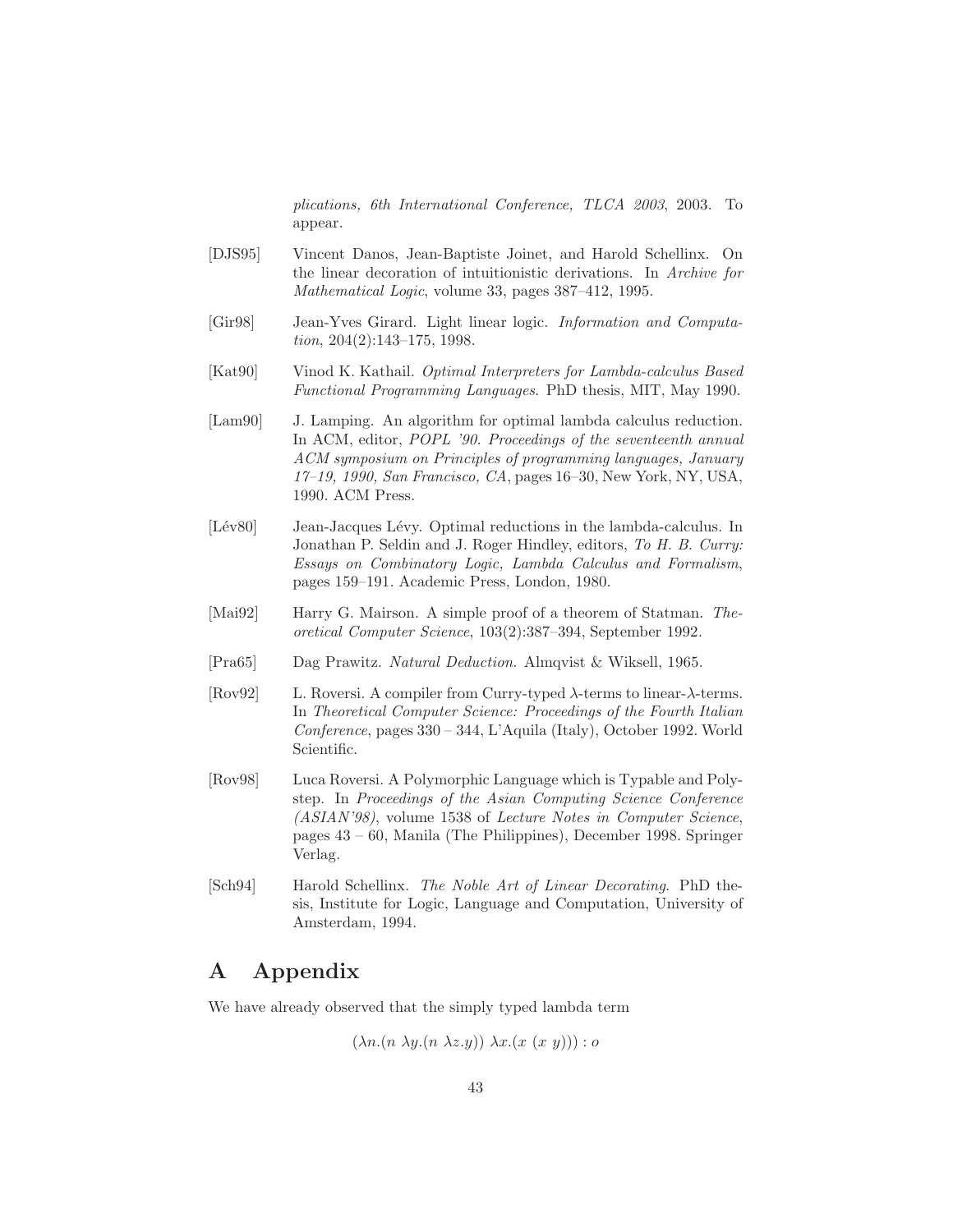*plications, 6th International Conference, TLCA 2003*, 2003. To appear.

[DJS95] Vincent Danos, Jean-Baptiste Joinet, and Harold Schellinx. On the linear decoration of intuitionistic derivations. In *Archive for Mathematical Logic*, volume 33, pages 387–412, 1995.

[Gir98] Jean-Yves Girard. Light linear logic. *Information and Computation*, 204(2):143–175, 1998.

[Kat90] Vinod K. Kathail. *Optimal Interpreters for Lambda-calculus Based Functional Programming Languages*. PhD thesis, MIT, May 1990.

[Lam90] J. Lamping. An algorithm for optimal lambda calculus reduction. In ACM, editor, *POPL '90. Proceedings of the seventeenth annual ACM symposium on Principles of programming languages, January 17–19, 1990, San Francisco, CA*, pages 16–30, New York, NY, USA, 1990. ACM Press.

[Lév80] Jean-Jacques Lévy. Optimal reductions in the lambda-calculus. In Jonathan P. Seldin and J. Roger Hindley, editors, *To H. B. Curry: Essays on Combinatory Logic, Lambda Calculus and Formalism*, pages 159–191. Academic Press, London, 1980.

[Mai92] Harry G. Mairson. A simple proof of a theorem of Statman. *Theoretical Computer Science*, 103(2):387–394, September 1992.

[Pra65] Dag Prawitz. *Natural Deduction*. Almqvist & Wiksell, 1965.

[Rov92] L. Roversi. A compiler from Curry-typed $\lambda$-terms to linear-$\lambda$-terms. In *Theoretical Computer Science: Proceedings of the Fourth Italian Conference*, pages 330 – 344, L'Aquila (Italy), October 1992. World Scientific.

[Rov98] Luca Roversi. A Polymorphic Language which is Typable and Poly-step. In *Proceedings of the Asian Computing Science Conference (ASIAN'98)*, volume 1538 of *Lecture Notes in Computer Science*, pages 43 – 60, Manila (The Philippines), December 1998. Springer Verlag.

[Sch94] Harold Schellinx. *The Noble Art of Linear Decorating*. PhD thesis, Institute for Logic, Language and Computation, University of Amsterdam, 1994.

# A Appendix

We have already observed that the simply typed lambda term

$$(\lambda n.(n\ \lambda y.(n\ \lambda z.y))\ \lambda x.(x\ (x\ y))) : o$$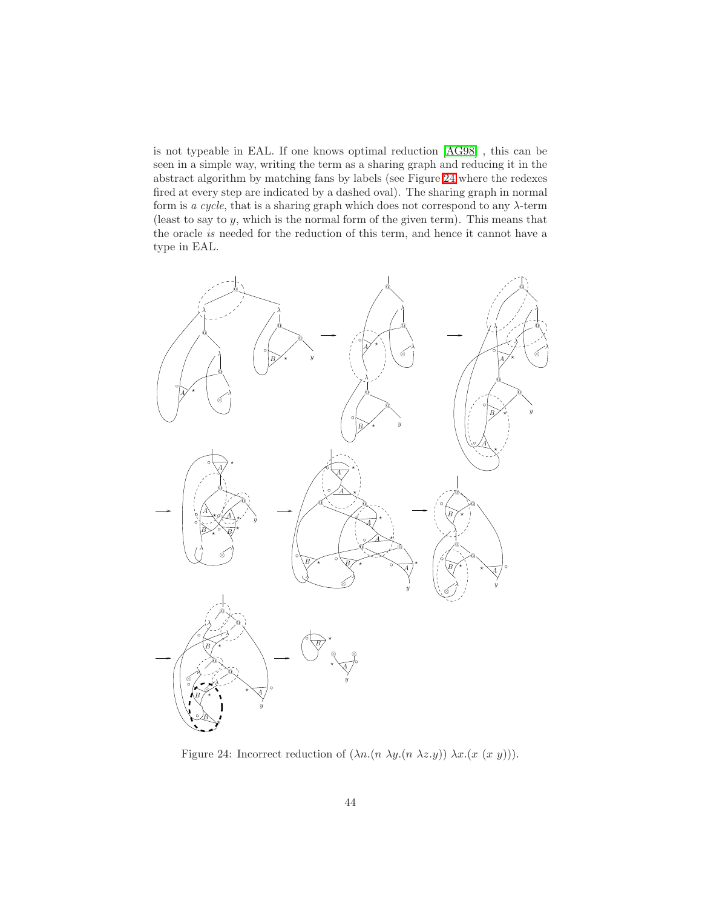is not typeable in EAL. If one knows optimal reduction [AG98] , this can be seen in a simple way, writing the term as a sharing graph and reducing it in the abstract algorithm by matching fans by labels (see Figure 24 where the redexes fired at every step are indicated by a dashed oval). The sharing graph in normal form is *a cycle*, that is a sharing graph which does not correspond to any $\lambda$-term (least to say to $y$, which is the normal form of the given term). This means that the oracle *is* needed for the reduction of this term, and hence it cannot have a type in EAL.

Figure 24: Incorrect reduction of $(\lambda n.(n\ \lambda y.(n\ \lambda z.y))\ \lambda x.(x\ (x\ y)))$.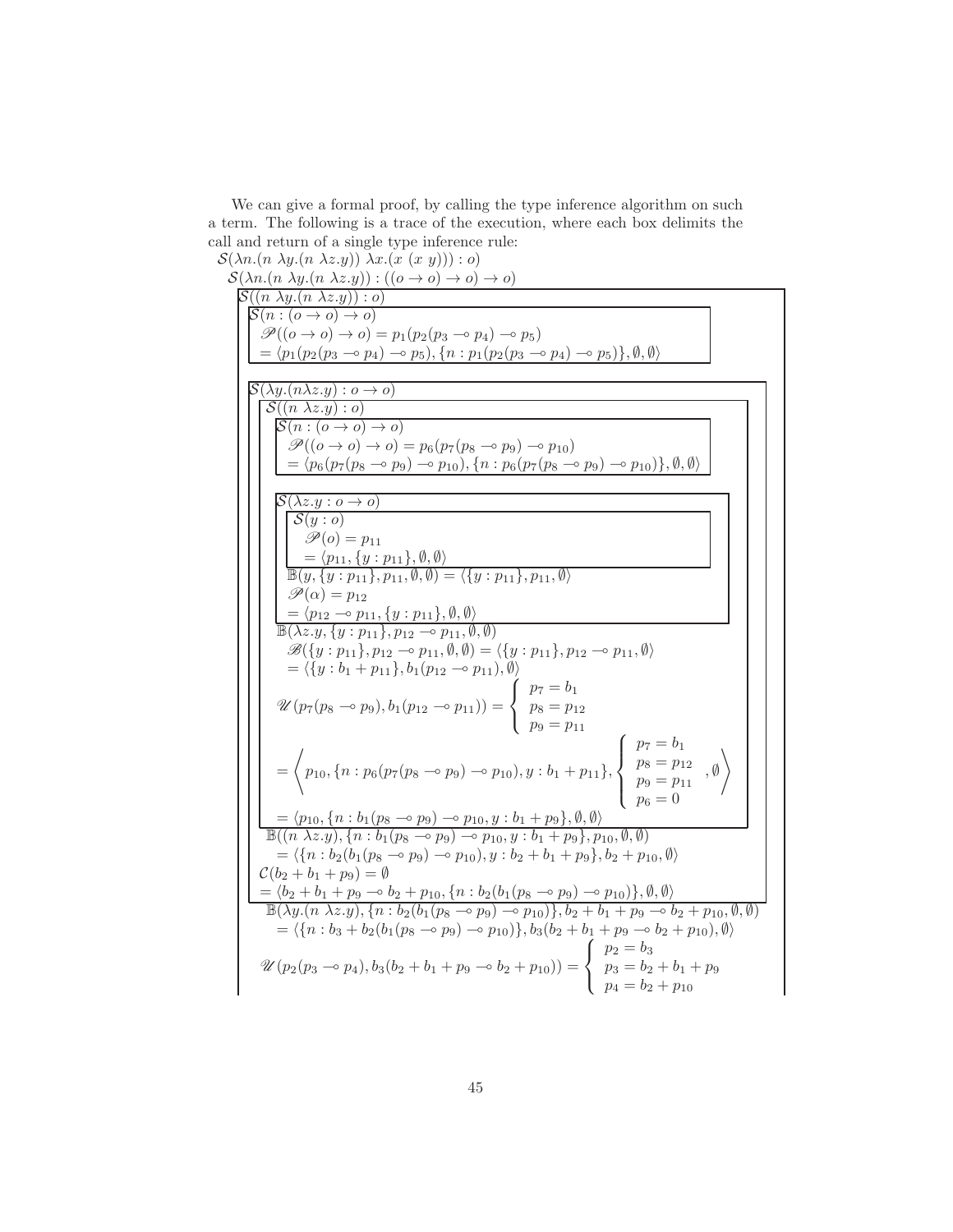We can give a formal proof, by calling the type inference algorithm on such a term. The following is a trace of the execution, where each box delimits the call and return of a single type inference rule:

$\mathcal{S}(\lambda n.(n\ \lambda y.(n\ \lambda z.y))\ \lambda x.(x\ (x\ y))) : o)$

$\mathcal{S}(\lambda n.(n\ \lambda y.(n\ \lambda z.y)) : ((o \to o) \to o) \to o)$

$\mathcal{S}((n\ \lambda y.(n\ \lambda z.y)) : o)$

$\mathcal{S}(n : (o \to o) \to o)$

$\mathscr{P}((o \to o) \to o) = p_1(p_2(p_3 \multimap p_4) \multimap p_5)$

$= \langle p_1(p_2(p_3 \multimap p_4) \multimap p_5), \{n : p_1(p_2(p_3 \multimap p_4) \multimap p_5)\}, \emptyset, \emptyset\rangle$

$\mathcal{S}(\lambda y.(n \lambda z.y) : o \to o)$

$\mathcal{S}((n\ \lambda z.y) : o)$

$\mathcal{S}(n : (o \to o) \to o)$

$\mathscr{P}((o \to o) \to o) = p_6(p_7(p_8 \multimap p_9) \multimap p_{10})$

$= \langle p_6(p_7(p_8 \multimap p_9) \multimap p_{10}), \{n : p_6(p_7(p_8 \multimap p_9) \multimap p_{10})\}, \emptyset, \emptyset\rangle$

$\mathcal{S}(\lambda z.y : o \to o)$

$\mathcal{S}(y : o)$

$\mathscr{P}(o) = p_{11}$

$= \langle p_{11}, \{y : p_{11}\}, \emptyset, \emptyset\rangle$

$\mathbb{B}(y, \{y : p_{11}\}, p_{11}, \emptyset, \emptyset) = \langle \{y : p_{11}\}, p_{11}, \emptyset\rangle$

$\mathscr{P}(\alpha) = p_{12}$

$= \langle p_{12} \multimap p_{11}, \{y : p_{11}\}, \emptyset, \emptyset\rangle$

$\mathbb{B}(\lambda z.y, \{y : p_{11}\}, p_{12} \multimap p_{11}, \emptyset, \emptyset)$

$\mathscr{B}(\{y : p_{11}\}, p_{12} \multimap p_{11}, \emptyset, \emptyset) = \langle \{y : p_{11}\}, p_{12} \multimap p_{11}, \emptyset\rangle$

$= \langle \{y : b_1 + p_{11}\}, b_1(p_{12} \multimap p_{11}), \emptyset\rangle$

$$\mathscr{U}(p_7(p_8 \multimap p_9), b_1(p_{12} \multimap p_{11})) = \begin{cases} p_7 = b_1 \\ p_8 = p_{12} \\ p_9 = p_{11} \end{cases}$$

$$= \left\langle p_{10}, \{n : p_6(p_7(p_8 \multimap p_9) \multimap p_{10}), y : b_1 + p_{11}\}, \begin{cases} p_7 = b_1 \\ p_8 = p_{12} \\ p_9 = p_{11} \\ p_6 = 0 \end{cases}, \emptyset \right\rangle$$

$= \langle p_{10}, \{n : b_1(p_8 \multimap p_9) \multimap p_{10}, y : b_1 + p_9\}, \emptyset, \emptyset\rangle$

$\mathbb{B}((n\ \lambda z.y), \{n : b_1(p_8 \multimap p_9) \multimap p_{10}, y : b_1 + p_9\}, p_{10}, \emptyset, \emptyset)$

$= \langle \{n : b_2(b_1(p_8 \multimap p_9) \multimap p_{10}), y : b_2 + b_1 + p_9\}, b_2 + p_{10}, \emptyset\rangle$

$\mathcal{C}(b_2 + b_1 + p_9) = \emptyset$

$= \langle b_2 + b_1 + p_9 \multimap b_2 + p_{10}, \{n : b_2(b_1(p_8 \multimap p_9) \multimap p_{10})\}, \emptyset, \emptyset\rangle$

$\mathbb{B}(\lambda y.(n\ \lambda z.y), \{n : b_2(b_1(p_8 \multimap p_9) \multimap p_{10})\}, b_2 + b_1 + p_9 \multimap b_2 + p_{10}, \emptyset, \emptyset)$

$= \langle \{n : b_3 + b_2(b_1(p_8 \multimap p_9) \multimap p_{10})\}, b_3(b_2 + b_1 + p_9 \multimap b_2 + p_{10}), \emptyset\rangle$

$$\mathscr{U}(p_2(p_3 \multimap p_4), b_3(b_2 + b_1 + p_9 \multimap b_2 + p_{10})) = \begin{cases} p_2 = b_3 \\ p_3 = b_2 + b_1 + p_9 \\ p_4 = b_2 + p_{10} \end{cases}$$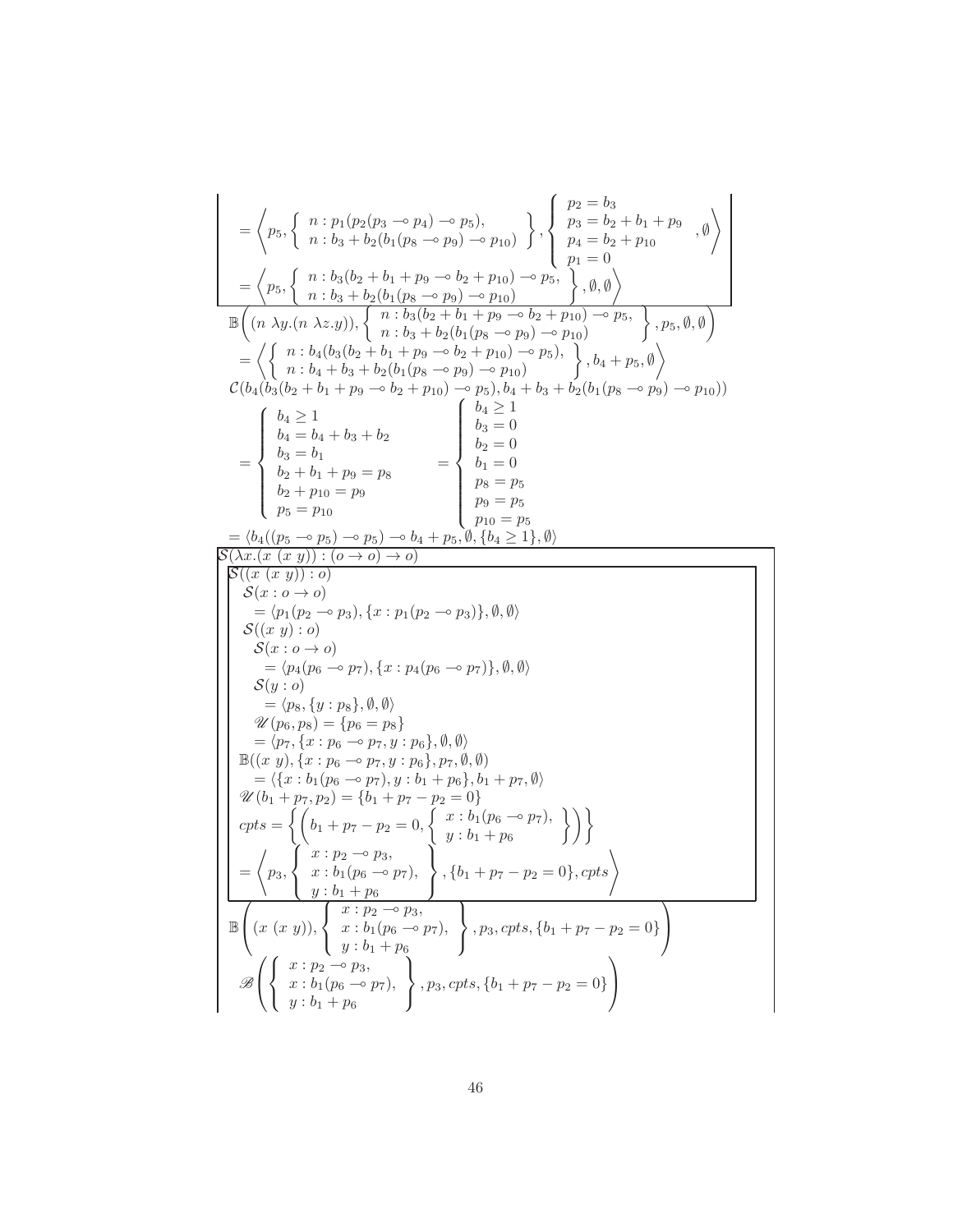$$= \left\langle p_5, \left\{ \begin{array}{l} n : p_1(p_2(p_3 \multimap p_4) \multimap p_5), \\ n : b_3 + b_2(b_1(p_8 \multimap p_9) \multimap p_{10}) \end{array} \right\}, \left\{ \begin{array}{l} p_2 = b_3 \\ p_3 = b_2 + b_1 + p_9 \\ p_4 = b_2 + p_{10} \\ p_1 = 0 \end{array} \right., \emptyset \right\rangle$$

$$= \left\langle p_5, \left\{ \begin{array}{l} n : b_3(b_2 + b_1 + p_9 \multimap b_2 + p_{10}) \multimap p_5, \\ n : b_3 + b_2(b_1(p_8 \multimap p_9) \multimap p_{10}) \end{array} \right\}, \emptyset, \emptyset \right\rangle$$

$$\mathbb{B}\left( (n\ \lambda y.(n\ \lambda z.y)), \left\{ \begin{array}{l} n : b_3(b_2 + b_1 + p_9 \multimap b_2 + p_{10}) \multimap p_5, \\ n : b_3 + b_2(b_1(p_8 \multimap p_9) \multimap p_{10}) \end{array} \right\}, p_5, \emptyset, \emptyset \right)$$

$$= \left\langle \left\{ \begin{array}{l} n : b_4(b_3(b_2 + b_1 + p_9 \multimap b_2 + p_{10}) \multimap p_5), \\ n : b_4 + b_3 + b_2(b_1(p_8 \multimap p_9) \multimap p_{10}) \end{array} \right\}, b_4 + p_5, \emptyset \right\rangle$$

$$\mathcal{C}(b_4(b_3(b_2 + b_1 + p_9 \multimap b_2 + p_{10}) \multimap p_5), b_4 + b_3 + b_2(b_1(p_8 \multimap p_9) \multimap p_{10}))$$

$$= \left\{ \begin{array}{l} b_4 \geq 1 \\ b_4 = b_4 + b_3 + b_2 \\ b_3 = b_1 \\ b_2 + b_1 + p_9 = p_8 \\ b_2 + p_{10} = p_9 \\ p_5 = p_{10} \end{array} \right. = \left\{ \begin{array}{l} b_4 \geq 1 \\ b_3 = 0 \\ b_2 = 0 \\ b_1 = 0 \\ p_8 = p_5 \\ p_9 = p_5 \\ p_{10} = p_5 \end{array} \right.$$

$$= \langle b_4((p_5 \multimap p_5) \multimap p_5) \multimap b_4 + p_5, \emptyset, \{b_4 \geq 1\}, \emptyset \rangle$$

$\mathcal{S}(\lambda x.(x\ (x\ y)) : (o \to o) \to o)$

$\mathcal{S}((x\ (x\ y)) : o)$

$\mathcal{S}(x : o \to o)$

$= \langle p_1(p_2 \multimap p_3), \{x : p_1(p_2 \multimap p_3)\}, \emptyset, \emptyset \rangle$

$\mathcal{S}((x\ y) : o)$

$\mathcal{S}(x : o \to o)$

$= \langle p_4(p_6 \multimap p_7), \{x : p_4(p_6 \multimap p_7)\}, \emptyset, \emptyset \rangle$

$\mathcal{S}(y : o)$

$= \langle p_8, \{y : p_8\}, \emptyset, \emptyset \rangle$

$\mathscr{U}(p_6, p_8) = \{p_6 = p_8\}$

$= \langle p_7, \{x : p_6 \multimap p_7, y : p_6\}, \emptyset, \emptyset \rangle$

$\mathbb{B}((x\ y), \{x : p_6 \multimap p_7, y : p_6\}, p_7, \emptyset, \emptyset)$

$= \langle \{x : b_1(p_6 \multimap p_7), y : b_1 + p_6\}, b_1 + p_7, \emptyset \rangle$

$\mathscr{U}(b_1 + p_7, p_2) = \{b_1 + p_7 - p_2 = 0\}$

$$cpts = \left\{ \left( b_1 + p_7 - p_2 = 0, \left\{ \begin{array}{l} x : b_1(p_6 \multimap p_7), \\ y : b_1 + p_6 \end{array} \right\} \right) \right\}$$

$$= \left\langle p_3, \left\{ \begin{array}{l} x : p_2 \multimap p_3, \\ x : b_1(p_6 \multimap p_7), \\ y : b_1 + p_6 \end{array} \right\}, \{b_1 + p_7 - p_2 = 0\}, cpts \right\rangle$$

$$\mathbb{B}\left( (x\ (x\ y)), \left\{ \begin{array}{l} x : p_2 \multimap p_3, \\ x : b_1(p_6 \multimap p_7), \\ y : b_1 + p_6 \end{array} \right\}, p_3, cpts, \{b_1 + p_7 - p_2 = 0\} \right)$$

$$\mathscr{B}\left( \left\{ \begin{array}{l} x : p_2 \multimap p_3, \\ x : b_1(p_6 \multimap p_7), \\ y : b_1 + p_6 \end{array} \right\}, p_3, cpts, \{b_1 + p_7 - p_2 = 0\} \right)$$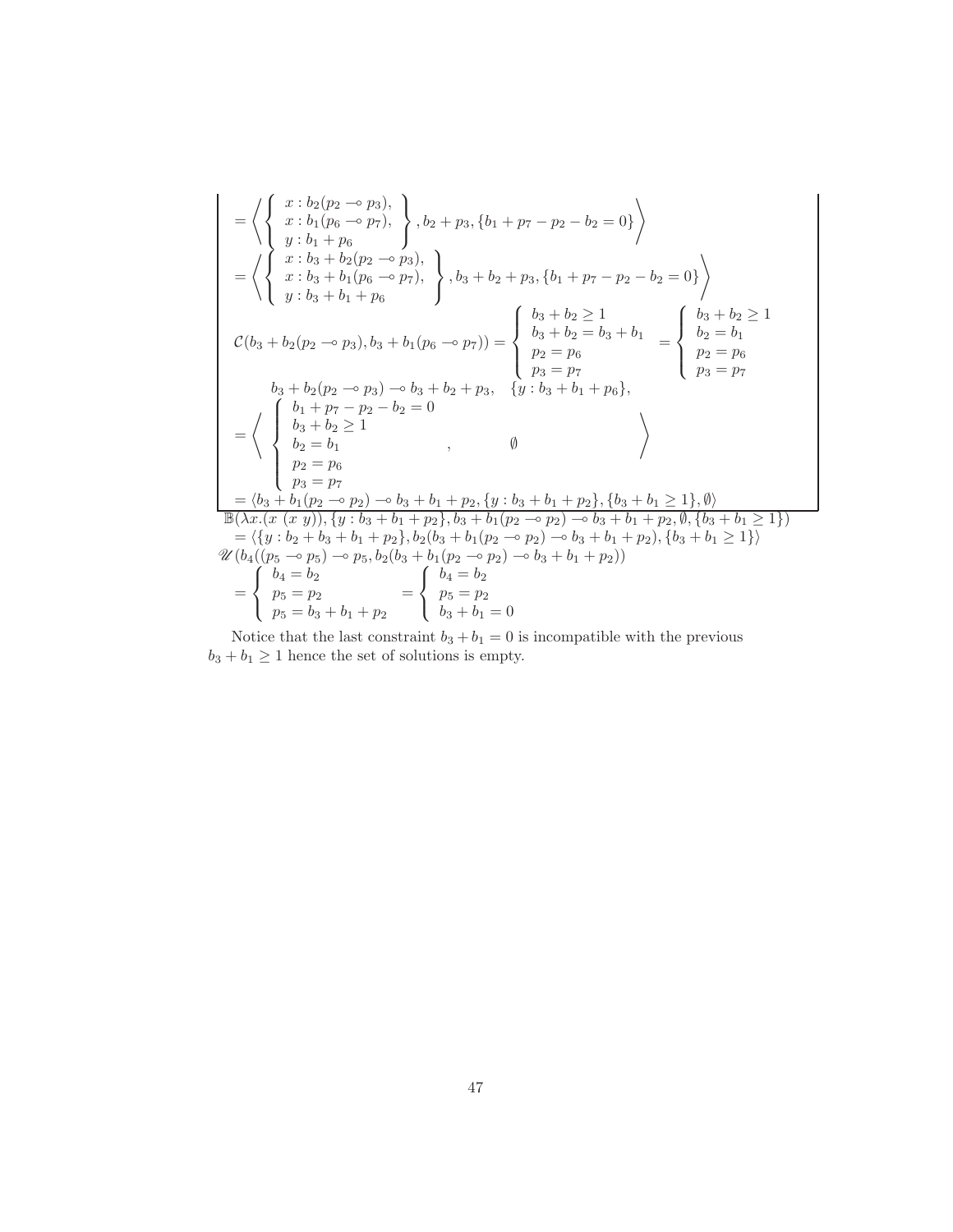$$= \left\langle \left\{ \begin{array}{l} x : b_2(p_2 \multimap p_3), \\ x : b_1(p_6 \multimap p_7), \\ y : b_1 + p_6 \end{array} \right\}, b_2 + p_3, \{b_1 + p_7 - p_2 - b_2 = 0\} \right\rangle$$

$$= \left\langle \left\{ \begin{array}{l} x : b_3 + b_2(p_2 \multimap p_3), \\ x : b_3 + b_1(p_6 \multimap p_7), \\ y : b_3 + b_1 + p_6 \end{array} \right\}, b_3 + b_2 + p_3, \{b_1 + p_7 - p_2 - b_2 = 0\} \right\rangle$$

$$\mathcal{C}(b_3 + b_2(p_2 \multimap p_3), b_3 + b_1(p_6 \multimap p_7)) = \left\{ \begin{array}{l} b_3 + b_2 \geq 1 \\ b_3 + b_2 = b_3 + b_1 \\ p_2 = p_6 \\ p_3 = p_7 \end{array} \right. = \left\{ \begin{array}{l} b_3 + b_2 \geq 1 \\ b_2 = b_1 \\ p_2 = p_6 \\ p_3 = p_7 \end{array} \right.$$

$$= \left\langle \begin{array}{ll} b_3 + b_2(p_2 \multimap p_3) \multimap b_3 + b_2 + p_3, & \{y : b_3 + b_1 + p_6\}, \\ \left\{ \begin{array}{l} b_1 + p_7 - p_2 - b_2 = 0 \\ b_3 + b_2 \geq 1 \\ b_2 = b_1 \\ p_2 = p_6 \\ p_3 = p_7 \end{array} \right. , & \emptyset \end{array} \right\rangle$$

$$= \langle b_3 + b_1(p_2 \multimap p_2) \multimap b_3 + b_1 + p_2, \{y : b_3 + b_1 + p_2\}, \{b_3 + b_1 \geq 1\}, \emptyset \rangle$$

$$\mathbb{B}(\lambda x.(x\ (x\ y)), \{y : b_3 + b_1 + p_2\}, b_3 + b_1(p_2 \multimap p_2) \multimap b_3 + b_1 + p_2, \emptyset, \{b_3 + b_1 \geq 1\})$$

$$= \langle \{y : b_2 + b_3 + b_1 + p_2\}, b_2(b_3 + b_1(p_2 \multimap p_2) \multimap b_3 + b_1 + p_2), \{b_3 + b_1 \geq 1\} \rangle$$

$$\mathscr{U}(b_4((p_5 \multimap p_5) \multimap p_5, b_2(b_3 + b_1(p_2 \multimap p_2) \multimap b_3 + b_1 + p_2))$$

$$= \left\{ \begin{array}{l} b_4 = b_2 \\ p_5 = p_2 \\ p_5 = b_3 + b_1 + p_2 \end{array} \right. = \left\{ \begin{array}{l} b_4 = b_2 \\ p_5 = p_2 \\ b_3 + b_1 = 0 \end{array} \right.$$

Notice that the last constraint $b_3 + b_1 = 0$ is incompatible with the previous $b_3 + b_1 \geq 1$ hence the set of solutions is empty.